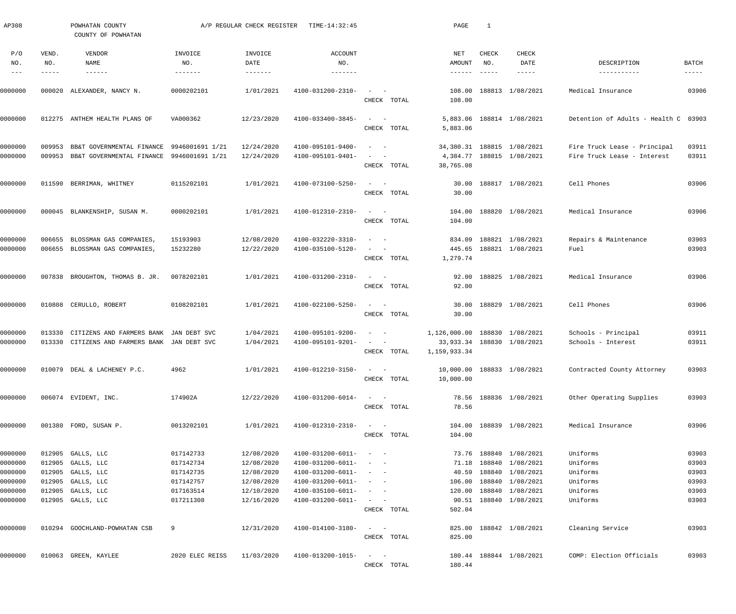AP308 POWHATAN COUNTY A/P REGULAR CHECK REGISTER TIME-14:32:45 PAGE 1

COUNTY OF POWHATAN

| P/O NO. | VEND. NO. | VENDOR NAME | INVOICE NO. | INVOICE DATE | ACCOUNT NO. | | NET AMOUNT | CHECK NO. | CHECK DATE | DESCRIPTION | BATCH |
|---|---|---|---|---|---|---|---|---|---|---|---|
| 0000000 | 000020 | ALEXANDER, NANCY N. | 0000202101 | 1/01/2021 | 4100-031200-2310- | - - | 108.00 | 188813 | 1/08/2021 | Medical Insurance | 03906 |
| | | | | | | CHECK TOTAL | 108.00 | | | | |
| 0000000 | 012275 | ANTHEM HEALTH PLANS OF | VA000362 | 12/23/2020 | 4100-033400-3845- | - - | 5,883.06 | 188814 | 1/08/2021 | Detention of Adults - Health C | 03903 |
| | | | | | | CHECK TOTAL | 5,883.06 | | | | |
| 0000000 | 009953 | BB&T GOVERNMENTAL FINANCE | 9946001691 1/21 | 12/24/2020 | 4100-095101-9400- | - - | 34,380.31 | 188815 | 1/08/2021 | Fire Truck Lease - Principal | 03911 |
| 0000000 | 009953 | BB&T GOVERNMENTAL FINANCE | 9946001691 1/21 | 12/24/2020 | 4100-095101-9401- | - - | 4,384.77 | 188815 | 1/08/2021 | Fire Truck Lease - Interest | 03911 |
| | | | | | | CHECK TOTAL | 38,765.08 | | | | |
| 0000000 | 011590 | BERRIMAN, WHITNEY | 0115202101 | 1/01/2021 | 4100-073100-5250- | - - | 30.00 | 188817 | 1/08/2021 | Cell Phones | 03906 |
| | | | | | | CHECK TOTAL | 30.00 | | | | |
| 0000000 | 000045 | BLANKENSHIP, SUSAN M. | 0000202101 | 1/01/2021 | 4100-012310-2310- | - - | 104.00 | 188820 | 1/08/2021 | Medical Insurance | 03906 |
| | | | | | | CHECK TOTAL | 104.00 | | | | |
| 0000000 | 006655 | BLOSSMAN GAS COMPANIES, | 15193903 | 12/08/2020 | 4100-032220-3310- | - - | 834.09 | 188821 | 1/08/2021 | Repairs & Maintenance | 03903 |
| 0000000 | 006655 | BLOSSMAN GAS COMPANIES, | 15232280 | 12/22/2020 | 4100-035100-5120- | - - | 445.65 | 188821 | 1/08/2021 | Fuel | 03903 |
| | | | | | | CHECK TOTAL | 1,279.74 | | | | |
| 0000000 | 007838 | BROUGHTON, THOMAS B. JR. | 0078202101 | 1/01/2021 | 4100-031200-2310- | - - | 92.00 | 188825 | 1/08/2021 | Medical Insurance | 03906 |
| | | | | | | CHECK TOTAL | 92.00 | | | | |
| 0000000 | 010808 | CERULLO, ROBERT | 0108202101 | 1/01/2021 | 4100-022100-5250- | - - | 30.00 | 188829 | 1/08/2021 | Cell Phones | 03906 |
| | | | | | | CHECK TOTAL | 30.00 | | | | |
| 0000000 | 013330 | CITIZENS AND FARMERS BANK | JAN DEBT SVC | 1/04/2021 | 4100-095101-9200- | - - | 1,126,000.00 | 188830 | 1/08/2021 | Schools - Principal | 03911 |
| 0000000 | 013330 | CITIZENS AND FARMERS BANK | JAN DEBT SVC | 1/04/2021 | 4100-095101-9201- | - - | 33,933.34 | 188830 | 1/08/2021 | Schools - Interest | 03911 |
| | | | | | | CHECK TOTAL | 1,159,933.34 | | | | |
| 0000000 | 010079 | DEAL & LACHENEY P.C. | 4962 | 1/01/2021 | 4100-012210-3150- | - - | 10,000.00 | 188833 | 1/08/2021 | Contracted County Attorney | 03903 |
| | | | | | | CHECK TOTAL | 10,000.00 | | | | |
| 0000000 | 006074 | EVIDENT, INC. | 174902A | 12/22/2020 | 4100-031200-6014- | - - | 78.56 | 188836 | 1/08/2021 | Other Operating Supplies | 03903 |
| | | | | | | CHECK TOTAL | 78.56 | | | | |
| 0000000 | 001380 | FORD, SUSAN P. | 0013202101 | 1/01/2021 | 4100-012310-2310- | - - | 104.00 | 188839 | 1/08/2021 | Medical Insurance | 03906 |
| | | | | | | CHECK TOTAL | 104.00 | | | | |
| 0000000 | 012905 | GALLS, LLC | 017142733 | 12/08/2020 | 4100-031200-6011- | - - | 73.76 | 188840 | 1/08/2021 | Uniforms | 03903 |
| 0000000 | 012905 | GALLS, LLC | 017142734 | 12/08/2020 | 4100-031200-6011- | - - | 71.18 | 188840 | 1/08/2021 | Uniforms | 03903 |
| 0000000 | 012905 | GALLS, LLC | 017142735 | 12/08/2020 | 4100-031200-6011- | - - | 40.59 | 188840 | 1/08/2021 | Uniforms | 03903 |
| 0000000 | 012905 | GALLS, LLC | 017142757 | 12/08/2020 | 4100-031200-6011- | - - | 106.00 | 188840 | 1/08/2021 | Uniforms | 03903 |
| 0000000 | 012905 | GALLS, LLC | 017163514 | 12/10/2020 | 4100-035100-6011- | - - | 120.00 | 188840 | 1/08/2021 | Uniforms | 03903 |
| 0000000 | 012905 | GALLS, LLC | 017211308 | 12/16/2020 | 4100-031200-6011- | - - | 90.51 | 188840 | 1/08/2021 | Uniforms | 03903 |
| | | | | | | CHECK TOTAL | 502.04 | | | | |
| 0000000 | 010294 | GOOCHLAND-POWHATAN CSB | 9 | 12/31/2020 | 4100-014100-3180- | - - | 825.00 | 188842 | 1/08/2021 | Cleaning Service | 03903 |
| | | | | | | CHECK TOTAL | 825.00 | | | | |
| 0000000 | 010063 | GREEN, KAYLEE | 2020 ELEC REISS | 11/03/2020 | 4100-013200-1015- | - - | 180.44 | 188844 | 1/08/2021 | COMP: Election Officials | 03903 |
| | | | | | | CHECK TOTAL | 180.44 | | | | |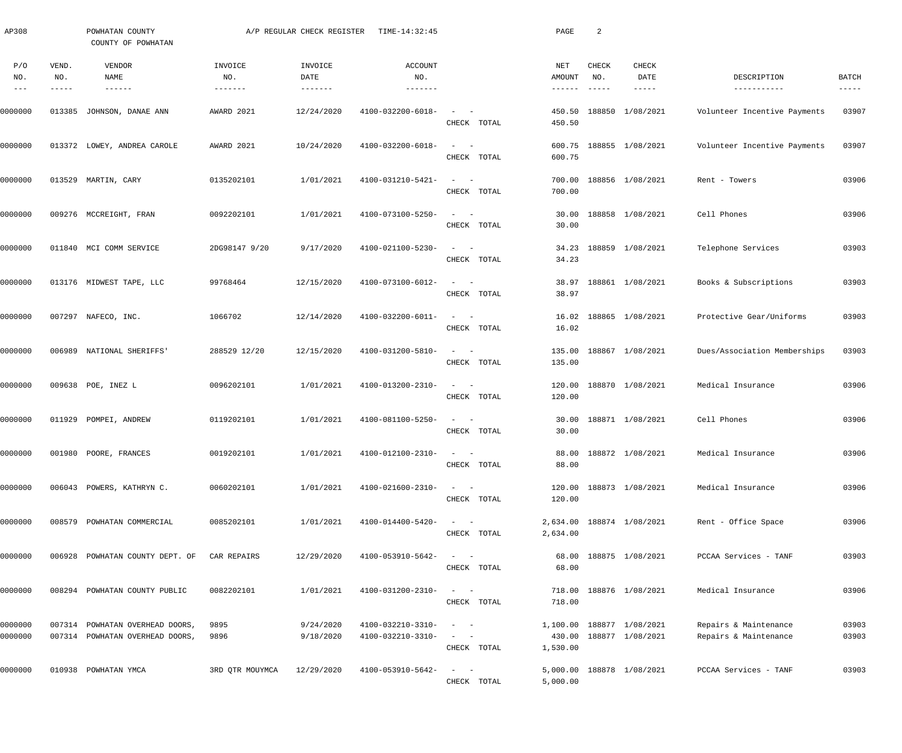AP308 POWHATAN COUNTY A/P REGULAR CHECK REGISTER TIME-14:32:45

COUNTY OF POWHATAN

| P/O NO. | VEND. NO. | VENDOR NAME | INVOICE NO. | INVOICE DATE | ACCOUNT NO. | | NET AMOUNT | CHECK NO. | CHECK DATE | DESCRIPTION | BATCH |
|---|---|---|---|---|---|---|---|---|---|---|---|
| 0000000 | 013385 | JOHNSON, DANAE ANN | AWARD 2021 | 12/24/2020 | 4100-032200-6018- | - - | 450.50 | 188850 | 1/08/2021 | Volunteer Incentive Payments | 03907 |
| | | | | | | CHECK TOTAL | 450.50 | | | | |
| 0000000 | 013372 | LOWEY, ANDREA CAROLE | AWARD 2021 | 10/24/2020 | 4100-032200-6018- | - - | 600.75 | 188855 | 1/08/2021 | Volunteer Incentive Payments | 03907 |
| | | | | | | CHECK TOTAL | 600.75 | | | | |
| 0000000 | 013529 | MARTIN, CARY | 0135202101 | 1/01/2021 | 4100-031210-5421- | - - | 700.00 | 188856 | 1/08/2021 | Rent - Towers | 03906 |
| | | | | | | CHECK TOTAL | 700.00 | | | | |
| 0000000 | 009276 | MCCREIGHT, FRAN | 0092202101 | 1/01/2021 | 4100-073100-5250- | - - | 30.00 | 188858 | 1/08/2021 | Cell Phones | 03906 |
| | | | | | | CHECK TOTAL | 30.00 | | | | |
| 0000000 | 011840 | MCI COMM SERVICE | 2DG98147 9/20 | 9/17/2020 | 4100-021100-5230- | - - | 34.23 | 188859 | 1/08/2021 | Telephone Services | 03903 |
| | | | | | | CHECK TOTAL | 34.23 | | | | |
| 0000000 | 013176 | MIDWEST TAPE, LLC | 99768464 | 12/15/2020 | 4100-073100-6012- | - - | 38.97 | 188861 | 1/08/2021 | Books & Subscriptions | 03903 |
| | | | | | | CHECK TOTAL | 38.97 | | | | |
| 0000000 | 007297 | NAFECO, INC. | 1066702 | 12/14/2020 | 4100-032200-6011- | - - | 16.02 | 188865 | 1/08/2021 | Protective Gear/Uniforms | 03903 |
| | | | | | | CHECK TOTAL | 16.02 | | | | |
| 0000000 | 006989 | NATIONAL SHERIFFS' | 288529 12/20 | 12/15/2020 | 4100-031200-5810- | - - | 135.00 | 188867 | 1/08/2021 | Dues/Association Memberships | 03903 |
| | | | | | | CHECK TOTAL | 135.00 | | | | |
| 0000000 | 009638 | POE, INEZ L | 0096202101 | 1/01/2021 | 4100-013200-2310- | - - | 120.00 | 188870 | 1/08/2021 | Medical Insurance | 03906 |
| | | | | | | CHECK TOTAL | 120.00 | | | | |
| 0000000 | 011929 | POMPEI, ANDREW | 0119202101 | 1/01/2021 | 4100-081100-5250- | - - | 30.00 | 188871 | 1/08/2021 | Cell Phones | 03906 |
| | | | | | | CHECK TOTAL | 30.00 | | | | |
| 0000000 | 001980 | POORE, FRANCES | 0019202101 | 1/01/2021 | 4100-012100-2310- | - - | 88.00 | 188872 | 1/08/2021 | Medical Insurance | 03906 |
| | | | | | | CHECK TOTAL | 88.00 | | | | |
| 0000000 | 006043 | POWERS, KATHRYN C. | 0060202101 | 1/01/2021 | 4100-021600-2310- | - - | 120.00 | 188873 | 1/08/2021 | Medical Insurance | 03906 |
| | | | | | | CHECK TOTAL | 120.00 | | | | |
| 0000000 | 008579 | POWHATAN COMMERCIAL | 0085202101 | 1/01/2021 | 4100-014400-5420- | - - | 2,634.00 | 188874 | 1/08/2021 | Rent - Office Space | 03906 |
| | | | | | | CHECK TOTAL | 2,634.00 | | | | |
| 0000000 | 006928 | POWHATAN COUNTY DEPT. OF | CAR REPAIRS | 12/29/2020 | 4100-053910-5642- | - - | 68.00 | 188875 | 1/08/2021 | PCCAA Services - TANF | 03903 |
| | | | | | | CHECK TOTAL | 68.00 | | | | |
| 0000000 | 008294 | POWHATAN COUNTY PUBLIC | 0082202101 | 1/01/2021 | 4100-031200-2310- | - - | 718.00 | 188876 | 1/08/2021 | Medical Insurance | 03906 |
| | | | | | | CHECK TOTAL | 718.00 | | | | |
| 0000000 | 007314 | POWHATAN OVERHEAD DOORS, | 9895 | 9/24/2020 | 4100-032210-3310- | - - | 1,100.00 | 188877 | 1/08/2021 | Repairs & Maintenance | 03903 |
| 0000000 | 007314 | POWHATAN OVERHEAD DOORS, | 9896 | 9/18/2020 | 4100-032210-3310- | - - | 430.00 | 188877 | 1/08/2021 | Repairs & Maintenance | 03903 |
| | | | | | | CHECK TOTAL | 1,530.00 | | | | |
| 0000000 | 010938 | POWHATAN YMCA | 3RD QTR MOUYMCA | 12/29/2020 | 4100-053910-5642- | - - | 5,000.00 | 188878 | 1/08/2021 | PCCAA Services - TANF | 03903 |
| | | | | | | CHECK TOTAL | 5,000.00 | | | | |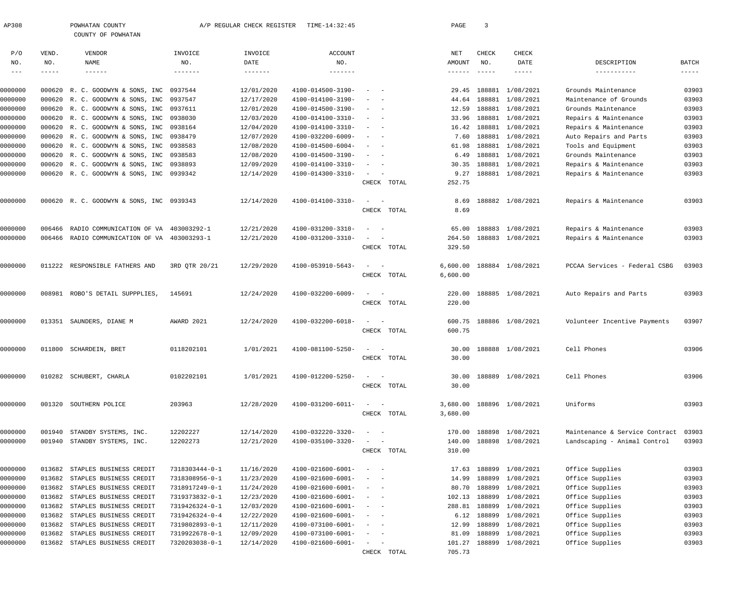AP308 POWHATAN COUNTY A/P REGULAR CHECK REGISTER TIME-14:32:45

COUNTY OF POWHATAN

| P/O NO. | VEND. NO. | VENDOR NAME | INVOICE NO. | INVOICE DATE | ACCOUNT NO. | | NET AMOUNT | CHECK NO. | CHECK DATE | DESCRIPTION | BATCH |
|---|---|---|---|---|---|---|---|---|---|---|---|
| 0000000 | 000620 | R. C. GOODWYN & SONS, INC | 0937544 | 12/01/2020 | 4100-014500-3190- | - - | 29.45 | 188881 | 1/08/2021 | Grounds Maintenance | 03903 |
| 0000000 | 000620 | R. C. GOODWYN & SONS, INC | 0937547 | 12/17/2020 | 4100-014100-3190- | - - | 44.64 | 188881 | 1/08/2021 | Maintenance of Grounds | 03903 |
| 0000000 | 000620 | R. C. GOODWYN & SONS, INC | 0937611 | 12/01/2020 | 4100-014500-3190- | - - | 12.59 | 188881 | 1/08/2021 | Grounds Maintenance | 03903 |
| 0000000 | 000620 | R. C. GOODWYN & SONS, INC | 0938030 | 12/03/2020 | 4100-014100-3310- | - - | 33.96 | 188881 | 1/08/2021 | Repairs & Maintenance | 03903 |
| 0000000 | 000620 | R. C. GOODWYN & SONS, INC | 0938164 | 12/04/2020 | 4100-014100-3310- | - - | 16.42 | 188881 | 1/08/2021 | Repairs & Maintenance | 03903 |
| 0000000 | 000620 | R. C. GOODWYN & SONS, INC | 0938479 | 12/07/2020 | 4100-032200-6009- | - - | 7.60 | 188881 | 1/08/2021 | Auto Repairs and Parts | 03903 |
| 0000000 | 000620 | R. C. GOODWYN & SONS, INC | 0938583 | 12/08/2020 | 4100-014500-6004- | - - | 61.98 | 188881 | 1/08/2021 | Tools and Equipment | 03903 |
| 0000000 | 000620 | R. C. GOODWYN & SONS, INC | 0938583 | 12/08/2020 | 4100-014500-3190- | - - | 6.49 | 188881 | 1/08/2021 | Grounds Maintenance | 03903 |
| 0000000 | 000620 | R. C. GOODWYN & SONS, INC | 0938893 | 12/09/2020 | 4100-014100-3310- | - - | 30.35 | 188881 | 1/08/2021 | Repairs & Maintenance | 03903 |
| 0000000 | 000620 | R. C. GOODWYN & SONS, INC | 0939342 | 12/14/2020 | 4100-014300-3310- | - - | 9.27 | 188881 | 1/08/2021 | Repairs & Maintenance | 03903 |
| | | | | | | CHECK TOTAL | 252.75 | | | | |
| 0000000 | 000620 | R. C. GOODWYN & SONS, INC | 0939343 | 12/14/2020 | 4100-014100-3310- | - - | 8.69 | 188882 | 1/08/2021 | Repairs & Maintenance | 03903 |
| | | | | | | CHECK TOTAL | 8.69 | | | | |
| 0000000 | 006466 | RADIO COMMUNICATION OF VA | 403003292-1 | 12/21/2020 | 4100-031200-3310- | - - | 65.00 | 188883 | 1/08/2021 | Repairs & Maintenance | 03903 |
| 0000000 | 006466 | RADIO COMMUNICATION OF VA | 403003293-1 | 12/21/2020 | 4100-031200-3310- | - - | 264.50 | 188883 | 1/08/2021 | Repairs & Maintenance | 03903 |
| | | | | | | CHECK TOTAL | 329.50 | | | | |
| 0000000 | 011222 | RESPONSIBLE FATHERS AND | 3RD QTR 20/21 | 12/29/2020 | 4100-053910-5643- | - - | 6,600.00 | 188884 | 1/08/2021 | PCCAA Services - Federal CSBG | 03903 |
| | | | | | | CHECK TOTAL | 6,600.00 | | | | |
| 0000000 | 008981 | ROBO'S DETAIL SUPPPLIES, | 145691 | 12/24/2020 | 4100-032200-6009- | - - | 220.00 | 188885 | 1/08/2021 | Auto Repairs and Parts | 03903 |
| | | | | | | CHECK TOTAL | 220.00 | | | | |
| 0000000 | 013351 | SAUNDERS, DIANE M | AWARD 2021 | 12/24/2020 | 4100-032200-6018- | - - | 600.75 | 188886 | 1/08/2021 | Volunteer Incentive Payments | 03907 |
| | | | | | | CHECK TOTAL | 600.75 | | | | |
| 0000000 | 011800 | SCHARDEIN, BRET | 0118202101 | 1/01/2021 | 4100-081100-5250- | - - | 30.00 | 188888 | 1/08/2021 | Cell Phones | 03906 |
| | | | | | | CHECK TOTAL | 30.00 | | | | |
| 0000000 | 010282 | SCHUBERT, CHARLA | 0102202101 | 1/01/2021 | 4100-012200-5250- | - - | 30.00 | 188889 | 1/08/2021 | Cell Phones | 03906 |
| | | | | | | CHECK TOTAL | 30.00 | | | | |
| 0000000 | 001320 | SOUTHERN POLICE | 203963 | 12/28/2020 | 4100-031200-6011- | - - | 3,680.00 | 188896 | 1/08/2021 | Uniforms | 03903 |
| | | | | | | CHECK TOTAL | 3,680.00 | | | | |
| 0000000 | 001940 | STANDBY SYSTEMS, INC. | 12202227 | 12/14/2020 | 4100-032220-3320- | - - | 170.00 | 188898 | 1/08/2021 | Maintenance & Service Contract | 03903 |
| 0000000 | 001940 | STANDBY SYSTEMS, INC. | 12202273 | 12/21/2020 | 4100-035100-3320- | - - | 140.00 | 188898 | 1/08/2021 | Landscaping - Animal Control | 03903 |
| | | | | | | CHECK TOTAL | 310.00 | | | | |
| 0000000 | 013682 | STAPLES BUSINESS CREDIT | 7318303444-0-1 | 11/16/2020 | 4100-021600-6001- | - - | 17.63 | 188899 | 1/08/2021 | Office Supplies | 03903 |
| 0000000 | 013682 | STAPLES BUSINESS CREDIT | 7318308956-0-1 | 11/23/2020 | 4100-021600-6001- | - - | 14.99 | 188899 | 1/08/2021 | Office Supplies | 03903 |
| 0000000 | 013682 | STAPLES BUSINESS CREDIT | 7318917249-0-1 | 11/24/2020 | 4100-021600-6001- | - - | 80.70 | 188899 | 1/08/2021 | Office Supplies | 03903 |
| 0000000 | 013682 | STAPLES BUSINESS CREDIT | 7319373832-0-1 | 12/23/2020 | 4100-021600-6001- | - - | 102.13 | 188899 | 1/08/2021 | Office Supplies | 03903 |
| 0000000 | 013682 | STAPLES BUSINESS CREDIT | 7319426324-0-1 | 12/03/2020 | 4100-021600-6001- | - - | 288.81 | 188899 | 1/08/2021 | Office Supplies | 03903 |
| 0000000 | 013682 | STAPLES BUSINESS CREDIT | 7319426324-0-4 | 12/22/2020 | 4100-021600-6001- | - - | 6.12 | 188899 | 1/08/2021 | Office Supplies | 03903 |
| 0000000 | 013682 | STAPLES BUSINESS CREDIT | 7319802893-0-1 | 12/11/2020 | 4100-073100-6001- | - - | 12.99 | 188899 | 1/08/2021 | Office Supplies | 03903 |
| 0000000 | 013682 | STAPLES BUSINESS CREDIT | 7319922678-0-1 | 12/09/2020 | 4100-073100-6001- | - - | 81.09 | 188899 | 1/08/2021 | Office Supplies | 03903 |
| 0000000 | 013682 | STAPLES BUSINESS CREDIT | 7320203038-0-1 | 12/14/2020 | 4100-021600-6001- | - - | 101.27 | 188899 | 1/08/2021 | Office Supplies | 03903 |
| | | | | | | CHECK TOTAL | 705.73 | | | | |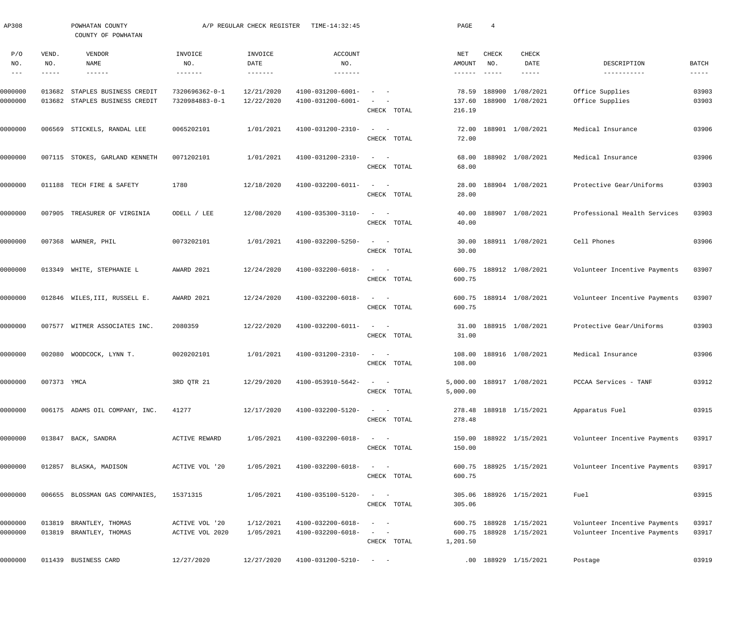AP308 POWHATAN COUNTY A/P REGULAR CHECK REGISTER TIME-14:32:45

COUNTY OF POWHATAN

| P/O NO. | VEND. NO. | VENDOR NAME | INVOICE NO. | INVOICE DATE | ACCOUNT NO. | | NET AMOUNT | CHECK NO. | CHECK DATE | DESCRIPTION | BATCH |
|---|---|---|---|---|---|---|---|---|---|---|---|
| 0000000 | 013682 | STAPLES BUSINESS CREDIT | 7320696362-0-1 | 12/21/2020 | 4100-031200-6001- | - - | 78.59 | 188900 | 1/08/2021 | Office Supplies | 03903 |
| 0000000 | 013682 | STAPLES BUSINESS CREDIT | 7320984883-0-1 | 12/22/2020 | 4100-031200-6001- | - - | 137.60 | 188900 | 1/08/2021 | Office Supplies | 03903 |
| | | | | | | CHECK TOTAL | 216.19 | | | | |
| 0000000 | 006569 | STICKELS, RANDAL LEE | 0065202101 | 1/01/2021 | 4100-031200-2310- | - - | 72.00 | 188901 | 1/08/2021 | Medical Insurance | 03906 |
| | | | | | | CHECK TOTAL | 72.00 | | | | |
| 0000000 | 007115 | STOKES, GARLAND KENNETH | 0071202101 | 1/01/2021 | 4100-031200-2310- | - - | 68.00 | 188902 | 1/08/2021 | Medical Insurance | 03906 |
| | | | | | | CHECK TOTAL | 68.00 | | | | |
| 0000000 | 011188 | TECH FIRE & SAFETY | 1780 | 12/18/2020 | 4100-032200-6011- | - - | 28.00 | 188904 | 1/08/2021 | Protective Gear/Uniforms | 03903 |
| | | | | | | CHECK TOTAL | 28.00 | | | | |
| 0000000 | 007905 | TREASURER OF VIRGINIA | ODELL / LEE | 12/08/2020 | 4100-035300-3110- | - - | 40.00 | 188907 | 1/08/2021 | Professional Health Services | 03903 |
| | | | | | | CHECK TOTAL | 40.00 | | | | |
| 0000000 | 007368 | WARNER, PHIL | 0073202101 | 1/01/2021 | 4100-032200-5250- | - - | 30.00 | 188911 | 1/08/2021 | Cell Phones | 03906 |
| | | | | | | CHECK TOTAL | 30.00 | | | | |
| 0000000 | 013349 | WHITE, STEPHANIE L | AWARD 2021 | 12/24/2020 | 4100-032200-6018- | - - | 600.75 | 188912 | 1/08/2021 | Volunteer Incentive Payments | 03907 |
| | | | | | | CHECK TOTAL | 600.75 | | | | |
| 0000000 | 012846 | WILES,III, RUSSELL E. | AWARD 2021 | 12/24/2020 | 4100-032200-6018- | - - | 600.75 | 188914 | 1/08/2021 | Volunteer Incentive Payments | 03907 |
| | | | | | | CHECK TOTAL | 600.75 | | | | |
| 0000000 | 007577 | WITMER ASSOCIATES INC. | 2080359 | 12/22/2020 | 4100-032200-6011- | - - | 31.00 | 188915 | 1/08/2021 | Protective Gear/Uniforms | 03903 |
| | | | | | | CHECK TOTAL | 31.00 | | | | |
| 0000000 | 002080 | WOODCOCK, LYNN T. | 0020202101 | 1/01/2021 | 4100-031200-2310- | - - | 108.00 | 188916 | 1/08/2021 | Medical Insurance | 03906 |
| | | | | | | CHECK TOTAL | 108.00 | | | | |
| 0000000 | 007373 | YMCA | 3RD QTR 21 | 12/29/2020 | 4100-053910-5642- | - - | 5,000.00 | 188917 | 1/08/2021 | PCCAA Services - TANF | 03912 |
| | | | | | | CHECK TOTAL | 5,000.00 | | | | |
| 0000000 | 006175 | ADAMS OIL COMPANY, INC. | 41277 | 12/17/2020 | 4100-032200-5120- | - - | 278.48 | 188918 | 1/15/2021 | Apparatus Fuel | 03915 |
| | | | | | | CHECK TOTAL | 278.48 | | | | |
| 0000000 | 013847 | BACK, SANDRA | ACTIVE REWARD | 1/05/2021 | 4100-032200-6018- | - - | 150.00 | 188922 | 1/15/2021 | Volunteer Incentive Payments | 03917 |
| | | | | | | CHECK TOTAL | 150.00 | | | | |
| 0000000 | 012857 | BLASKA, MADISON | ACTIVE VOL '20 | 1/05/2021 | 4100-032200-6018- | - - | 600.75 | 188925 | 1/15/2021 | Volunteer Incentive Payments | 03917 |
| | | | | | | CHECK TOTAL | 600.75 | | | | |
| 0000000 | 006655 | BLOSSMAN GAS COMPANIES, | 15371315 | 1/05/2021 | 4100-035100-5120- | - - | 305.06 | 188926 | 1/15/2021 | Fuel | 03915 |
| | | | | | | CHECK TOTAL | 305.06 | | | | |
| 0000000 | 013819 | BRANTLEY, THOMAS | ACTIVE VOL '20 | 1/12/2021 | 4100-032200-6018- | - - | 600.75 | 188928 | 1/15/2021 | Volunteer Incentive Payments | 03917 |
| 0000000 | 013819 | BRANTLEY, THOMAS | ACTIVE VOL 2020 | 1/05/2021 | 4100-032200-6018- | - - | 600.75 | 188928 | 1/15/2021 | Volunteer Incentive Payments | 03917 |
| | | | | | | CHECK TOTAL | 1,201.50 | | | | |
| 0000000 | 011439 | BUSINESS CARD | 12/27/2020 | 12/27/2020 | 4100-031200-5210- | - - | .00 | 188929 | 1/15/2021 | Postage | 03919 |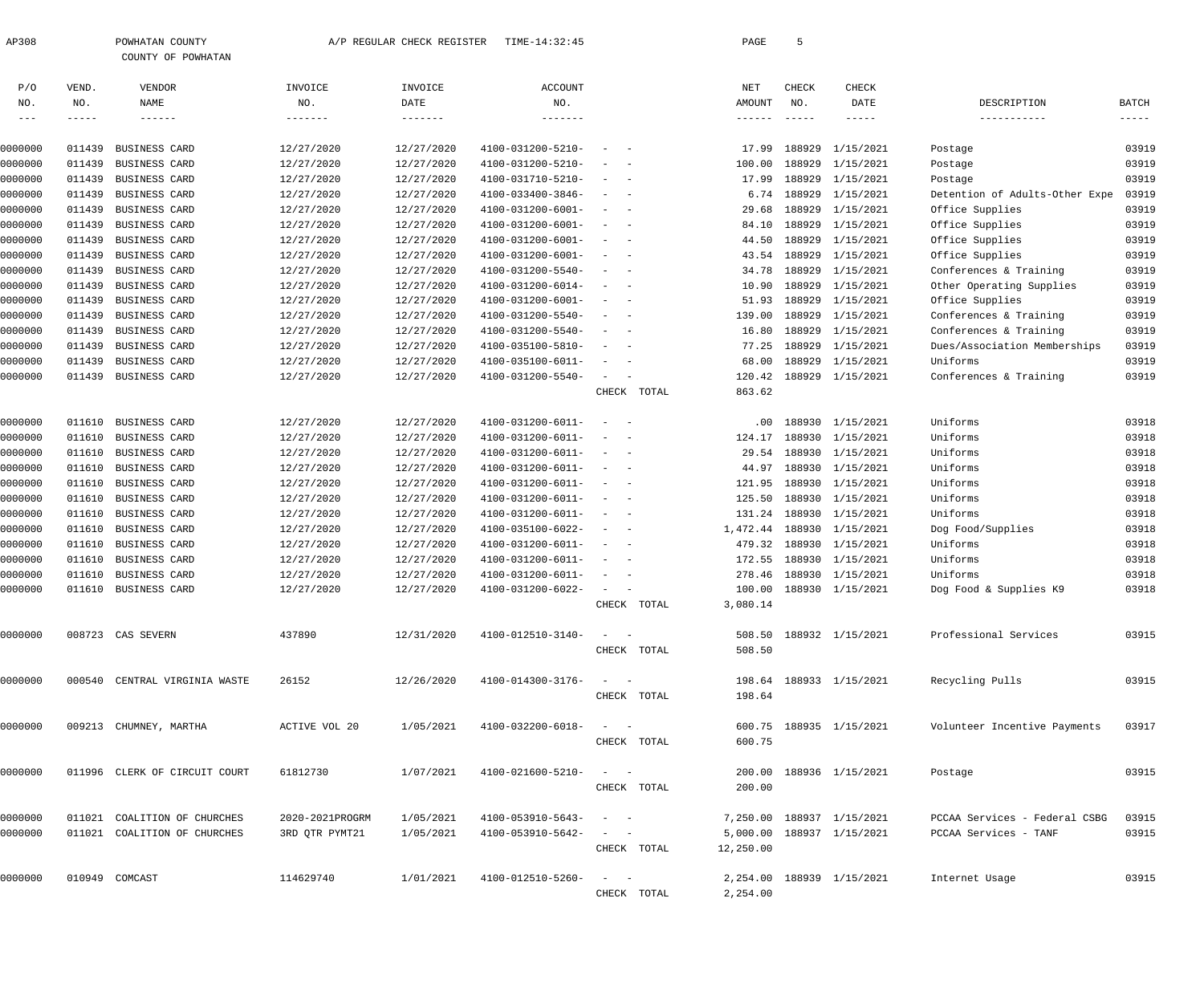AP308 POWHATAN COUNTY A/P REGULAR CHECK REGISTER TIME-14:32:45

COUNTY OF POWHATAN

| P/O NO. | VEND. NO. | VENDOR NAME | INVOICE NO. | INVOICE DATE | ACCOUNT NO. | | NET AMOUNT | CHECK NO. | CHECK DATE | DESCRIPTION | BATCH |
|---|---|---|---|---|---|---|---|---|---|---|---|
| 0000000 | 011439 | BUSINESS CARD | 12/27/2020 | 12/27/2020 | 4100-031200-5210- | - - | 17.99 | 188929 | 1/15/2021 | Postage | 03919 |
| 0000000 | 011439 | BUSINESS CARD | 12/27/2020 | 12/27/2020 | 4100-031200-5210- | - - | 100.00 | 188929 | 1/15/2021 | Postage | 03919 |
| 0000000 | 011439 | BUSINESS CARD | 12/27/2020 | 12/27/2020 | 4100-031710-5210- | - - | 17.99 | 188929 | 1/15/2021 | Postage | 03919 |
| 0000000 | 011439 | BUSINESS CARD | 12/27/2020 | 12/27/2020 | 4100-033400-3846- | - - | 6.74 | 188929 | 1/15/2021 | Detention of Adults-Other Expe | 03919 |
| 0000000 | 011439 | BUSINESS CARD | 12/27/2020 | 12/27/2020 | 4100-031200-6001- | - - | 29.68 | 188929 | 1/15/2021 | Office Supplies | 03919 |
| 0000000 | 011439 | BUSINESS CARD | 12/27/2020 | 12/27/2020 | 4100-031200-6001- | - - | 84.10 | 188929 | 1/15/2021 | Office Supplies | 03919 |
| 0000000 | 011439 | BUSINESS CARD | 12/27/2020 | 12/27/2020 | 4100-031200-6001- | - - | 44.50 | 188929 | 1/15/2021 | Office Supplies | 03919 |
| 0000000 | 011439 | BUSINESS CARD | 12/27/2020 | 12/27/2020 | 4100-031200-6001- | - - | 43.54 | 188929 | 1/15/2021 | Office Supplies | 03919 |
| 0000000 | 011439 | BUSINESS CARD | 12/27/2020 | 12/27/2020 | 4100-031200-5540- | - - | 34.78 | 188929 | 1/15/2021 | Conferences & Training | 03919 |
| 0000000 | 011439 | BUSINESS CARD | 12/27/2020 | 12/27/2020 | 4100-031200-6014- | - - | 10.90 | 188929 | 1/15/2021 | Other Operating Supplies | 03919 |
| 0000000 | 011439 | BUSINESS CARD | 12/27/2020 | 12/27/2020 | 4100-031200-6001- | - - | 51.93 | 188929 | 1/15/2021 | Office Supplies | 03919 |
| 0000000 | 011439 | BUSINESS CARD | 12/27/2020 | 12/27/2020 | 4100-031200-5540- | - - | 139.00 | 188929 | 1/15/2021 | Conferences & Training | 03919 |
| 0000000 | 011439 | BUSINESS CARD | 12/27/2020 | 12/27/2020 | 4100-031200-5540- | - - | 16.80 | 188929 | 1/15/2021 | Conferences & Training | 03919 |
| 0000000 | 011439 | BUSINESS CARD | 12/27/2020 | 12/27/2020 | 4100-035100-5810- | - - | 77.25 | 188929 | 1/15/2021 | Dues/Association Memberships | 03919 |
| 0000000 | 011439 | BUSINESS CARD | 12/27/2020 | 12/27/2020 | 4100-035100-6011- | - - | 68.00 | 188929 | 1/15/2021 | Uniforms | 03919 |
| 0000000 | 011439 | BUSINESS CARD | 12/27/2020 | 12/27/2020 | 4100-031200-5540- | - - | 120.42 | 188929 | 1/15/2021 | Conferences & Training | 03919 |
| | | | | | | CHECK TOTAL | 863.62 | | | | |
| 0000000 | 011610 | BUSINESS CARD | 12/27/2020 | 12/27/2020 | 4100-031200-6011- | - - | .00 | 188930 | 1/15/2021 | Uniforms | 03918 |
| 0000000 | 011610 | BUSINESS CARD | 12/27/2020 | 12/27/2020 | 4100-031200-6011- | - - | 124.17 | 188930 | 1/15/2021 | Uniforms | 03918 |
| 0000000 | 011610 | BUSINESS CARD | 12/27/2020 | 12/27/2020 | 4100-031200-6011- | - - | 29.54 | 188930 | 1/15/2021 | Uniforms | 03918 |
| 0000000 | 011610 | BUSINESS CARD | 12/27/2020 | 12/27/2020 | 4100-031200-6011- | - - | 44.97 | 188930 | 1/15/2021 | Uniforms | 03918 |
| 0000000 | 011610 | BUSINESS CARD | 12/27/2020 | 12/27/2020 | 4100-031200-6011- | - - | 121.95 | 188930 | 1/15/2021 | Uniforms | 03918 |
| 0000000 | 011610 | BUSINESS CARD | 12/27/2020 | 12/27/2020 | 4100-031200-6011- | - - | 125.50 | 188930 | 1/15/2021 | Uniforms | 03918 |
| 0000000 | 011610 | BUSINESS CARD | 12/27/2020 | 12/27/2020 | 4100-031200-6011- | - - | 131.24 | 188930 | 1/15/2021 | Uniforms | 03918 |
| 0000000 | 011610 | BUSINESS CARD | 12/27/2020 | 12/27/2020 | 4100-035100-6022- | - - | 1,472.44 | 188930 | 1/15/2021 | Dog Food/Supplies | 03918 |
| 0000000 | 011610 | BUSINESS CARD | 12/27/2020 | 12/27/2020 | 4100-031200-6011- | - - | 479.32 | 188930 | 1/15/2021 | Uniforms | 03918 |
| 0000000 | 011610 | BUSINESS CARD | 12/27/2020 | 12/27/2020 | 4100-031200-6011- | - - | 172.55 | 188930 | 1/15/2021 | Uniforms | 03918 |
| 0000000 | 011610 | BUSINESS CARD | 12/27/2020 | 12/27/2020 | 4100-031200-6011- | - - | 278.46 | 188930 | 1/15/2021 | Uniforms | 03918 |
| 0000000 | 011610 | BUSINESS CARD | 12/27/2020 | 12/27/2020 | 4100-031200-6022- | - - | 100.00 | 188930 | 1/15/2021 | Dog Food & Supplies K9 | 03918 |
| | | | | | | CHECK TOTAL | 3,080.14 | | | | |
| 0000000 | 008723 | CAS SEVERN | 437890 | 12/31/2020 | 4100-012510-3140- | - - | 508.50 | 188932 | 1/15/2021 | Professional Services | 03915 |
| | | | | | | CHECK TOTAL | 508.50 | | | | |
| 0000000 | 000540 | CENTRAL VIRGINIA WASTE | 26152 | 12/26/2020 | 4100-014300-3176- | - - | 198.64 | 188933 | 1/15/2021 | Recycling Pulls | 03915 |
| | | | | | | CHECK TOTAL | 198.64 | | | | |
| 0000000 | 009213 | CHUMNEY, MARTHA | ACTIVE VOL 20 | 1/05/2021 | 4100-032200-6018- | - - | 600.75 | 188935 | 1/15/2021 | Volunteer Incentive Payments | 03917 |
| | | | | | | CHECK TOTAL | 600.75 | | | | |
| 0000000 | 011996 | CLERK OF CIRCUIT COURT | 61812730 | 1/07/2021 | 4100-021600-5210- | - - | 200.00 | 188936 | 1/15/2021 | Postage | 03915 |
| | | | | | | CHECK TOTAL | 200.00 | | | | |
| 0000000 | 011021 | COALITION OF CHURCHES | 2020-2021PROGRM | 1/05/2021 | 4100-053910-5643- | - - | 7,250.00 | 188937 | 1/15/2021 | PCCAA Services - Federal CSBG | 03915 |
| 0000000 | 011021 | COALITION OF CHURCHES | 3RD QTR PYMT21 | 1/05/2021 | 4100-053910-5642- | - - | 5,000.00 | 188937 | 1/15/2021 | PCCAA Services - TANF | 03915 |
| | | | | | | CHECK TOTAL | 12,250.00 | | | | |
| 0000000 | 010949 | COMCAST | 114629740 | 1/01/2021 | 4100-012510-5260- | - - | 2,254.00 | 188939 | 1/15/2021 | Internet Usage | 03915 |
| | | | | | | CHECK TOTAL | 2,254.00 | | | | |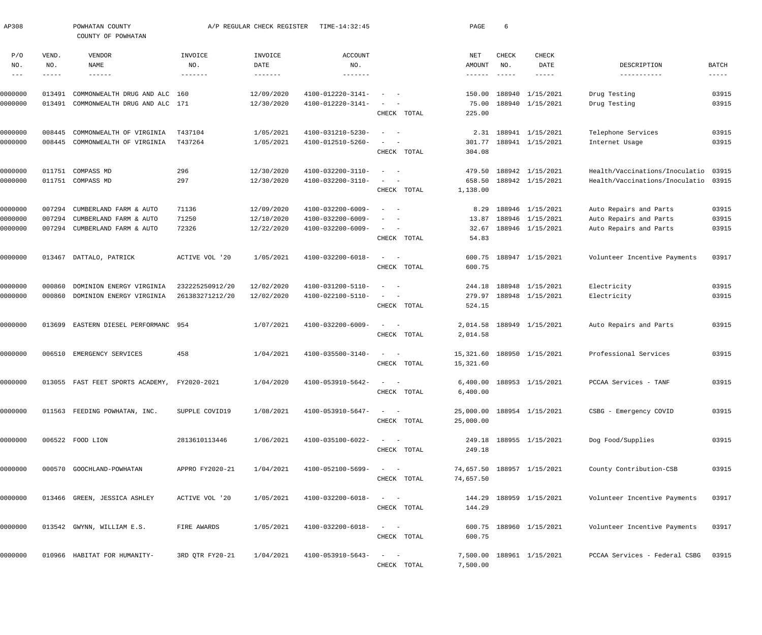AP308 POWHATAN COUNTY A/P REGULAR CHECK REGISTER TIME-14:32:45

COUNTY OF POWHATAN

| P/O NO. | VEND. NO. | VENDOR NAME | INVOICE NO. | INVOICE DATE | ACCOUNT NO. | | NET AMOUNT | CHECK NO. | CHECK DATE | DESCRIPTION | BATCH |
|---|---|---|---|---|---|---|---|---|---|---|---|
| 0000000 | 013491 | COMMONWEALTH DRUG AND ALC | 160 | 12/09/2020 | 4100-012220-3141- | - - | 150.00 | 188940 | 1/15/2021 | Drug Testing | 03915 |
| 0000000 | 013491 | COMMONWEALTH DRUG AND ALC | 171 | 12/30/2020 | 4100-012220-3141- | - - | 75.00 | 188940 | 1/15/2021 | Drug Testing | 03915 |
| | | | | | | CHECK TOTAL | 225.00 | | | | |
| 0000000 | 008445 | COMMONWEALTH OF VIRGINIA | T437104 | 1/05/2021 | 4100-031210-5230- | - - | 2.31 | 188941 | 1/15/2021 | Telephone Services | 03915 |
| 0000000 | 008445 | COMMONWEALTH OF VIRGINIA | T437264 | 1/05/2021 | 4100-012510-5260- | - - | 301.77 | 188941 | 1/15/2021 | Internet Usage | 03915 |
| | | | | | | CHECK TOTAL | 304.08 | | | | |
| 0000000 | 011751 | COMPASS MD | 296 | 12/30/2020 | 4100-032200-3110- | - - | 479.50 | 188942 | 1/15/2021 | Health/Vaccinations/Inoculatio | 03915 |
| 0000000 | 011751 | COMPASS MD | 297 | 12/30/2020 | 4100-032200-3110- | - - | 658.50 | 188942 | 1/15/2021 | Health/Vaccinations/Inoculatio | 03915 |
| | | | | | | CHECK TOTAL | 1,138.00 | | | | |
| 0000000 | 007294 | CUMBERLAND FARM & AUTO | 71136 | 12/09/2020 | 4100-032200-6009- | - - | 8.29 | 188946 | 1/15/2021 | Auto Repairs and Parts | 03915 |
| 0000000 | 007294 | CUMBERLAND FARM & AUTO | 71250 | 12/10/2020 | 4100-032200-6009- | - - | 13.87 | 188946 | 1/15/2021 | Auto Repairs and Parts | 03915 |
| 0000000 | 007294 | CUMBERLAND FARM & AUTO | 72326 | 12/22/2020 | 4100-032200-6009- | - - | 32.67 | 188946 | 1/15/2021 | Auto Repairs and Parts | 03915 |
| | | | | | | CHECK TOTAL | 54.83 | | | | |
| 0000000 | 013467 | DATTALO, PATRICK | ACTIVE VOL '20 | 1/05/2021 | 4100-032200-6018- | - - | 600.75 | 188947 | 1/15/2021 | Volunteer Incentive Payments | 03917 |
| | | | | | | CHECK TOTAL | 600.75 | | | | |
| 0000000 | 000860 | DOMINION ENERGY VIRGINIA | 232225250912/20 | 12/02/2020 | 4100-031200-5110- | - - | 244.18 | 188948 | 1/15/2021 | Electricity | 03915 |
| 0000000 | 000860 | DOMINION ENERGY VIRGINIA | 261383271212/20 | 12/02/2020 | 4100-022100-5110- | - - | 279.97 | 188948 | 1/15/2021 | Electricity | 03915 |
| | | | | | | CHECK TOTAL | 524.15 | | | | |
| 0000000 | 013699 | EASTERN DIESEL PERFORMANC | 954 | 1/07/2021 | 4100-032200-6009- | - - | 2,014.58 | 188949 | 1/15/2021 | Auto Repairs and Parts | 03915 |
| | | | | | | CHECK TOTAL | 2,014.58 | | | | |
| 0000000 | 006510 | EMERGENCY SERVICES | 458 | 1/04/2021 | 4100-035500-3140- | - - | 15,321.60 | 188950 | 1/15/2021 | Professional Services | 03915 |
| | | | | | | CHECK TOTAL | 15,321.60 | | | | |
| 0000000 | 013055 | FAST FEET SPORTS ACADEMY, | FY2020-2021 | 1/04/2020 | 4100-053910-5642- | - - | 6,400.00 | 188953 | 1/15/2021 | PCCAA Services - TANF | 03915 |
| | | | | | | CHECK TOTAL | 6,400.00 | | | | |
| 0000000 | 011563 | FEEDING POWHATAN, INC. | SUPPLE COVID19 | 1/08/2021 | 4100-053910-5647- | - - | 25,000.00 | 188954 | 1/15/2021 | CSBG - Emergency COVID | 03915 |
| | | | | | | CHECK TOTAL | 25,000.00 | | | | |
| 0000000 | 006522 | FOOD LION | 2813610113446 | 1/06/2021 | 4100-035100-6022- | - - | 249.18 | 188955 | 1/15/2021 | Dog Food/Supplies | 03915 |
| | | | | | | CHECK TOTAL | 249.18 | | | | |
| 0000000 | 000570 | GOOCHLAND-POWHATAN | APPRO FY2020-21 | 1/04/2021 | 4100-052100-5699- | - - | 74,657.50 | 188957 | 1/15/2021 | County Contribution-CSB | 03915 |
| | | | | | | CHECK TOTAL | 74,657.50 | | | | |
| 0000000 | 013466 | GREEN, JESSICA ASHLEY | ACTIVE VOL '20 | 1/05/2021 | 4100-032200-6018- | - - | 144.29 | 188959 | 1/15/2021 | Volunteer Incentive Payments | 03917 |
| | | | | | | CHECK TOTAL | 144.29 | | | | |
| 0000000 | 013542 | GWYNN, WILLIAM E.S. | FIRE AWARDS | 1/05/2021 | 4100-032200-6018- | - - | 600.75 | 188960 | 1/15/2021 | Volunteer Incentive Payments | 03917 |
| | | | | | | CHECK TOTAL | 600.75 | | | | |
| 0000000 | 010966 | HABITAT FOR HUMANITY- | 3RD QTR FY20-21 | 1/04/2021 | 4100-053910-5643- | - - | 7,500.00 | 188961 | 1/15/2021 | PCCAA Services - Federal CSBG | 03915 |
| | | | | | | CHECK TOTAL | 7,500.00 | | | | |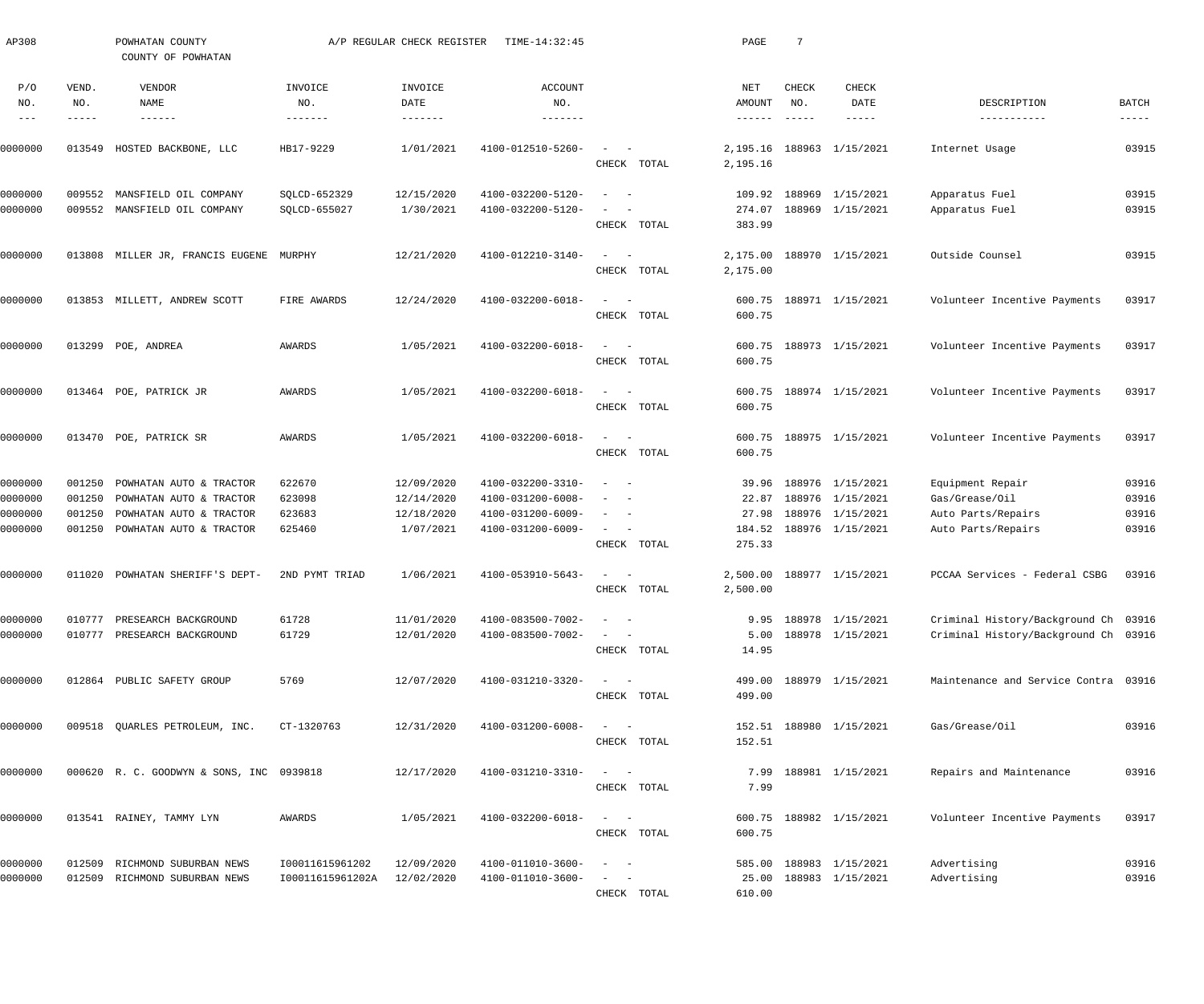AP308 POWHATAN COUNTY A/P REGULAR CHECK REGISTER TIME-14:32:45

COUNTY OF POWHATAN

| P/O NO. | VEND. NO. | VENDOR NAME | INVOICE NO. | INVOICE DATE | ACCOUNT NO. | | NET AMOUNT | CHECK NO. | CHECK DATE | DESCRIPTION | BATCH |
|---|---|---|---|---|---|---|---|---|---|---|---|
| 0000000 | 013549 | HOSTED BACKBONE, LLC | HB17-9229 | 1/01/2021 | 4100-012510-5260- | - - | 2,195.16 | 188963 | 1/15/2021 | Internet Usage | 03915 |
| | | | | | | CHECK TOTAL | 2,195.16 | | | | |
| 0000000 | 009552 | MANSFIELD OIL COMPANY | SQLCD-652329 | 12/15/2020 | 4100-032200-5120- | - - | 109.92 | 188969 | 1/15/2021 | Apparatus Fuel | 03915 |
| 0000000 | 009552 | MANSFIELD OIL COMPANY | SQLCD-655027 | 1/30/2021 | 4100-032200-5120- | - - | 274.07 | 188969 | 1/15/2021 | Apparatus Fuel | 03915 |
| | | | | | | CHECK TOTAL | 383.99 | | | | |
| 0000000 | 013808 | MILLER JR, FRANCIS EUGENE | MURPHY | 12/21/2020 | 4100-012210-3140- | - - | 2,175.00 | 188970 | 1/15/2021 | Outside Counsel | 03915 |
| | | | | | | CHECK TOTAL | 2,175.00 | | | | |
| 0000000 | 013853 | MILLETT, ANDREW SCOTT | FIRE AWARDS | 12/24/2020 | 4100-032200-6018- | - - | 600.75 | 188971 | 1/15/2021 | Volunteer Incentive Payments | 03917 |
| | | | | | | CHECK TOTAL | 600.75 | | | | |
| 0000000 | 013299 | POE, ANDREA | AWARDS | 1/05/2021 | 4100-032200-6018- | - - | 600.75 | 188973 | 1/15/2021 | Volunteer Incentive Payments | 03917 |
| | | | | | | CHECK TOTAL | 600.75 | | | | |
| 0000000 | 013464 | POE, PATRICK JR | AWARDS | 1/05/2021 | 4100-032200-6018- | - - | 600.75 | 188974 | 1/15/2021 | Volunteer Incentive Payments | 03917 |
| | | | | | | CHECK TOTAL | 600.75 | | | | |
| 0000000 | 013470 | POE, PATRICK SR | AWARDS | 1/05/2021 | 4100-032200-6018- | - - | 600.75 | 188975 | 1/15/2021 | Volunteer Incentive Payments | 03917 |
| | | | | | | CHECK TOTAL | 600.75 | | | | |
| 0000000 | 001250 | POWHATAN AUTO & TRACTOR | 622670 | 12/09/2020 | 4100-032200-3310- | - - | 39.96 | 188976 | 1/15/2021 | Equipment Repair | 03916 |
| 0000000 | 001250 | POWHATAN AUTO & TRACTOR | 623098 | 12/14/2020 | 4100-031200-6008- | - - | 22.87 | 188976 | 1/15/2021 | Gas/Grease/Oil | 03916 |
| 0000000 | 001250 | POWHATAN AUTO & TRACTOR | 623683 | 12/18/2020 | 4100-031200-6009- | - - | 27.98 | 188976 | 1/15/2021 | Auto Parts/Repairs | 03916 |
| 0000000 | 001250 | POWHATAN AUTO & TRACTOR | 625460 | 1/07/2021 | 4100-031200-6009- | - - | 184.52 | 188976 | 1/15/2021 | Auto Parts/Repairs | 03916 |
| | | | | | | CHECK TOTAL | 275.33 | | | | |
| 0000000 | 011020 | POWHATAN SHERIFF'S DEPT- | 2ND PYMT TRIAD | 1/06/2021 | 4100-053910-5643- | - - | 2,500.00 | 188977 | 1/15/2021 | PCCAA Services - Federal CSBG | 03916 |
| | | | | | | CHECK TOTAL | 2,500.00 | | | | |
| 0000000 | 010777 | PRESEARCH BACKGROUND | 61728 | 11/01/2020 | 4100-083500-7002- | - - | 9.95 | 188978 | 1/15/2021 | Criminal History/Background Ch | 03916 |
| 0000000 | 010777 | PRESEARCH BACKGROUND | 61729 | 12/01/2020 | 4100-083500-7002- | - - | 5.00 | 188978 | 1/15/2021 | Criminal History/Background Ch | 03916 |
| | | | | | | CHECK TOTAL | 14.95 | | | | |
| 0000000 | 012864 | PUBLIC SAFETY GROUP | 5769 | 12/07/2020 | 4100-031210-3320- | - - | 499.00 | 188979 | 1/15/2021 | Maintenance and Service Contra | 03916 |
| | | | | | | CHECK TOTAL | 499.00 | | | | |
| 0000000 | 009518 | QUARLES PETROLEUM, INC. | CT-1320763 | 12/31/2020 | 4100-031200-6008- | - - | 152.51 | 188980 | 1/15/2021 | Gas/Grease/Oil | 03916 |
| | | | | | | CHECK TOTAL | 152.51 | | | | |
| 0000000 | 000620 | R. C. GOODWYN & SONS, INC | 0939818 | 12/17/2020 | 4100-031210-3310- | - - | 7.99 | 188981 | 1/15/2021 | Repairs and Maintenance | 03916 |
| | | | | | | CHECK TOTAL | 7.99 | | | | |
| 0000000 | 013541 | RAINEY, TAMMY LYN | AWARDS | 1/05/2021 | 4100-032200-6018- | - - | 600.75 | 188982 | 1/15/2021 | Volunteer Incentive Payments | 03917 |
| | | | | | | CHECK TOTAL | 600.75 | | | | |
| 0000000 | 012509 | RICHMOND SUBURBAN NEWS | I00011615961202 | 12/09/2020 | 4100-011010-3600- | - - | 585.00 | 188983 | 1/15/2021 | Advertising | 03916 |
| 0000000 | 012509 | RICHMOND SUBURBAN NEWS | I00011615961202A | 12/02/2020 | 4100-011010-3600- | - - | 25.00 | 188983 | 1/15/2021 | Advertising | 03916 |
| | | | | | | CHECK TOTAL | 610.00 | | | | |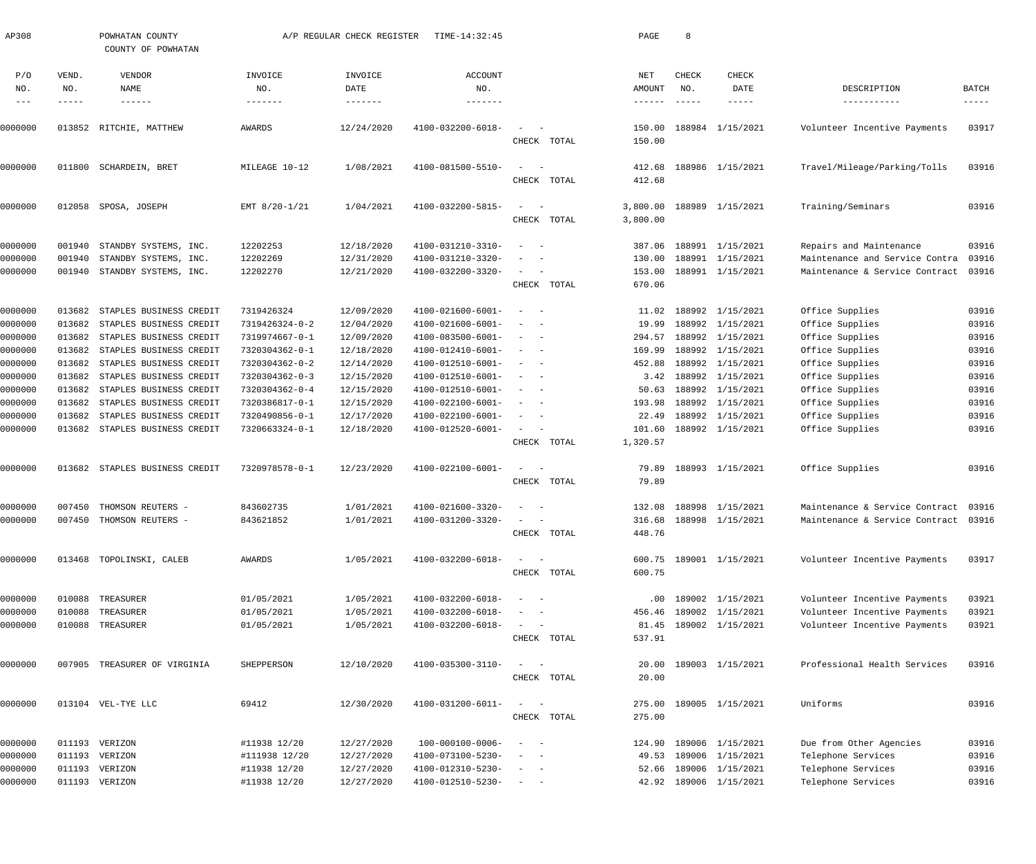AP308 POWHATAN COUNTY A/P REGULAR CHECK REGISTER TIME-14:32:45

COUNTY OF POWHATAN

| P/O NO. | VEND. NO. | VENDOR NAME | INVOICE NO. | INVOICE DATE | ACCOUNT NO. | | NET AMOUNT | CHECK NO. | CHECK DATE | DESCRIPTION | BATCH |
|---|---|---|---|---|---|---|---|---|---|---|---|
| 0000000 | 013852 | RITCHIE, MATTHEW | AWARDS | 12/24/2020 | 4100-032200-6018- | - - | 150.00 | 188984 | 1/15/2021 | Volunteer Incentive Payments | 03917 |
| | | | | | | CHECK TOTAL | 150.00 | | | | |
| 0000000 | 011800 | SCHARDEIN, BRET | MILEAGE 10-12 | 1/08/2021 | 4100-081500-5510- | - - | 412.68 | 188986 | 1/15/2021 | Travel/Mileage/Parking/Tolls | 03916 |
| | | | | | | CHECK TOTAL | 412.68 | | | | |
| 0000000 | 012058 | SPOSA, JOSEPH | EMT 8/20-1/21 | 1/04/2021 | 4100-032200-5815- | - - | 3,800.00 | 188989 | 1/15/2021 | Training/Seminars | 03916 |
| | | | | | | CHECK TOTAL | 3,800.00 | | | | |
| 0000000 | 001940 | STANDBY SYSTEMS, INC. | 12202253 | 12/18/2020 | 4100-031210-3310- | - - | 387.06 | 188991 | 1/15/2021 | Repairs and Maintenance | 03916 |
| 0000000 | 001940 | STANDBY SYSTEMS, INC. | 12202269 | 12/31/2020 | 4100-031210-3320- | - - | 130.00 | 188991 | 1/15/2021 | Maintenance and Service Contra | 03916 |
| 0000000 | 001940 | STANDBY SYSTEMS, INC. | 12202270 | 12/21/2020 | 4100-032200-3320- | - - | 153.00 | 188991 | 1/15/2021 | Maintenance & Service Contract | 03916 |
| | | | | | | CHECK TOTAL | 670.06 | | | | |
| 0000000 | 013682 | STAPLES BUSINESS CREDIT | 7319426324 | 12/09/2020 | 4100-021600-6001- | - - | 11.02 | 188992 | 1/15/2021 | Office Supplies | 03916 |
| 0000000 | 013682 | STAPLES BUSINESS CREDIT | 7319426324-0-2 | 12/04/2020 | 4100-021600-6001- | - - | 19.99 | 188992 | 1/15/2021 | Office Supplies | 03916 |
| 0000000 | 013682 | STAPLES BUSINESS CREDIT | 7319974667-0-1 | 12/09/2020 | 4100-083500-6001- | - - | 294.57 | 188992 | 1/15/2021 | Office Supplies | 03916 |
| 0000000 | 013682 | STAPLES BUSINESS CREDIT | 7320304362-0-1 | 12/18/2020 | 4100-012410-6001- | - - | 169.99 | 188992 | 1/15/2021 | Office Supplies | 03916 |
| 0000000 | 013682 | STAPLES BUSINESS CREDIT | 7320304362-0-2 | 12/14/2020 | 4100-012510-6001- | - - | 452.88 | 188992 | 1/15/2021 | Office Supplies | 03916 |
| 0000000 | 013682 | STAPLES BUSINESS CREDIT | 7320304362-0-3 | 12/15/2020 | 4100-012510-6001- | - - | 3.42 | 188992 | 1/15/2021 | Office Supplies | 03916 |
| 0000000 | 013682 | STAPLES BUSINESS CREDIT | 7320304362-0-4 | 12/15/2020 | 4100-012510-6001- | - - | 50.63 | 188992 | 1/15/2021 | Office Supplies | 03916 |
| 0000000 | 013682 | STAPLES BUSINESS CREDIT | 7320386817-0-1 | 12/15/2020 | 4100-022100-6001- | - - | 193.98 | 188992 | 1/15/2021 | Office Supplies | 03916 |
| 0000000 | 013682 | STAPLES BUSINESS CREDIT | 7320490856-0-1 | 12/17/2020 | 4100-022100-6001- | - - | 22.49 | 188992 | 1/15/2021 | Office Supplies | 03916 |
| 0000000 | 013682 | STAPLES BUSINESS CREDIT | 7320663324-0-1 | 12/18/2020 | 4100-012520-6001- | - - | 101.60 | 188992 | 1/15/2021 | Office Supplies | 03916 |
| | | | | | | CHECK TOTAL | 1,320.57 | | | | |
| 0000000 | 013682 | STAPLES BUSINESS CREDIT | 7320978578-0-1 | 12/23/2020 | 4100-022100-6001- | - - | 79.89 | 188993 | 1/15/2021 | Office Supplies | 03916 |
| | | | | | | CHECK TOTAL | 79.89 | | | | |
| 0000000 | 007450 | THOMSON REUTERS - | 843602735 | 1/01/2021 | 4100-021600-3320- | - - | 132.08 | 188998 | 1/15/2021 | Maintenance & Service Contract | 03916 |
| 0000000 | 007450 | THOMSON REUTERS - | 843621852 | 1/01/2021 | 4100-031200-3320- | - - | 316.68 | 188998 | 1/15/2021 | Maintenance & Service Contract | 03916 |
| | | | | | | CHECK TOTAL | 448.76 | | | | |
| 0000000 | 013468 | TOPOLINSKI, CALEB | AWARDS | 1/05/2021 | 4100-032200-6018- | - - | 600.75 | 189001 | 1/15/2021 | Volunteer Incentive Payments | 03917 |
| | | | | | | CHECK TOTAL | 600.75 | | | | |
| 0000000 | 010088 | TREASURER | 01/05/2021 | 1/05/2021 | 4100-032200-6018- | - - | .00 | 189002 | 1/15/2021 | Volunteer Incentive Payments | 03921 |
| 0000000 | 010088 | TREASURER | 01/05/2021 | 1/05/2021 | 4100-032200-6018- | - - | 456.46 | 189002 | 1/15/2021 | Volunteer Incentive Payments | 03921 |
| 0000000 | 010088 | TREASURER | 01/05/2021 | 1/05/2021 | 4100-032200-6018- | - - | 81.45 | 189002 | 1/15/2021 | Volunteer Incentive Payments | 03921 |
| | | | | | | CHECK TOTAL | 537.91 | | | | |
| 0000000 | 007905 | TREASURER OF VIRGINIA | SHEPPERSON | 12/10/2020 | 4100-035300-3110- | - - | 20.00 | 189003 | 1/15/2021 | Professional Health Services | 03916 |
| | | | | | | CHECK TOTAL | 20.00 | | | | |
| 0000000 | 013104 | VEL-TYE LLC | 69412 | 12/30/2020 | 4100-031200-6011- | - - | 275.00 | 189005 | 1/15/2021 | Uniforms | 03916 |
| | | | | | | CHECK TOTAL | 275.00 | | | | |
| 0000000 | 011193 | VERIZON | #11938 12/20 | 12/27/2020 | 100-000100-0006- | - - | 124.90 | 189006 | 1/15/2021 | Due from Other Agencies | 03916 |
| 0000000 | 011193 | VERIZON | #111938 12/20 | 12/27/2020 | 4100-073100-5230- | - - | 49.53 | 189006 | 1/15/2021 | Telephone Services | 03916 |
| 0000000 | 011193 | VERIZON | #11938 12/20 | 12/27/2020 | 4100-012310-5230- | - - | 52.66 | 189006 | 1/15/2021 | Telephone Services | 03916 |
| 0000000 | 011193 | VERIZON | #11938 12/20 | 12/27/2020 | 4100-012510-5230- | - - | 42.92 | 189006 | 1/15/2021 | Telephone Services | 03916 |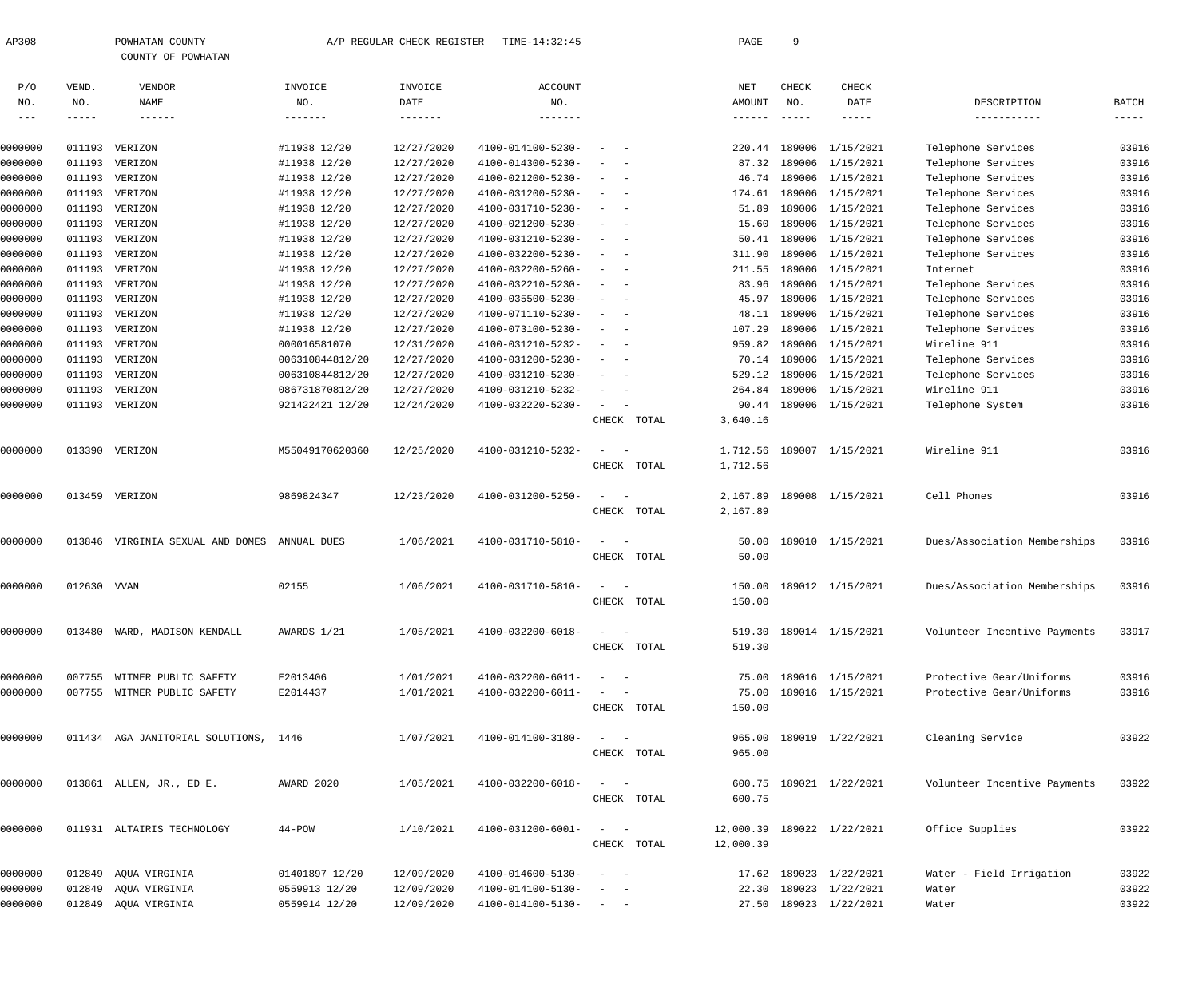AP308 POWHATAN COUNTY A/P REGULAR CHECK REGISTER TIME-14:32:45

COUNTY OF POWHATAN

| P/O NO. | VEND. NO. | VENDOR NAME | INVOICE NO. | INVOICE DATE | ACCOUNT NO. | | NET AMOUNT | CHECK NO. | CHECK DATE | DESCRIPTION | BATCH |
|---|---|---|---|---|---|---|---|---|---|---|---|
| 0000000 | 011193 | VERIZON | #11938 12/20 | 12/27/2020 | 4100-014100-5230- | - - | 220.44 | 189006 | 1/15/2021 | Telephone Services | 03916 |
| 0000000 | 011193 | VERIZON | #11938 12/20 | 12/27/2020 | 4100-014300-5230- | - - | 87.32 | 189006 | 1/15/2021 | Telephone Services | 03916 |
| 0000000 | 011193 | VERIZON | #11938 12/20 | 12/27/2020 | 4100-021200-5230- | - - | 46.74 | 189006 | 1/15/2021 | Telephone Services | 03916 |
| 0000000 | 011193 | VERIZON | #11938 12/20 | 12/27/2020 | 4100-031200-5230- | - - | 174.61 | 189006 | 1/15/2021 | Telephone Services | 03916 |
| 0000000 | 011193 | VERIZON | #11938 12/20 | 12/27/2020 | 4100-031710-5230- | - - | 51.89 | 189006 | 1/15/2021 | Telephone Services | 03916 |
| 0000000 | 011193 | VERIZON | #11938 12/20 | 12/27/2020 | 4100-021200-5230- | - - | 15.60 | 189006 | 1/15/2021 | Telephone Services | 03916 |
| 0000000 | 011193 | VERIZON | #11938 12/20 | 12/27/2020 | 4100-031210-5230- | - - | 50.41 | 189006 | 1/15/2021 | Telephone Services | 03916 |
| 0000000 | 011193 | VERIZON | #11938 12/20 | 12/27/2020 | 4100-032200-5230- | - - | 311.90 | 189006 | 1/15/2021 | Telephone Services | 03916 |
| 0000000 | 011193 | VERIZON | #11938 12/20 | 12/27/2020 | 4100-032200-5260- | - - | 211.55 | 189006 | 1/15/2021 | Internet | 03916 |
| 0000000 | 011193 | VERIZON | #11938 12/20 | 12/27/2020 | 4100-032210-5230- | - - | 83.96 | 189006 | 1/15/2021 | Telephone Services | 03916 |
| 0000000 | 011193 | VERIZON | #11938 12/20 | 12/27/2020 | 4100-035500-5230- | - - | 45.97 | 189006 | 1/15/2021 | Telephone Services | 03916 |
| 0000000 | 011193 | VERIZON | #11938 12/20 | 12/27/2020 | 4100-071110-5230- | - - | 48.11 | 189006 | 1/15/2021 | Telephone Services | 03916 |
| 0000000 | 011193 | VERIZON | #11938 12/20 | 12/27/2020 | 4100-073100-5230- | - - | 107.29 | 189006 | 1/15/2021 | Telephone Services | 03916 |
| 0000000 | 011193 | VERIZON | 000016581070 | 12/31/2020 | 4100-031210-5232- | - - | 959.82 | 189006 | 1/15/2021 | Wireline 911 | 03916 |
| 0000000 | 011193 | VERIZON | 006310844812/20 | 12/27/2020 | 4100-031200-5230- | - - | 70.14 | 189006 | 1/15/2021 | Telephone Services | 03916 |
| 0000000 | 011193 | VERIZON | 006310844812/20 | 12/27/2020 | 4100-031210-5230- | - - | 529.12 | 189006 | 1/15/2021 | Telephone Services | 03916 |
| 0000000 | 011193 | VERIZON | 086731870812/20 | 12/27/2020 | 4100-031210-5232- | - - | 264.84 | 189006 | 1/15/2021 | Wireline 911 | 03916 |
| 0000000 | 011193 | VERIZON | 921422421 12/20 | 12/24/2020 | 4100-032220-5230- | - - | 90.44 | 189006 | 1/15/2021 | Telephone System | 03916 |
| | | | | | | CHECK TOTAL | 3,640.16 | | | | |
| 0000000 | 013390 | VERIZON | M55049170620360 | 12/25/2020 | 4100-031210-5232- | - - | 1,712.56 | 189007 | 1/15/2021 | Wireline 911 | 03916 |
| | | | | | | CHECK TOTAL | 1,712.56 | | | | |
| 0000000 | 013459 | VERIZON | 9869824347 | 12/23/2020 | 4100-031200-5250- | - - | 2,167.89 | 189008 | 1/15/2021 | Cell Phones | 03916 |
| | | | | | | CHECK TOTAL | 2,167.89 | | | | |
| 0000000 | 013846 | VIRGINIA SEXUAL AND DOMES | ANNUAL DUES | 1/06/2021 | 4100-031710-5810- | - - | 50.00 | 189010 | 1/15/2021 | Dues/Association Memberships | 03916 |
| | | | | | | CHECK TOTAL | 50.00 | | | | |
| 0000000 | 012630 | VVAN | 02155 | 1/06/2021 | 4100-031710-5810- | - - | 150.00 | 189012 | 1/15/2021 | Dues/Association Memberships | 03916 |
| | | | | | | CHECK TOTAL | 150.00 | | | | |
| 0000000 | 013480 | WARD, MADISON KENDALL | AWARDS 1/21 | 1/05/2021 | 4100-032200-6018- | - - | 519.30 | 189014 | 1/15/2021 | Volunteer Incentive Payments | 03917 |
| | | | | | | CHECK TOTAL | 519.30 | | | | |
| 0000000 | 007755 | WITMER PUBLIC SAFETY | E2013406 | 1/01/2021 | 4100-032200-6011- | - - | 75.00 | 189016 | 1/15/2021 | Protective Gear/Uniforms | 03916 |
| 0000000 | 007755 | WITMER PUBLIC SAFETY | E2014437 | 1/01/2021 | 4100-032200-6011- | - - | 75.00 | 189016 | 1/15/2021 | Protective Gear/Uniforms | 03916 |
| | | | | | | CHECK TOTAL | 150.00 | | | | |
| 0000000 | 011434 | AGA JANITORIAL SOLUTIONS, | 1446 | 1/07/2021 | 4100-014100-3180- | - - | 965.00 | 189019 | 1/22/2021 | Cleaning Service | 03922 |
| | | | | | | CHECK TOTAL | 965.00 | | | | |
| 0000000 | 013861 | ALLEN, JR., ED E. | AWARD 2020 | 1/05/2021 | 4100-032200-6018- | - - | 600.75 | 189021 | 1/22/2021 | Volunteer Incentive Payments | 03922 |
| | | | | | | CHECK TOTAL | 600.75 | | | | |
| 0000000 | 011931 | ALTAIRIS TECHNOLOGY | 44-POW | 1/10/2021 | 4100-031200-6001- | - - | 12,000.39 | 189022 | 1/22/2021 | Office Supplies | 03922 |
| | | | | | | CHECK TOTAL | 12,000.39 | | | | |
| 0000000 | 012849 | AQUA VIRGINIA | 01401897 12/20 | 12/09/2020 | 4100-014600-5130- | - - | 17.62 | 189023 | 1/22/2021 | Water - Field Irrigation | 03922 |
| 0000000 | 012849 | AQUA VIRGINIA | 0559913 12/20 | 12/09/2020 | 4100-014100-5130- | - - | 22.30 | 189023 | 1/22/2021 | Water | 03922 |
| 0000000 | 012849 | AQUA VIRGINIA | 0559914 12/20 | 12/09/2020 | 4100-014100-5130- | - - | 27.50 | 189023 | 1/22/2021 | Water | 03922 |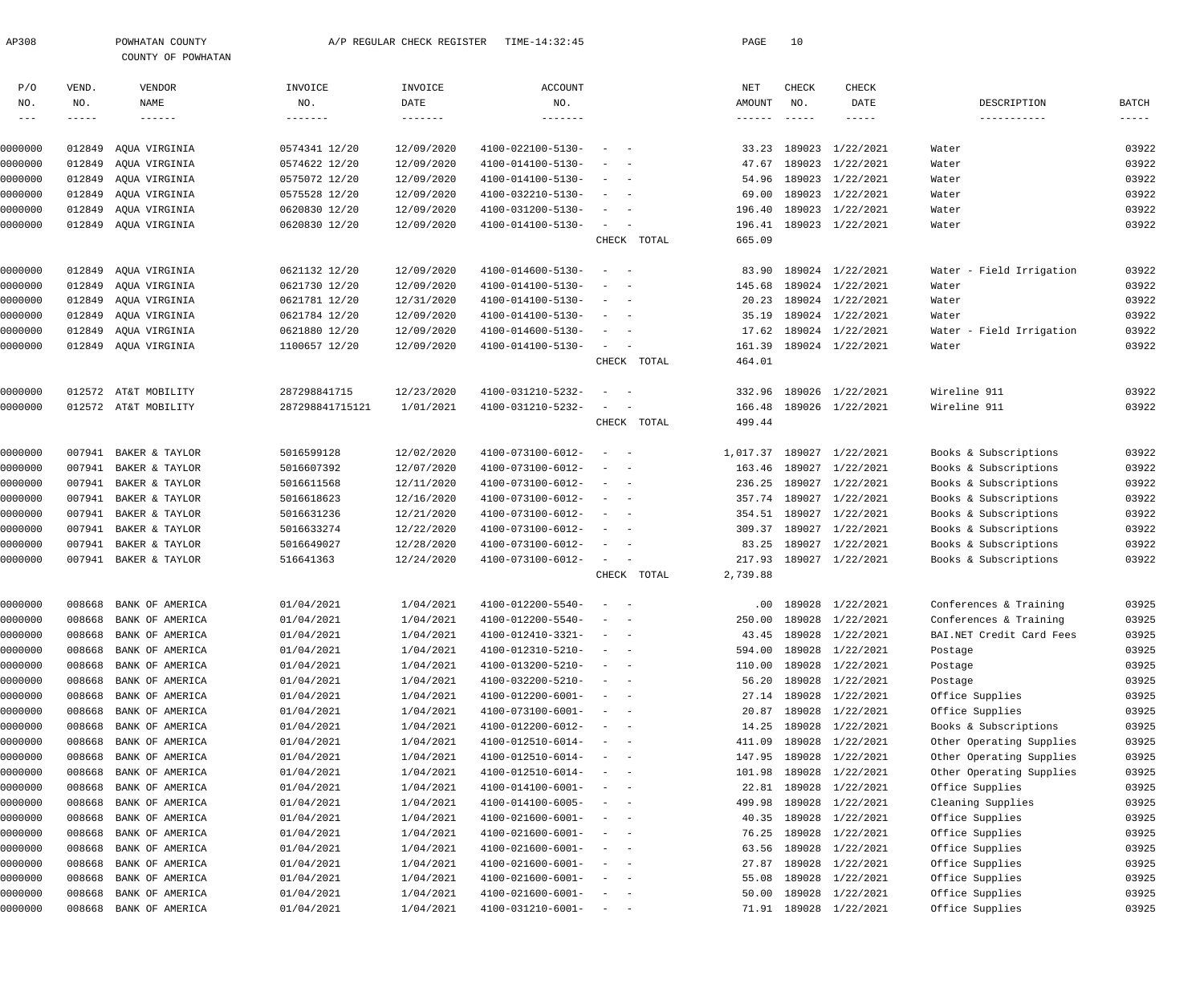AP308 POWHATAN COUNTY A/P REGULAR CHECK REGISTER TIME-14:32:45

COUNTY OF POWHATAN

| P/O NO. | VEND. NO. | VENDOR NAME | INVOICE NO. | INVOICE DATE | ACCOUNT NO. | | NET AMOUNT | CHECK NO. | CHECK DATE | DESCRIPTION | BATCH |
|---|---|---|---|---|---|---|---|---|---|---|---|
| 0000000 | 012849 | AQUA VIRGINIA | 0574341 12/20 | 12/09/2020 | 4100-022100-5130- | - - | 33.23 | 189023 | 1/22/2021 | Water | 03922 |
| 0000000 | 012849 | AQUA VIRGINIA | 0574622 12/20 | 12/09/2020 | 4100-014100-5130- | - - | 47.67 | 189023 | 1/22/2021 | Water | 03922 |
| 0000000 | 012849 | AQUA VIRGINIA | 0575072 12/20 | 12/09/2020 | 4100-014100-5130- | - - | 54.96 | 189023 | 1/22/2021 | Water | 03922 |
| 0000000 | 012849 | AQUA VIRGINIA | 0575528 12/20 | 12/09/2020 | 4100-032210-5130- | - - | 69.00 | 189023 | 1/22/2021 | Water | 03922 |
| 0000000 | 012849 | AQUA VIRGINIA | 0620830 12/20 | 12/09/2020 | 4100-031200-5130- | - - | 196.40 | 189023 | 1/22/2021 | Water | 03922 |
| 0000000 | 012849 | AQUA VIRGINIA | 0620830 12/20 | 12/09/2020 | 4100-014100-5130- | - - | 196.41 | 189023 | 1/22/2021 | Water | 03922 |
| | | | | | | CHECK TOTAL | 665.09 | | | | |
| 0000000 | 012849 | AQUA VIRGINIA | 0621132 12/20 | 12/09/2020 | 4100-014600-5130- | - - | 83.90 | 189024 | 1/22/2021 | Water - Field Irrigation | 03922 |
| 0000000 | 012849 | AQUA VIRGINIA | 0621730 12/20 | 12/09/2020 | 4100-014100-5130- | - - | 145.68 | 189024 | 1/22/2021 | Water | 03922 |
| 0000000 | 012849 | AQUA VIRGINIA | 0621781 12/20 | 12/31/2020 | 4100-014100-5130- | - - | 20.23 | 189024 | 1/22/2021 | Water | 03922 |
| 0000000 | 012849 | AQUA VIRGINIA | 0621784 12/20 | 12/09/2020 | 4100-014100-5130- | - - | 35.19 | 189024 | 1/22/2021 | Water | 03922 |
| 0000000 | 012849 | AQUA VIRGINIA | 0621880 12/20 | 12/09/2020 | 4100-014600-5130- | - - | 17.62 | 189024 | 1/22/2021 | Water - Field Irrigation | 03922 |
| 0000000 | 012849 | AQUA VIRGINIA | 1100657 12/20 | 12/09/2020 | 4100-014100-5130- | - - | 161.39 | 189024 | 1/22/2021 | Water | 03922 |
| | | | | | | CHECK TOTAL | 464.01 | | | | |
| 0000000 | 012572 | AT&T MOBILITY | 287298841715 | 12/23/2020 | 4100-031210-5232- | - - | 332.96 | 189026 | 1/22/2021 | Wireline 911 | 03922 |
| 0000000 | 012572 | AT&T MOBILITY | 287298841715121 | 1/01/2021 | 4100-031210-5232- | - - | 166.48 | 189026 | 1/22/2021 | Wireline 911 | 03922 |
| | | | | | | CHECK TOTAL | 499.44 | | | | |
| 0000000 | 007941 | BAKER & TAYLOR | 5016599128 | 12/02/2020 | 4100-073100-6012- | - - | 1,017.37 | 189027 | 1/22/2021 | Books & Subscriptions | 03922 |
| 0000000 | 007941 | BAKER & TAYLOR | 5016607392 | 12/07/2020 | 4100-073100-6012- | - - | 163.46 | 189027 | 1/22/2021 | Books & Subscriptions | 03922 |
| 0000000 | 007941 | BAKER & TAYLOR | 5016611568 | 12/11/2020 | 4100-073100-6012- | - - | 236.25 | 189027 | 1/22/2021 | Books & Subscriptions | 03922 |
| 0000000 | 007941 | BAKER & TAYLOR | 5016618623 | 12/16/2020 | 4100-073100-6012- | - - | 357.74 | 189027 | 1/22/2021 | Books & Subscriptions | 03922 |
| 0000000 | 007941 | BAKER & TAYLOR | 5016631236 | 12/21/2020 | 4100-073100-6012- | - - | 354.51 | 189027 | 1/22/2021 | Books & Subscriptions | 03922 |
| 0000000 | 007941 | BAKER & TAYLOR | 5016633274 | 12/22/2020 | 4100-073100-6012- | - - | 309.37 | 189027 | 1/22/2021 | Books & Subscriptions | 03922 |
| 0000000 | 007941 | BAKER & TAYLOR | 5016649027 | 12/28/2020 | 4100-073100-6012- | - - | 83.25 | 189027 | 1/22/2021 | Books & Subscriptions | 03922 |
| 0000000 | 007941 | BAKER & TAYLOR | 516641363 | 12/24/2020 | 4100-073100-6012- | - - | 217.93 | 189027 | 1/22/2021 | Books & Subscriptions | 03922 |
| | | | | | | CHECK TOTAL | 2,739.88 | | | | |
| 0000000 | 008668 | BANK OF AMERICA | 01/04/2021 | 1/04/2021 | 4100-012200-5540- | - - | .00 | 189028 | 1/22/2021 | Conferences & Training | 03925 |
| 0000000 | 008668 | BANK OF AMERICA | 01/04/2021 | 1/04/2021 | 4100-012200-5540- | - - | 250.00 | 189028 | 1/22/2021 | Conferences & Training | 03925 |
| 0000000 | 008668 | BANK OF AMERICA | 01/04/2021 | 1/04/2021 | 4100-012410-3321- | - - | 43.45 | 189028 | 1/22/2021 | BAI.NET Credit Card Fees | 03925 |
| 0000000 | 008668 | BANK OF AMERICA | 01/04/2021 | 1/04/2021 | 4100-012310-5210- | - - | 594.00 | 189028 | 1/22/2021 | Postage | 03925 |
| 0000000 | 008668 | BANK OF AMERICA | 01/04/2021 | 1/04/2021 | 4100-013200-5210- | - - | 110.00 | 189028 | 1/22/2021 | Postage | 03925 |
| 0000000 | 008668 | BANK OF AMERICA | 01/04/2021 | 1/04/2021 | 4100-032200-5210- | - - | 56.20 | 189028 | 1/22/2021 | Postage | 03925 |
| 0000000 | 008668 | BANK OF AMERICA | 01/04/2021 | 1/04/2021 | 4100-012200-6001- | - - | 27.14 | 189028 | 1/22/2021 | Office Supplies | 03925 |
| 0000000 | 008668 | BANK OF AMERICA | 01/04/2021 | 1/04/2021 | 4100-073100-6001- | - - | 20.87 | 189028 | 1/22/2021 | Office Supplies | 03925 |
| 0000000 | 008668 | BANK OF AMERICA | 01/04/2021 | 1/04/2021 | 4100-012200-6012- | - - | 14.25 | 189028 | 1/22/2021 | Books & Subscriptions | 03925 |
| 0000000 | 008668 | BANK OF AMERICA | 01/04/2021 | 1/04/2021 | 4100-012510-6014- | - - | 411.09 | 189028 | 1/22/2021 | Other Operating Supplies | 03925 |
| 0000000 | 008668 | BANK OF AMERICA | 01/04/2021 | 1/04/2021 | 4100-012510-6014- | - - | 147.95 | 189028 | 1/22/2021 | Other Operating Supplies | 03925 |
| 0000000 | 008668 | BANK OF AMERICA | 01/04/2021 | 1/04/2021 | 4100-012510-6014- | - - | 101.98 | 189028 | 1/22/2021 | Other Operating Supplies | 03925 |
| 0000000 | 008668 | BANK OF AMERICA | 01/04/2021 | 1/04/2021 | 4100-014100-6001- | - - | 22.81 | 189028 | 1/22/2021 | Office Supplies | 03925 |
| 0000000 | 008668 | BANK OF AMERICA | 01/04/2021 | 1/04/2021 | 4100-014100-6005- | - - | 499.98 | 189028 | 1/22/2021 | Cleaning Supplies | 03925 |
| 0000000 | 008668 | BANK OF AMERICA | 01/04/2021 | 1/04/2021 | 4100-021600-6001- | - - | 40.35 | 189028 | 1/22/2021 | Office Supplies | 03925 |
| 0000000 | 008668 | BANK OF AMERICA | 01/04/2021 | 1/04/2021 | 4100-021600-6001- | - - | 76.25 | 189028 | 1/22/2021 | Office Supplies | 03925 |
| 0000000 | 008668 | BANK OF AMERICA | 01/04/2021 | 1/04/2021 | 4100-021600-6001- | - - | 63.56 | 189028 | 1/22/2021 | Office Supplies | 03925 |
| 0000000 | 008668 | BANK OF AMERICA | 01/04/2021 | 1/04/2021 | 4100-021600-6001- | - - | 27.87 | 189028 | 1/22/2021 | Office Supplies | 03925 |
| 0000000 | 008668 | BANK OF AMERICA | 01/04/2021 | 1/04/2021 | 4100-021600-6001- | - - | 55.08 | 189028 | 1/22/2021 | Office Supplies | 03925 |
| 0000000 | 008668 | BANK OF AMERICA | 01/04/2021 | 1/04/2021 | 4100-021600-6001- | - - | 50.00 | 189028 | 1/22/2021 | Office Supplies | 03925 |
| 0000000 | 008668 | BANK OF AMERICA | 01/04/2021 | 1/04/2021 | 4100-031210-6001- | - - | 71.91 | 189028 | 1/22/2021 | Office Supplies | 03925 |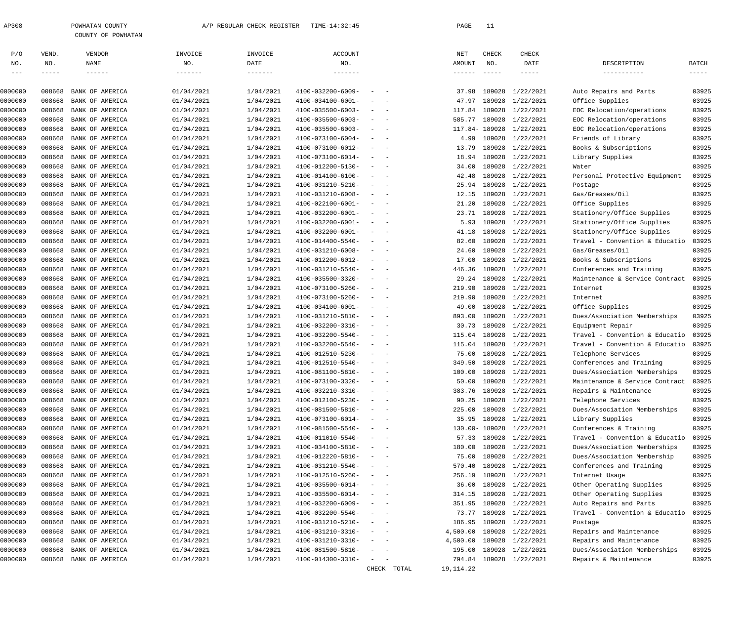AP308 POWHATAN COUNTY A/P REGULAR CHECK REGISTER TIME-14:32:45

COUNTY OF POWHATAN

| P/O NO. | VEND. NO. | VENDOR NAME | INVOICE NO. | INVOICE DATE | ACCOUNT NO. | NET AMOUNT | CHECK NO. | CHECK DATE | DESCRIPTION | BATCH |
|---|---|---|---|---|---|---|---|---|---|---|
| 0000000 | 008668 | BANK OF AMERICA | 01/04/2021 | 1/04/2021 | 4100-032200-6009- - - | 37.98 | 189028 | 1/22/2021 | Auto Repairs and Parts | 03925 |
| 0000000 | 008668 | BANK OF AMERICA | 01/04/2021 | 1/04/2021 | 4100-034100-6001- - - | 47.97 | 189028 | 1/22/2021 | Office Supplies | 03925 |
| 0000000 | 008668 | BANK OF AMERICA | 01/04/2021 | 1/04/2021 | 4100-035500-6003- - - | 117.84 | 189028 | 1/22/2021 | EOC Relocation/operations | 03925 |
| 0000000 | 008668 | BANK OF AMERICA | 01/04/2021 | 1/04/2021 | 4100-035500-6003- - - | 585.77 | 189028 | 1/22/2021 | EOC Relocation/operations | 03925 |
| 0000000 | 008668 | BANK OF AMERICA | 01/04/2021 | 1/04/2021 | 4100-035500-6003- - - | 117.84- | 189028 | 1/22/2021 | EOC Relocation/operations | 03925 |
| 0000000 | 008668 | BANK OF AMERICA | 01/04/2021 | 1/04/2021 | 4100-073100-6004- - - | 4.99 | 189028 | 1/22/2021 | Friends of Library | 03925 |
| 0000000 | 008668 | BANK OF AMERICA | 01/04/2021 | 1/04/2021 | 4100-073100-6012- - - | 13.79 | 189028 | 1/22/2021 | Books & Subscriptions | 03925 |
| 0000000 | 008668 | BANK OF AMERICA | 01/04/2021 | 1/04/2021 | 4100-073100-6014- - - | 18.94 | 189028 | 1/22/2021 | Library Supplies | 03925 |
| 0000000 | 008668 | BANK OF AMERICA | 01/04/2021 | 1/04/2021 | 4100-012200-5130- - - | 34.00 | 189028 | 1/22/2021 | Water | 03925 |
| 0000000 | 008668 | BANK OF AMERICA | 01/04/2021 | 1/04/2021 | 4100-014100-6100- - - | 42.48 | 189028 | 1/22/2021 | Personal Protective Equipment | 03925 |
| 0000000 | 008668 | BANK OF AMERICA | 01/04/2021 | 1/04/2021 | 4100-031210-5210- - - | 25.94 | 189028 | 1/22/2021 | Postage | 03925 |
| 0000000 | 008668 | BANK OF AMERICA | 01/04/2021 | 1/04/2021 | 4100-031210-6008- - - | 12.15 | 189028 | 1/22/2021 | Gas/Greases/Oil | 03925 |
| 0000000 | 008668 | BANK OF AMERICA | 01/04/2021 | 1/04/2021 | 4100-022100-6001- - - | 21.20 | 189028 | 1/22/2021 | Office Supplies | 03925 |
| 0000000 | 008668 | BANK OF AMERICA | 01/04/2021 | 1/04/2021 | 4100-032200-6001- - - | 23.71 | 189028 | 1/22/2021 | Stationery/Office Supplies | 03925 |
| 0000000 | 008668 | BANK OF AMERICA | 01/04/2021 | 1/04/2021 | 4100-032200-6001- - - | 5.93 | 189028 | 1/22/2021 | Stationery/Office Supplies | 03925 |
| 0000000 | 008668 | BANK OF AMERICA | 01/04/2021 | 1/04/2021 | 4100-032200-6001- - - | 41.18 | 189028 | 1/22/2021 | Stationery/Office Supplies | 03925 |
| 0000000 | 008668 | BANK OF AMERICA | 01/04/2021 | 1/04/2021 | 4100-014400-5540- - - | 82.60 | 189028 | 1/22/2021 | Travel - Convention & Educatio | 03925 |
| 0000000 | 008668 | BANK OF AMERICA | 01/04/2021 | 1/04/2021 | 4100-031210-6008- - - | 24.60 | 189028 | 1/22/2021 | Gas/Greases/Oil | 03925 |
| 0000000 | 008668 | BANK OF AMERICA | 01/04/2021 | 1/04/2021 | 4100-012200-6012- - - | 17.00 | 189028 | 1/22/2021 | Books & Subscriptions | 03925 |
| 0000000 | 008668 | BANK OF AMERICA | 01/04/2021 | 1/04/2021 | 4100-031210-5540- - - | 446.36 | 189028 | 1/22/2021 | Conferences and Training | 03925 |
| 0000000 | 008668 | BANK OF AMERICA | 01/04/2021 | 1/04/2021 | 4100-035500-3320- - - | 29.24 | 189028 | 1/22/2021 | Maintenance & Service Contract | 03925 |
| 0000000 | 008668 | BANK OF AMERICA | 01/04/2021 | 1/04/2021 | 4100-073100-5260- - - | 219.90 | 189028 | 1/22/2021 | Internet | 03925 |
| 0000000 | 008668 | BANK OF AMERICA | 01/04/2021 | 1/04/2021 | 4100-073100-5260- - - | 219.90 | 189028 | 1/22/2021 | Internet | 03925 |
| 0000000 | 008668 | BANK OF AMERICA | 01/04/2021 | 1/04/2021 | 4100-034100-6001- - - | 49.00 | 189028 | 1/22/2021 | Office Supplies | 03925 |
| 0000000 | 008668 | BANK OF AMERICA | 01/04/2021 | 1/04/2021 | 4100-031210-5810- - - | 893.00 | 189028 | 1/22/2021 | Dues/Association Memberships | 03925 |
| 0000000 | 008668 | BANK OF AMERICA | 01/04/2021 | 1/04/2021 | 4100-032200-3310- - - | 30.73 | 189028 | 1/22/2021 | Equipment Repair | 03925 |
| 0000000 | 008668 | BANK OF AMERICA | 01/04/2021 | 1/04/2021 | 4100-032200-5540- - - | 115.04 | 189028 | 1/22/2021 | Travel - Convention & Educatio | 03925 |
| 0000000 | 008668 | BANK OF AMERICA | 01/04/2021 | 1/04/2021 | 4100-032200-5540- - - | 115.04 | 189028 | 1/22/2021 | Travel - Convention & Educatio | 03925 |
| 0000000 | 008668 | BANK OF AMERICA | 01/04/2021 | 1/04/2021 | 4100-012510-5230- - - | 75.00 | 189028 | 1/22/2021 | Telephone Services | 03925 |
| 0000000 | 008668 | BANK OF AMERICA | 01/04/2021 | 1/04/2021 | 4100-012510-5540- - - | 349.50 | 189028 | 1/22/2021 | Conferences and Training | 03925 |
| 0000000 | 008668 | BANK OF AMERICA | 01/04/2021 | 1/04/2021 | 4100-081100-5810- - - | 100.00 | 189028 | 1/22/2021 | Dues/Association Memberships | 03925 |
| 0000000 | 008668 | BANK OF AMERICA | 01/04/2021 | 1/04/2021 | 4100-073100-3320- - - | 50.00 | 189028 | 1/22/2021 | Maintenance & Service Contract | 03925 |
| 0000000 | 008668 | BANK OF AMERICA | 01/04/2021 | 1/04/2021 | 4100-032210-3310- - - | 383.76 | 189028 | 1/22/2021 | Repairs & Maintenance | 03925 |
| 0000000 | 008668 | BANK OF AMERICA | 01/04/2021 | 1/04/2021 | 4100-012100-5230- - - | 90.25 | 189028 | 1/22/2021 | Telephone Services | 03925 |
| 0000000 | 008668 | BANK OF AMERICA | 01/04/2021 | 1/04/2021 | 4100-081500-5810- - - | 225.00 | 189028 | 1/22/2021 | Dues/Association Memberships | 03925 |
| 0000000 | 008668 | BANK OF AMERICA | 01/04/2021 | 1/04/2021 | 4100-073100-6014- - - | 35.95 | 189028 | 1/22/2021 | Library Supplies | 03925 |
| 0000000 | 008668 | BANK OF AMERICA | 01/04/2021 | 1/04/2021 | 4100-081500-5540- - - | 130.00- | 189028 | 1/22/2021 | Conferences & Training | 03925 |
| 0000000 | 008668 | BANK OF AMERICA | 01/04/2021 | 1/04/2021 | 4100-011010-5540- - - | 57.33 | 189028 | 1/22/2021 | Travel - Convention & Educatio | 03925 |
| 0000000 | 008668 | BANK OF AMERICA | 01/04/2021 | 1/04/2021 | 4100-034100-5810- - - | 180.00 | 189028 | 1/22/2021 | Dues/Association Memberships | 03925 |
| 0000000 | 008668 | BANK OF AMERICA | 01/04/2021 | 1/04/2021 | 4100-012220-5810- - - | 75.00 | 189028 | 1/22/2021 | Dues/Association Membership | 03925 |
| 0000000 | 008668 | BANK OF AMERICA | 01/04/2021 | 1/04/2021 | 4100-031210-5540- - - | 570.40 | 189028 | 1/22/2021 | Conferences and Training | 03925 |
| 0000000 | 008668 | BANK OF AMERICA | 01/04/2021 | 1/04/2021 | 4100-012510-5260- - - | 256.19 | 189028 | 1/22/2021 | Internet Usage | 03925 |
| 0000000 | 008668 | BANK OF AMERICA | 01/04/2021 | 1/04/2021 | 4100-035500-6014- - - | 36.00 | 189028 | 1/22/2021 | Other Operating Supplies | 03925 |
| 0000000 | 008668 | BANK OF AMERICA | 01/04/2021 | 1/04/2021 | 4100-035500-6014- - - | 314.15 | 189028 | 1/22/2021 | Other Operating Supplies | 03925 |
| 0000000 | 008668 | BANK OF AMERICA | 01/04/2021 | 1/04/2021 | 4100-032200-6009- - - | 351.95 | 189028 | 1/22/2021 | Auto Repairs and Parts | 03925 |
| 0000000 | 008668 | BANK OF AMERICA | 01/04/2021 | 1/04/2021 | 4100-032200-5540- - - | 73.77 | 189028 | 1/22/2021 | Travel - Convention & Educatio | 03925 |
| 0000000 | 008668 | BANK OF AMERICA | 01/04/2021 | 1/04/2021 | 4100-031210-5210- - - | 186.95 | 189028 | 1/22/2021 | Postage | 03925 |
| 0000000 | 008668 | BANK OF AMERICA | 01/04/2021 | 1/04/2021 | 4100-031210-3310- - - | 4,500.00 | 189028 | 1/22/2021 | Repairs and Maintenance | 03925 |
| 0000000 | 008668 | BANK OF AMERICA | 01/04/2021 | 1/04/2021 | 4100-031210-3310- - - | 4,500.00 | 189028 | 1/22/2021 | Repairs and Maintenance | 03925 |
| 0000000 | 008668 | BANK OF AMERICA | 01/04/2021 | 1/04/2021 | 4100-081500-5810- - - | 195.00 | 189028 | 1/22/2021 | Dues/Association Memberships | 03925 |
| 0000000 | 008668 | BANK OF AMERICA | 01/04/2021 | 1/04/2021 | 4100-014300-3310- - - | 794.84 | 189028 | 1/22/2021 | Repairs & Maintenance | 03925 |
| | | | | | CHECK TOTAL | 19,114.22 | | | | |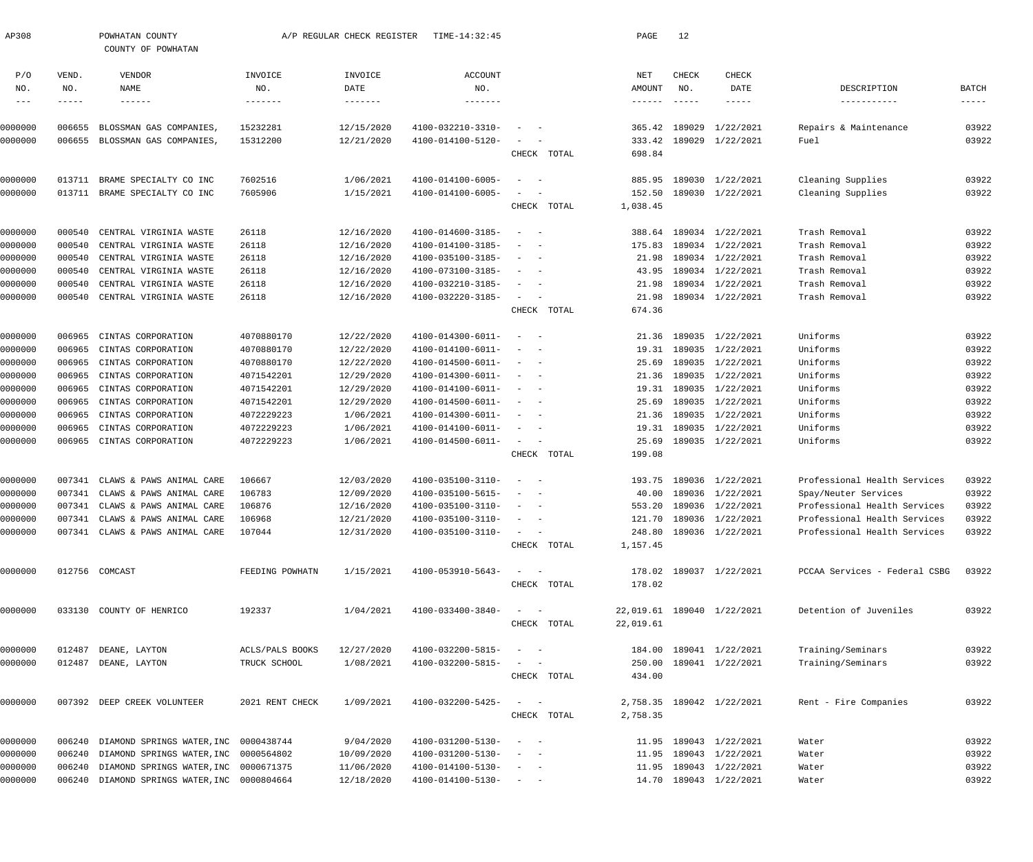AP308 POWHATAN COUNTY A/P REGULAR CHECK REGISTER TIME-14:32:45

COUNTY OF POWHATAN

| P/O NO. | VEND. NO. | VENDOR NAME | INVOICE NO. | INVOICE DATE | ACCOUNT NO. | | NET AMOUNT | CHECK NO. | CHECK DATE | DESCRIPTION | BATCH |
|---|---|---|---|---|---|---|---|---|---|---|---|
| 0000000 | 006655 | BLOSSMAN GAS COMPANIES, | 15232281 | 12/15/2020 | 4100-032210-3310- | - - | 365.42 | 189029 | 1/22/2021 | Repairs & Maintenance | 03922 |
| 0000000 | 006655 | BLOSSMAN GAS COMPANIES, | 15312200 | 12/21/2020 | 4100-014100-5120- | - - | 333.42 | 189029 | 1/22/2021 | Fuel | 03922 |
| | | | | | | CHECK TOTAL | 698.84 | | | | |
| 0000000 | 013711 | BRAME SPECIALTY CO INC | 7602516 | 1/06/2021 | 4100-014100-6005- | - - | 885.95 | 189030 | 1/22/2021 | Cleaning Supplies | 03922 |
| 0000000 | 013711 | BRAME SPECIALTY CO INC | 7605906 | 1/15/2021 | 4100-014100-6005- | - - | 152.50 | 189030 | 1/22/2021 | Cleaning Supplies | 03922 |
| | | | | | | CHECK TOTAL | 1,038.45 | | | | |
| 0000000 | 000540 | CENTRAL VIRGINIA WASTE | 26118 | 12/16/2020 | 4100-014600-3185- | - - | 388.64 | 189034 | 1/22/2021 | Trash Removal | 03922 |
| 0000000 | 000540 | CENTRAL VIRGINIA WASTE | 26118 | 12/16/2020 | 4100-014100-3185- | - - | 175.83 | 189034 | 1/22/2021 | Trash Removal | 03922 |
| 0000000 | 000540 | CENTRAL VIRGINIA WASTE | 26118 | 12/16/2020 | 4100-035100-3185- | - - | 21.98 | 189034 | 1/22/2021 | Trash Removal | 03922 |
| 0000000 | 000540 | CENTRAL VIRGINIA WASTE | 26118 | 12/16/2020 | 4100-073100-3185- | - - | 43.95 | 189034 | 1/22/2021 | Trash Removal | 03922 |
| 0000000 | 000540 | CENTRAL VIRGINIA WASTE | 26118 | 12/16/2020 | 4100-032210-3185- | - - | 21.98 | 189034 | 1/22/2021 | Trash Removal | 03922 |
| 0000000 | 000540 | CENTRAL VIRGINIA WASTE | 26118 | 12/16/2020 | 4100-032220-3185- | - - | 21.98 | 189034 | 1/22/2021 | Trash Removal | 03922 |
| | | | | | | CHECK TOTAL | 674.36 | | | | |
| 0000000 | 006965 | CINTAS CORPORATION | 4070880170 | 12/22/2020 | 4100-014300-6011- | - - | 21.36 | 189035 | 1/22/2021 | Uniforms | 03922 |
| 0000000 | 006965 | CINTAS CORPORATION | 4070880170 | 12/22/2020 | 4100-014100-6011- | - - | 19.31 | 189035 | 1/22/2021 | Uniforms | 03922 |
| 0000000 | 006965 | CINTAS CORPORATION | 4070880170 | 12/22/2020 | 4100-014500-6011- | - - | 25.69 | 189035 | 1/22/2021 | Uniforms | 03922 |
| 0000000 | 006965 | CINTAS CORPORATION | 4071542201 | 12/29/2020 | 4100-014300-6011- | - - | 21.36 | 189035 | 1/22/2021 | Uniforms | 03922 |
| 0000000 | 006965 | CINTAS CORPORATION | 4071542201 | 12/29/2020 | 4100-014100-6011- | - - | 19.31 | 189035 | 1/22/2021 | Uniforms | 03922 |
| 0000000 | 006965 | CINTAS CORPORATION | 4071542201 | 12/29/2020 | 4100-014500-6011- | - - | 25.69 | 189035 | 1/22/2021 | Uniforms | 03922 |
| 0000000 | 006965 | CINTAS CORPORATION | 4072229223 | 1/06/2021 | 4100-014300-6011- | - - | 21.36 | 189035 | 1/22/2021 | Uniforms | 03922 |
| 0000000 | 006965 | CINTAS CORPORATION | 4072229223 | 1/06/2021 | 4100-014100-6011- | - - | 19.31 | 189035 | 1/22/2021 | Uniforms | 03922 |
| 0000000 | 006965 | CINTAS CORPORATION | 4072229223 | 1/06/2021 | 4100-014500-6011- | - - | 25.69 | 189035 | 1/22/2021 | Uniforms | 03922 |
| | | | | | | CHECK TOTAL | 199.08 | | | | |
| 0000000 | 007341 | CLAWS & PAWS ANIMAL CARE | 106667 | 12/03/2020 | 4100-035100-3110- | - - | 193.75 | 189036 | 1/22/2021 | Professional Health Services | 03922 |
| 0000000 | 007341 | CLAWS & PAWS ANIMAL CARE | 106783 | 12/09/2020 | 4100-035100-5615- | - - | 40.00 | 189036 | 1/22/2021 | Spay/Neuter Services | 03922 |
| 0000000 | 007341 | CLAWS & PAWS ANIMAL CARE | 106876 | 12/16/2020 | 4100-035100-3110- | - - | 553.20 | 189036 | 1/22/2021 | Professional Health Services | 03922 |
| 0000000 | 007341 | CLAWS & PAWS ANIMAL CARE | 106968 | 12/21/2020 | 4100-035100-3110- | - - | 121.70 | 189036 | 1/22/2021 | Professional Health Services | 03922 |
| 0000000 | 007341 | CLAWS & PAWS ANIMAL CARE | 107044 | 12/31/2020 | 4100-035100-3110- | - - | 248.80 | 189036 | 1/22/2021 | Professional Health Services | 03922 |
| | | | | | | CHECK TOTAL | 1,157.45 | | | | |
| 0000000 | 012756 | COMCAST | FEEDING POWHATN | 1/15/2021 | 4100-053910-5643- | - - | 178.02 | 189037 | 1/22/2021 | PCCAA Services - Federal CSBG | 03922 |
| | | | | | | CHECK TOTAL | 178.02 | | | | |
| 0000000 | 033130 | COUNTY OF HENRICO | 192337 | 1/04/2021 | 4100-033400-3840- | - - | 22,019.61 | 189040 | 1/22/2021 | Detention of Juveniles | 03922 |
| | | | | | | CHECK TOTAL | 22,019.61 | | | | |
| 0000000 | 012487 | DEANE, LAYTON | ACLS/PALS BOOKS | 12/27/2020 | 4100-032200-5815- | - - | 184.00 | 189041 | 1/22/2021 | Training/Seminars | 03922 |
| 0000000 | 012487 | DEANE, LAYTON | TRUCK SCHOOL | 1/08/2021 | 4100-032200-5815- | - - | 250.00 | 189041 | 1/22/2021 | Training/Seminars | 03922 |
| | | | | | | CHECK TOTAL | 434.00 | | | | |
| 0000000 | 007392 | DEEP CREEK VOLUNTEER | 2021 RENT CHECK | 1/09/2021 | 4100-032200-5425- | - - | 2,758.35 | 189042 | 1/22/2021 | Rent - Fire Companies | 03922 |
| | | | | | | CHECK TOTAL | 2,758.35 | | | | |
| 0000000 | 006240 | DIAMOND SPRINGS WATER,INC | 0000438744 | 9/04/2020 | 4100-031200-5130- | - - | 11.95 | 189043 | 1/22/2021 | Water | 03922 |
| 0000000 | 006240 | DIAMOND SPRINGS WATER,INC | 0000564802 | 10/09/2020 | 4100-031200-5130- | - - | 11.95 | 189043 | 1/22/2021 | Water | 03922 |
| 0000000 | 006240 | DIAMOND SPRINGS WATER,INC | 0000671375 | 11/06/2020 | 4100-014100-5130- | - - | 11.95 | 189043 | 1/22/2021 | Water | 03922 |
| 0000000 | 006240 | DIAMOND SPRINGS WATER,INC | 0000804664 | 12/18/2020 | 4100-014100-5130- | - - | 14.70 | 189043 | 1/22/2021 | Water | 03922 |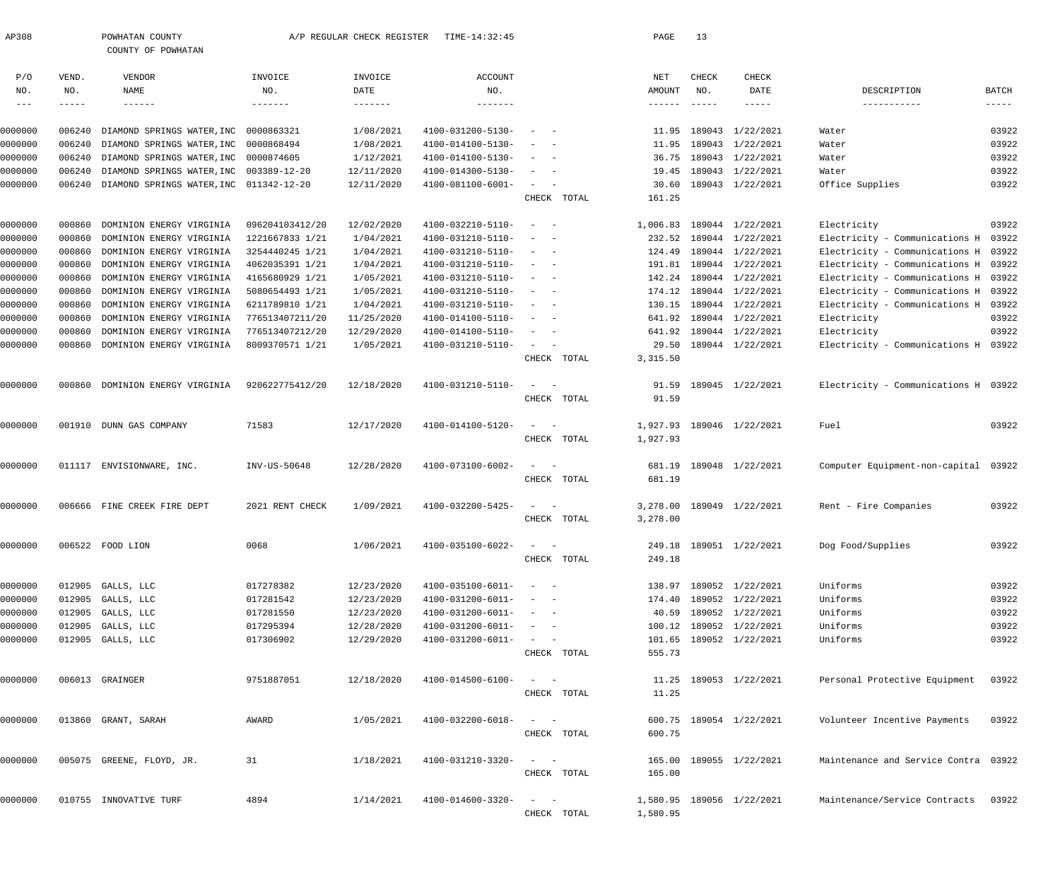AP308 POWHATAN COUNTY A/P REGULAR CHECK REGISTER TIME-14:32:45 PAGE 13

COUNTY OF POWHATAN

| P/O NO. | VEND. NO. | VENDOR NAME | INVOICE NO. | INVOICE DATE | ACCOUNT NO. | | NET AMOUNT | CHECK NO. | CHECK DATE | DESCRIPTION | BATCH |
|---|---|---|---|---|---|---|---|---|---|---|---|
| 0000000 | 006240 | DIAMOND SPRINGS WATER,INC | 0000863321 | 1/08/2021 | 4100-031200-5130- | - - | 11.95 | 189043 | 1/22/2021 | Water | 03922 |
| 0000000 | 006240 | DIAMOND SPRINGS WATER,INC | 0000868494 | 1/08/2021 | 4100-014100-5130- | - - | 11.95 | 189043 | 1/22/2021 | Water | 03922 |
| 0000000 | 006240 | DIAMOND SPRINGS WATER,INC | 0000874605 | 1/12/2021 | 4100-014100-5130- | - - | 36.75 | 189043 | 1/22/2021 | Water | 03922 |
| 0000000 | 006240 | DIAMOND SPRINGS WATER,INC | 003389-12-20 | 12/11/2020 | 4100-014300-5130- | - - | 19.45 | 189043 | 1/22/2021 | Water | 03922 |
| 0000000 | 006240 | DIAMOND SPRINGS WATER,INC | 011342-12-20 | 12/11/2020 | 4100-081100-6001- | - - | 30.60 | 189043 | 1/22/2021 | Office Supplies | 03922 |
| | | | | | | CHECK TOTAL | 161.25 | | | | |
| 0000000 | 000860 | DOMINION ENERGY VIRGINIA | 096204103412/20 | 12/02/2020 | 4100-032210-5110- | - - | 1,006.83 | 189044 | 1/22/2021 | Electricity | 03922 |
| 0000000 | 000860 | DOMINION ENERGY VIRGINIA | 1221667833 1/21 | 1/04/2021 | 4100-031210-5110- | - - | 232.52 | 189044 | 1/22/2021 | Electricity - Communications H | 03922 |
| 0000000 | 000860 | DOMINION ENERGY VIRGINIA | 3254440245 1/21 | 1/04/2021 | 4100-031210-5110- | - - | 124.49 | 189044 | 1/22/2021 | Electricity - Communications H | 03922 |
| 0000000 | 000860 | DOMINION ENERGY VIRGINIA | 4062035391 1/21 | 1/04/2021 | 4100-031210-5110- | - - | 191.81 | 189044 | 1/22/2021 | Electricity - Communications H | 03922 |
| 0000000 | 000860 | DOMINION ENERGY VIRGINIA | 4165680929 1/21 | 1/05/2021 | 4100-031210-5110- | - - | 142.24 | 189044 | 1/22/2021 | Electricity - Communications H | 03922 |
| 0000000 | 000860 | DOMINION ENERGY VIRGINIA | 5080654493 1/21 | 1/05/2021 | 4100-031210-5110- | - - | 174.12 | 189044 | 1/22/2021 | Electricity - Communications H | 03922 |
| 0000000 | 000860 | DOMINION ENERGY VIRGINIA | 6211789810 1/21 | 1/04/2021 | 4100-031210-5110- | - - | 130.15 | 189044 | 1/22/2021 | Electricity - Communications H | 03922 |
| 0000000 | 000860 | DOMINION ENERGY VIRGINIA | 776513407211/20 | 11/25/2020 | 4100-014100-5110- | - - | 641.92 | 189044 | 1/22/2021 | Electricity | 03922 |
| 0000000 | 000860 | DOMINION ENERGY VIRGINIA | 776513407212/20 | 12/29/2020 | 4100-014100-5110- | - - | 641.92 | 189044 | 1/22/2021 | Electricity | 03922 |
| 0000000 | 000860 | DOMINION ENERGY VIRGINIA | 8009370571 1/21 | 1/05/2021 | 4100-031210-5110- | - - | 29.50 | 189044 | 1/22/2021 | Electricity - Communications H | 03922 |
| | | | | | | CHECK TOTAL | 3,315.50 | | | | |
| 0000000 | 000860 | DOMINION ENERGY VIRGINIA | 920622775412/20 | 12/18/2020 | 4100-031210-5110- | - - | 91.59 | 189045 | 1/22/2021 | Electricity - Communications H | 03922 |
| | | | | | | CHECK TOTAL | 91.59 | | | | |
| 0000000 | 001910 | DUNN GAS COMPANY | 71583 | 12/17/2020 | 4100-014100-5120- | - - | 1,927.93 | 189046 | 1/22/2021 | Fuel | 03922 |
| | | | | | | CHECK TOTAL | 1,927.93 | | | | |
| 0000000 | 011117 | ENVISIONWARE, INC. | INV-US-50648 | 12/28/2020 | 4100-073100-6002- | - - | 681.19 | 189048 | 1/22/2021 | Computer Equipment-non-capital | 03922 |
| | | | | | | CHECK TOTAL | 681.19 | | | | |
| 0000000 | 006666 | FINE CREEK FIRE DEPT | 2021 RENT CHECK | 1/09/2021 | 4100-032200-5425- | - - | 3,278.00 | 189049 | 1/22/2021 | Rent - Fire Companies | 03922 |
| | | | | | | CHECK TOTAL | 3,278.00 | | | | |
| 0000000 | 006522 | FOOD LION | 0068 | 1/06/2021 | 4100-035100-6022- | - - | 249.18 | 189051 | 1/22/2021 | Dog Food/Supplies | 03922 |
| | | | | | | CHECK TOTAL | 249.18 | | | | |
| 0000000 | 012905 | GALLS, LLC | 017278382 | 12/23/2020 | 4100-035100-6011- | - - | 138.97 | 189052 | 1/22/2021 | Uniforms | 03922 |
| 0000000 | 012905 | GALLS, LLC | 017281542 | 12/23/2020 | 4100-031200-6011- | - - | 174.40 | 189052 | 1/22/2021 | Uniforms | 03922 |
| 0000000 | 012905 | GALLS, LLC | 017281550 | 12/23/2020 | 4100-031200-6011- | - - | 40.59 | 189052 | 1/22/2021 | Uniforms | 03922 |
| 0000000 | 012905 | GALLS, LLC | 017295394 | 12/28/2020 | 4100-031200-6011- | - - | 100.12 | 189052 | 1/22/2021 | Uniforms | 03922 |
| 0000000 | 012905 | GALLS, LLC | 017306902 | 12/29/2020 | 4100-031200-6011- | - - | 101.65 | 189052 | 1/22/2021 | Uniforms | 03922 |
| | | | | | | CHECK TOTAL | 555.73 | | | | |
| 0000000 | 006013 | GRAINGER | 9751887051 | 12/18/2020 | 4100-014500-6100- | - - | 11.25 | 189053 | 1/22/2021 | Personal Protective Equipment | 03922 |
| | | | | | | CHECK TOTAL | 11.25 | | | | |
| 0000000 | 013860 | GRANT, SARAH | AWARD | 1/05/2021 | 4100-032200-6018- | - - | 600.75 | 189054 | 1/22/2021 | Volunteer Incentive Payments | 03922 |
| | | | | | | CHECK TOTAL | 600.75 | | | | |
| 0000000 | 005075 | GREENE, FLOYD, JR. | 31 | 1/18/2021 | 4100-031210-3320- | - - | 165.00 | 189055 | 1/22/2021 | Maintenance and Service Contra | 03922 |
| | | | | | | CHECK TOTAL | 165.00 | | | | |
| 0000000 | 010755 | INNOVATIVE TURF | 4894 | 1/14/2021 | 4100-014600-3320- | - - | 1,580.95 | 189056 | 1/22/2021 | Maintenance/Service Contracts | 03922 |
| | | | | | | CHECK TOTAL | 1,580.95 | | | | |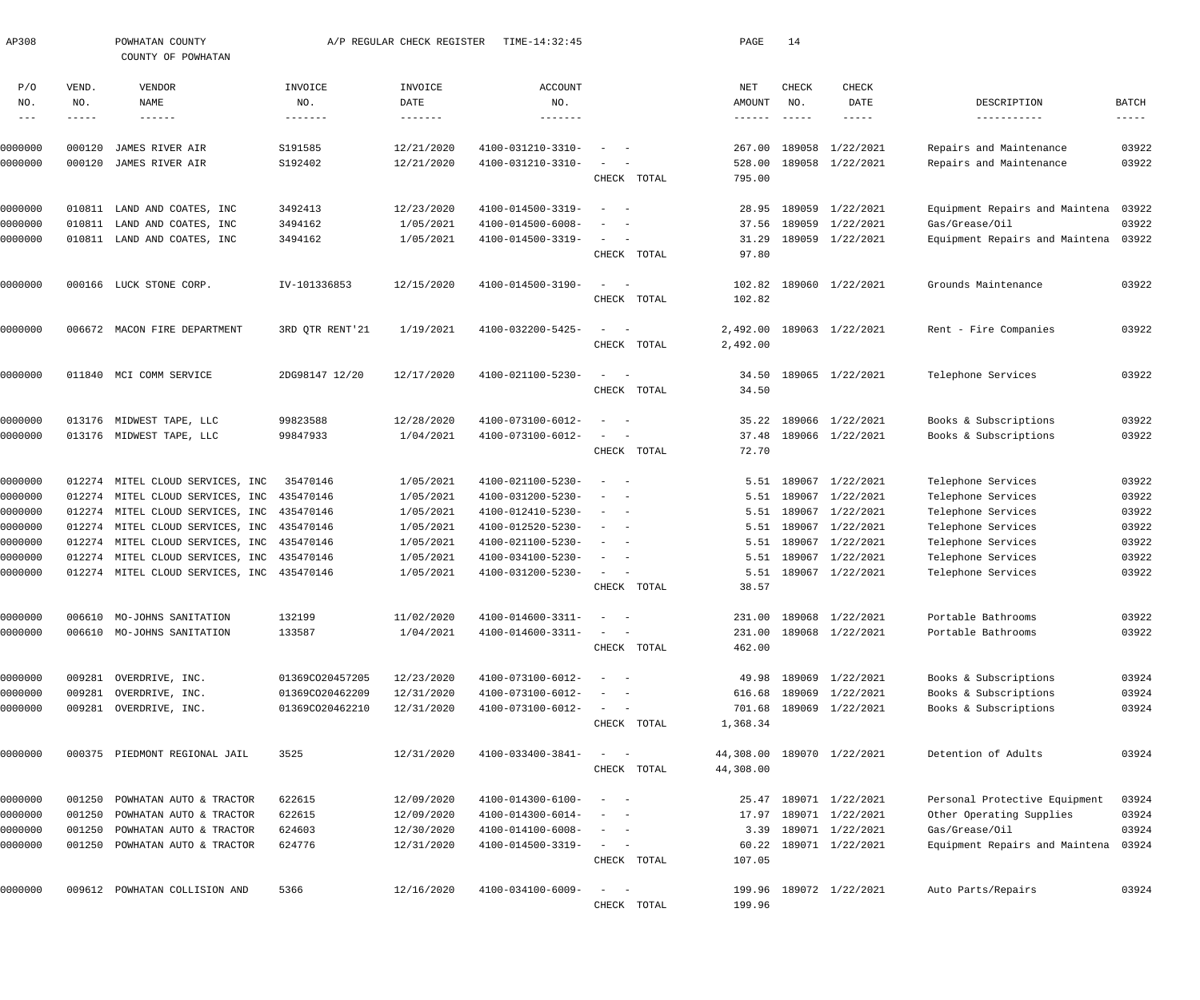AP308 POWHATAN COUNTY A/P REGULAR CHECK REGISTER TIME-14:32:45

COUNTY OF POWHATAN

| P/O NO. | VEND. NO. | VENDOR NAME | INVOICE NO. | INVOICE DATE | ACCOUNT NO. | | NET AMOUNT | CHECK NO. | CHECK DATE | DESCRIPTION | BATCH |
|---|---|---|---|---|---|---|---|---|---|---|---|
| 0000000 | 000120 | JAMES RIVER AIR | S191585 | 12/21/2020 | 4100-031210-3310- | - - | 267.00 | 189058 | 1/22/2021 | Repairs and Maintenance | 03922 |
| 0000000 | 000120 | JAMES RIVER AIR | S192402 | 12/21/2020 | 4100-031210-3310- | - - | 528.00 | 189058 | 1/22/2021 | Repairs and Maintenance | 03922 |
| | | | | | | CHECK TOTAL | 795.00 | | | | |
| 0000000 | 010811 | LAND AND COATES, INC | 3492413 | 12/23/2020 | 4100-014500-3319- | - - | 28.95 | 189059 | 1/22/2021 | Equipment Repairs and Maintena | 03922 |
| 0000000 | 010811 | LAND AND COATES, INC | 3494162 | 1/05/2021 | 4100-014500-6008- | - - | 37.56 | 189059 | 1/22/2021 | Gas/Grease/Oil | 03922 |
| 0000000 | 010811 | LAND AND COATES, INC | 3494162 | 1/05/2021 | 4100-014500-3319- | - - | 31.29 | 189059 | 1/22/2021 | Equipment Repairs and Maintena | 03922 |
| | | | | | | CHECK TOTAL | 97.80 | | | | |
| 0000000 | 000166 | LUCK STONE CORP. | IV-101336853 | 12/15/2020 | 4100-014500-3190- | - - | 102.82 | 189060 | 1/22/2021 | Grounds Maintenance | 03922 |
| | | | | | | CHECK TOTAL | 102.82 | | | | |
| 0000000 | 006672 | MACON FIRE DEPARTMENT | 3RD QTR RENT'21 | 1/19/2021 | 4100-032200-5425- | - - | 2,492.00 | 189063 | 1/22/2021 | Rent - Fire Companies | 03922 |
| | | | | | | CHECK TOTAL | 2,492.00 | | | | |
| 0000000 | 011840 | MCI COMM SERVICE | 2DG98147 12/20 | 12/17/2020 | 4100-021100-5230- | - - | 34.50 | 189065 | 1/22/2021 | Telephone Services | 03922 |
| | | | | | | CHECK TOTAL | 34.50 | | | | |
| 0000000 | 013176 | MIDWEST TAPE, LLC | 99823588 | 12/28/2020 | 4100-073100-6012- | - - | 35.22 | 189066 | 1/22/2021 | Books & Subscriptions | 03922 |
| 0000000 | 013176 | MIDWEST TAPE, LLC | 99847933 | 1/04/2021 | 4100-073100-6012- | - - | 37.48 | 189066 | 1/22/2021 | Books & Subscriptions | 03922 |
| | | | | | | CHECK TOTAL | 72.70 | | | | |
| 0000000 | 012274 | MITEL CLOUD SERVICES, INC | 35470146 | 1/05/2021 | 4100-021100-5230- | - - | 5.51 | 189067 | 1/22/2021 | Telephone Services | 03922 |
| 0000000 | 012274 | MITEL CLOUD SERVICES, INC | 435470146 | 1/05/2021 | 4100-031200-5230- | - - | 5.51 | 189067 | 1/22/2021 | Telephone Services | 03922 |
| 0000000 | 012274 | MITEL CLOUD SERVICES, INC | 435470146 | 1/05/2021 | 4100-012410-5230- | - - | 5.51 | 189067 | 1/22/2021 | Telephone Services | 03922 |
| 0000000 | 012274 | MITEL CLOUD SERVICES, INC | 435470146 | 1/05/2021 | 4100-012520-5230- | - - | 5.51 | 189067 | 1/22/2021 | Telephone Services | 03922 |
| 0000000 | 012274 | MITEL CLOUD SERVICES, INC | 435470146 | 1/05/2021 | 4100-021100-5230- | - - | 5.51 | 189067 | 1/22/2021 | Telephone Services | 03922 |
| 0000000 | 012274 | MITEL CLOUD SERVICES, INC | 435470146 | 1/05/2021 | 4100-034100-5230- | - - | 5.51 | 189067 | 1/22/2021 | Telephone Services | 03922 |
| 0000000 | 012274 | MITEL CLOUD SERVICES, INC | 435470146 | 1/05/2021 | 4100-031200-5230- | - - | 5.51 | 189067 | 1/22/2021 | Telephone Services | 03922 |
| | | | | | | CHECK TOTAL | 38.57 | | | | |
| 0000000 | 006610 | MO-JOHNS SANITATION | 132199 | 11/02/2020 | 4100-014600-3311- | - - | 231.00 | 189068 | 1/22/2021 | Portable Bathrooms | 03922 |
| 0000000 | 006610 | MO-JOHNS SANITATION | 133587 | 1/04/2021 | 4100-014600-3311- | - - | 231.00 | 189068 | 1/22/2021 | Portable Bathrooms | 03922 |
| | | | | | | CHECK TOTAL | 462.00 | | | | |
| 0000000 | 009281 | OVERDRIVE, INC. | 01369CO20457205 | 12/23/2020 | 4100-073100-6012- | - - | 49.98 | 189069 | 1/22/2021 | Books & Subscriptions | 03924 |
| 0000000 | 009281 | OVERDRIVE, INC. | 01369CO20462209 | 12/31/2020 | 4100-073100-6012- | - - | 616.68 | 189069 | 1/22/2021 | Books & Subscriptions | 03924 |
| 0000000 | 009281 | OVERDRIVE, INC. | 01369CO20462210 | 12/31/2020 | 4100-073100-6012- | - - | 701.68 | 189069 | 1/22/2021 | Books & Subscriptions | 03924 |
| | | | | | | CHECK TOTAL | 1,368.34 | | | | |
| 0000000 | 000375 | PIEDMONT REGIONAL JAIL | 3525 | 12/31/2020 | 4100-033400-3841- | - - | 44,308.00 | 189070 | 1/22/2021 | Detention of Adults | 03924 |
| | | | | | | CHECK TOTAL | 44,308.00 | | | | |
| 0000000 | 001250 | POWHATAN AUTO & TRACTOR | 622615 | 12/09/2020 | 4100-014300-6100- | - - | 25.47 | 189071 | 1/22/2021 | Personal Protective Equipment | 03924 |
| 0000000 | 001250 | POWHATAN AUTO & TRACTOR | 622615 | 12/09/2020 | 4100-014300-6014- | - - | 17.97 | 189071 | 1/22/2021 | Other Operating Supplies | 03924 |
| 0000000 | 001250 | POWHATAN AUTO & TRACTOR | 624603 | 12/30/2020 | 4100-014100-6008- | - - | 3.39 | 189071 | 1/22/2021 | Gas/Grease/Oil | 03924 |
| 0000000 | 001250 | POWHATAN AUTO & TRACTOR | 624776 | 12/31/2020 | 4100-014500-3319- | - - | 60.22 | 189071 | 1/22/2021 | Equipment Repairs and Maintena | 03924 |
| | | | | | | CHECK TOTAL | 107.05 | | | | |
| 0000000 | 009612 | POWHATAN COLLISION AND | 5366 | 12/16/2020 | 4100-034100-6009- | - - | 199.96 | 189072 | 1/22/2021 | Auto Parts/Repairs | 03924 |
| | | | | | | CHECK TOTAL | 199.96 | | | | |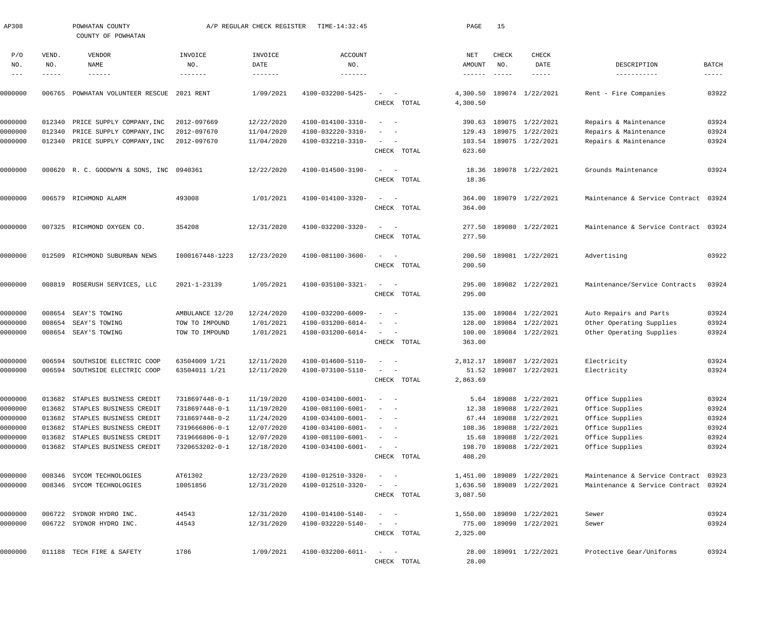AP308 POWHATAN COUNTY A/P REGULAR CHECK REGISTER TIME-14:32:45

COUNTY OF POWHATAN

| P/O NO. | VEND. NO. | VENDOR NAME | INVOICE NO. | INVOICE DATE | ACCOUNT NO. | | NET AMOUNT | CHECK NO. | CHECK DATE | DESCRIPTION | BATCH |
|---|---|---|---|---|---|---|---|---|---|---|---|
| 0000000 | 006765 | POWHATAN VOLUNTEER RESCUE | 2021 RENT | 1/09/2021 | 4100-032200-5425- | - - | 4,300.50 | 189074 | 1/22/2021 | Rent - Fire Companies | 03922 |
| | | | | | | CHECK TOTAL | 4,300.50 | | | | |
| 0000000 | 012340 | PRICE SUPPLY COMPANY,INC | 2012-097669 | 12/22/2020 | 4100-014100-3310- | - - | 390.63 | 189075 | 1/22/2021 | Repairs & Maintenance | 03924 |
| 0000000 | 012340 | PRICE SUPPLY COMPANY,INC | 2012-097670 | 11/04/2020 | 4100-032220-3310- | - - | 129.43 | 189075 | 1/22/2021 | Repairs & Maintenance | 03924 |
| 0000000 | 012340 | PRICE SUPPLY COMPANY,INC | 2012-097670 | 11/04/2020 | 4100-032210-3310- | - - | 103.54 | 189075 | 1/22/2021 | Repairs & Maintenance | 03924 |
| | | | | | | CHECK TOTAL | 623.60 | | | | |
| 0000000 | 000620 | R. C. GOODWYN & SONS, INC | 0940361 | 12/22/2020 | 4100-014500-3190- | - - | 18.36 | 189078 | 1/22/2021 | Grounds Maintenance | 03924 |
| | | | | | | CHECK TOTAL | 18.36 | | | | |
| 0000000 | 006579 | RICHMOND ALARM | 493008 | 1/01/2021 | 4100-014100-3320- | - - | 364.00 | 189079 | 1/22/2021 | Maintenance & Service Contract | 03924 |
| | | | | | | CHECK TOTAL | 364.00 | | | | |
| 0000000 | 007325 | RICHMOND OXYGEN CO. | 354208 | 12/31/2020 | 4100-032200-3320- | - - | 277.50 | 189080 | 1/22/2021 | Maintenance & Service Contract | 03924 |
| | | | | | | CHECK TOTAL | 277.50 | | | | |
| 0000000 | 012509 | RICHMOND SUBURBAN NEWS | I000167448-1223 | 12/23/2020 | 4100-081100-3600- | - - | 200.50 | 189081 | 1/22/2021 | Advertising | 03922 |
| | | | | | | CHECK TOTAL | 200.50 | | | | |
| 0000000 | 008819 | ROSERUSH SERVICES, LLC | 2021-1-23139 | 1/05/2021 | 4100-035100-3321- | - - | 295.00 | 189082 | 1/22/2021 | Maintenance/Service Contracts | 03924 |
| | | | | | | CHECK TOTAL | 295.00 | | | | |
| 0000000 | 008654 | SEAY'S TOWING | AMBULANCE 12/20 | 12/24/2020 | 4100-032200-6009- | - - | 135.00 | 189084 | 1/22/2021 | Auto Repairs and Parts | 03924 |
| 0000000 | 008654 | SEAY'S TOWING | TOW TO IMPOUND | 1/01/2021 | 4100-031200-6014- | - - | 128.00 | 189084 | 1/22/2021 | Other Operating Supplies | 03924 |
| 0000000 | 008654 | SEAY'S TOWING | TOW TO IMPOUND | 1/01/2021 | 4100-031200-6014- | - - | 100.00 | 189084 | 1/22/2021 | Other Operating Supplies | 03924 |
| | | | | | | CHECK TOTAL | 363.00 | | | | |
| 0000000 | 006594 | SOUTHSIDE ELECTRIC COOP | 63504009 1/21 | 12/11/2020 | 4100-014600-5110- | - - | 2,812.17 | 189087 | 1/22/2021 | Electricity | 03924 |
| 0000000 | 006594 | SOUTHSIDE ELECTRIC COOP | 63504011 1/21 | 12/11/2020 | 4100-073100-5110- | - - | 51.52 | 189087 | 1/22/2021 | Electricity | 03924 |
| | | | | | | CHECK TOTAL | 2,863.69 | | | | |
| 0000000 | 013682 | STAPLES BUSINESS CREDIT | 7318697448-0-1 | 11/19/2020 | 4100-034100-6001- | - - | 5.64 | 189088 | 1/22/2021 | Office Supplies | 03924 |
| 0000000 | 013682 | STAPLES BUSINESS CREDIT | 7318697448-0-1 | 11/19/2020 | 4100-081100-6001- | - - | 12.38 | 189088 | 1/22/2021 | Office Supplies | 03924 |
| 0000000 | 013682 | STAPLES BUSINESS CREDIT | 7318697448-0-2 | 11/24/2020 | 4100-034100-6001- | - - | 67.44 | 189088 | 1/22/2021 | Office Supplies | 03924 |
| 0000000 | 013682 | STAPLES BUSINESS CREDIT | 7319666806-0-1 | 12/07/2020 | 4100-034100-6001- | - - | 108.36 | 189088 | 1/22/2021 | Office Supplies | 03924 |
| 0000000 | 013682 | STAPLES BUSINESS CREDIT | 7319666806-0-1 | 12/07/2020 | 4100-081100-6001- | - - | 15.68 | 189088 | 1/22/2021 | Office Supplies | 03924 |
| 0000000 | 013682 | STAPLES BUSINESS CREDIT | 7320653202-0-1 | 12/18/2020 | 4100-034100-6001- | - - | 198.70 | 189088 | 1/22/2021 | Office Supplies | 03924 |
| | | | | | | CHECK TOTAL | 408.20 | | | | |
| 0000000 | 008346 | SYCOM TECHNOLOGIES | AT61302 | 12/23/2020 | 4100-012510-3320- | - - | 1,451.00 | 189089 | 1/22/2021 | Maintenance & Service Contract | 03923 |
| 0000000 | 008346 | SYCOM TECHNOLOGIES | 10051856 | 12/31/2020 | 4100-012510-3320- | - - | 1,636.50 | 189089 | 1/22/2021 | Maintenance & Service Contract | 03924 |
| | | | | | | CHECK TOTAL | 3,087.50 | | | | |
| 0000000 | 006722 | SYDNOR HYDRO INC. | 44543 | 12/31/2020 | 4100-014100-5140- | - - | 1,550.00 | 189090 | 1/22/2021 | Sewer | 03924 |
| 0000000 | 006722 | SYDNOR HYDRO INC. | 44543 | 12/31/2020 | 4100-032220-5140- | - - | 775.00 | 189090 | 1/22/2021 | Sewer | 03924 |
| | | | | | | CHECK TOTAL | 2,325.00 | | | | |
| 0000000 | 011188 | TECH FIRE & SAFETY | 1786 | 1/09/2021 | 4100-032200-6011- | - - | 28.00 | 189091 | 1/22/2021 | Protective Gear/Uniforms | 03924 |
| | | | | | | CHECK TOTAL | 28.00 | | | | |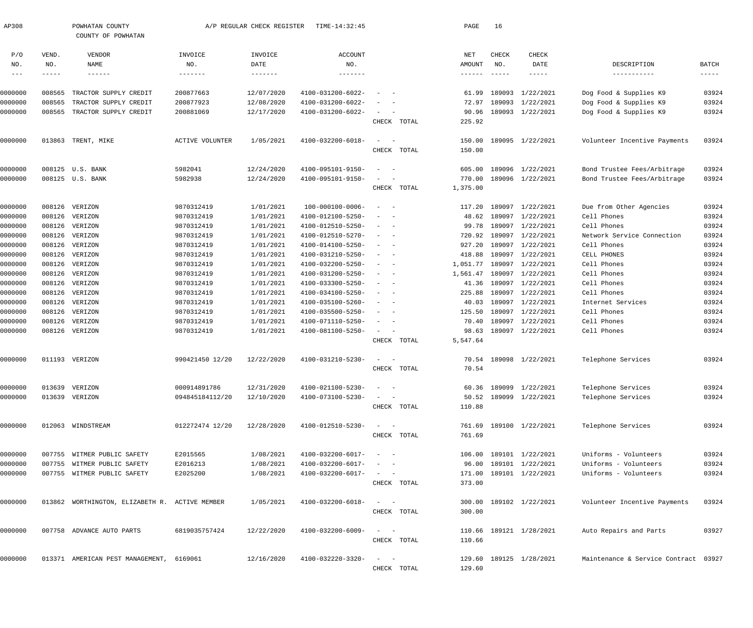AP308 POWHATAN COUNTY A/P REGULAR CHECK REGISTER TIME-14:32:45

COUNTY OF POWHATAN

| P/O NO. | VEND. NO. | VENDOR NAME | INVOICE NO. | INVOICE DATE | ACCOUNT NO. | | NET AMOUNT | CHECK NO. | CHECK DATE | DESCRIPTION | BATCH |
|---|---|---|---|---|---|---|---|---|---|---|---|
| 0000000 | 008565 | TRACTOR SUPPLY CREDIT | 200877663 | 12/07/2020 | 4100-031200-6022- | - - | 61.99 | 189093 | 1/22/2021 | Dog Food & Supplies K9 | 03924 |
| 0000000 | 008565 | TRACTOR SUPPLY CREDIT | 200877923 | 12/08/2020 | 4100-031200-6022- | - - | 72.97 | 189093 | 1/22/2021 | Dog Food & Supplies K9 | 03924 |
| 0000000 | 008565 | TRACTOR SUPPLY CREDIT | 200881069 | 12/17/2020 | 4100-031200-6022- | - - | 90.96 | 189093 | 1/22/2021 | Dog Food & Supplies K9 | 03924 |
| | | | | | | CHECK TOTAL | 225.92 | | | | |
| 0000000 | 013863 | TRENT, MIKE | ACTIVE VOLUNTER | 1/05/2021 | 4100-032200-6018- | - - | 150.00 | 189095 | 1/22/2021 | Volunteer Incentive Payments | 03924 |
| | | | | | | CHECK TOTAL | 150.00 | | | | |
| 0000000 | 008125 | U.S. BANK | 5982041 | 12/24/2020 | 4100-095101-9150- | - - | 605.00 | 189096 | 1/22/2021 | Bond Trustee Fees/Arbitrage | 03924 |
| 0000000 | 008125 | U.S. BANK | 5982938 | 12/24/2020 | 4100-095101-9150- | - - | 770.00 | 189096 | 1/22/2021 | Bond Trustee Fees/Arbitrage | 03924 |
| | | | | | | CHECK TOTAL | 1,375.00 | | | | |
| 0000000 | 008126 | VERIZON | 9870312419 | 1/01/2021 | 100-000100-0006- | - - | 117.20 | 189097 | 1/22/2021 | Due from Other Agencies | 03924 |
| 0000000 | 008126 | VERIZON | 9870312419 | 1/01/2021 | 4100-012100-5250- | - - | 48.62 | 189097 | 1/22/2021 | Cell Phones | 03924 |
| 0000000 | 008126 | VERIZON | 9870312419 | 1/01/2021 | 4100-012510-5250- | - - | 99.78 | 189097 | 1/22/2021 | Cell Phones | 03924 |
| 0000000 | 008126 | VERIZON | 9870312419 | 1/01/2021 | 4100-012510-5270- | - - | 720.92 | 189097 | 1/22/2021 | Network Service Connection | 03924 |
| 0000000 | 008126 | VERIZON | 9870312419 | 1/01/2021 | 4100-014100-5250- | - - | 927.20 | 189097 | 1/22/2021 | Cell Phones | 03924 |
| 0000000 | 008126 | VERIZON | 9870312419 | 1/01/2021 | 4100-031210-5250- | - - | 418.88 | 189097 | 1/22/2021 | CELL PHONES | 03924 |
| 0000000 | 008126 | VERIZON | 9870312419 | 1/01/2021 | 4100-032200-5250- | - - | 1,051.77 | 189097 | 1/22/2021 | Cell Phones | 03924 |
| 0000000 | 008126 | VERIZON | 9870312419 | 1/01/2021 | 4100-031200-5250- | - - | 1,561.47 | 189097 | 1/22/2021 | Cell Phones | 03924 |
| 0000000 | 008126 | VERIZON | 9870312419 | 1/01/2021 | 4100-033300-5250- | - - | 41.36 | 189097 | 1/22/2021 | Cell Phones | 03924 |
| 0000000 | 008126 | VERIZON | 9870312419 | 1/01/2021 | 4100-034100-5250- | - - | 225.88 | 189097 | 1/22/2021 | Cell Phones | 03924 |
| 0000000 | 008126 | VERIZON | 9870312419 | 1/01/2021 | 4100-035100-5260- | - - | 40.03 | 189097 | 1/22/2021 | Internet Services | 03924 |
| 0000000 | 008126 | VERIZON | 9870312419 | 1/01/2021 | 4100-035500-5250- | - - | 125.50 | 189097 | 1/22/2021 | Cell Phones | 03924 |
| 0000000 | 008126 | VERIZON | 9870312419 | 1/01/2021 | 4100-071110-5250- | - - | 70.40 | 189097 | 1/22/2021 | Cell Phones | 03924 |
| 0000000 | 008126 | VERIZON | 9870312419 | 1/01/2021 | 4100-081100-5250- | - - | 98.63 | 189097 | 1/22/2021 | Cell Phones | 03924 |
| | | | | | | CHECK TOTAL | 5,547.64 | | | | |
| 0000000 | 011193 | VERIZON | 990421450 12/20 | 12/22/2020 | 4100-031210-5230- | - - | 70.54 | 189098 | 1/22/2021 | Telephone Services | 03924 |
| | | | | | | CHECK TOTAL | 70.54 | | | | |
| 0000000 | 013639 | VERIZON | 000914891786 | 12/31/2020 | 4100-021100-5230- | - - | 60.36 | 189099 | 1/22/2021 | Telephone Services | 03924 |
| 0000000 | 013639 | VERIZON | 094845184112/20 | 12/10/2020 | 4100-073100-5230- | - - | 50.52 | 189099 | 1/22/2021 | Telephone Services | 03924 |
| | | | | | | CHECK TOTAL | 110.88 | | | | |
| 0000000 | 012063 | WINDSTREAM | 012272474 12/20 | 12/28/2020 | 4100-012510-5230- | - - | 761.69 | 189100 | 1/22/2021 | Telephone Services | 03924 |
| | | | | | | CHECK TOTAL | 761.69 | | | | |
| 0000000 | 007755 | WITMER PUBLIC SAFETY | E2015565 | 1/08/2021 | 4100-032200-6017- | - - | 106.00 | 189101 | 1/22/2021 | Uniforms - Volunteers | 03924 |
| 0000000 | 007755 | WITMER PUBLIC SAFETY | E2016213 | 1/08/2021 | 4100-032200-6017- | - - | 96.00 | 189101 | 1/22/2021 | Uniforms - Volunteers | 03924 |
| 0000000 | 007755 | WITMER PUBLIC SAFETY | E2025200 | 1/08/2021 | 4100-032200-6017- | - - | 171.00 | 189101 | 1/22/2021 | Uniforms - Volunteers | 03924 |
| | | | | | | CHECK TOTAL | 373.00 | | | | |
| 0000000 | 013862 | WORTHINGTON, ELIZABETH R. | ACTIVE MEMBER | 1/05/2021 | 4100-032200-6018- | - - | 300.00 | 189102 | 1/22/2021 | Volunteer Incentive Payments | 03924 |
| | | | | | | CHECK TOTAL | 300.00 | | | | |
| 0000000 | 007758 | ADVANCE AUTO PARTS | 6819035757424 | 12/22/2020 | 4100-032200-6009- | - - | 110.66 | 189121 | 1/28/2021 | Auto Repairs and Parts | 03927 |
| | | | | | | CHECK TOTAL | 110.66 | | | | |
| 0000000 | 013371 | AMERICAN PEST MANAGEMENT, | 6169061 | 12/16/2020 | 4100-032220-3320- | - - | 129.60 | 189125 | 1/28/2021 | Maintenance & Service Contract | 03927 |
| | | | | | | CHECK TOTAL | 129.60 | | | | |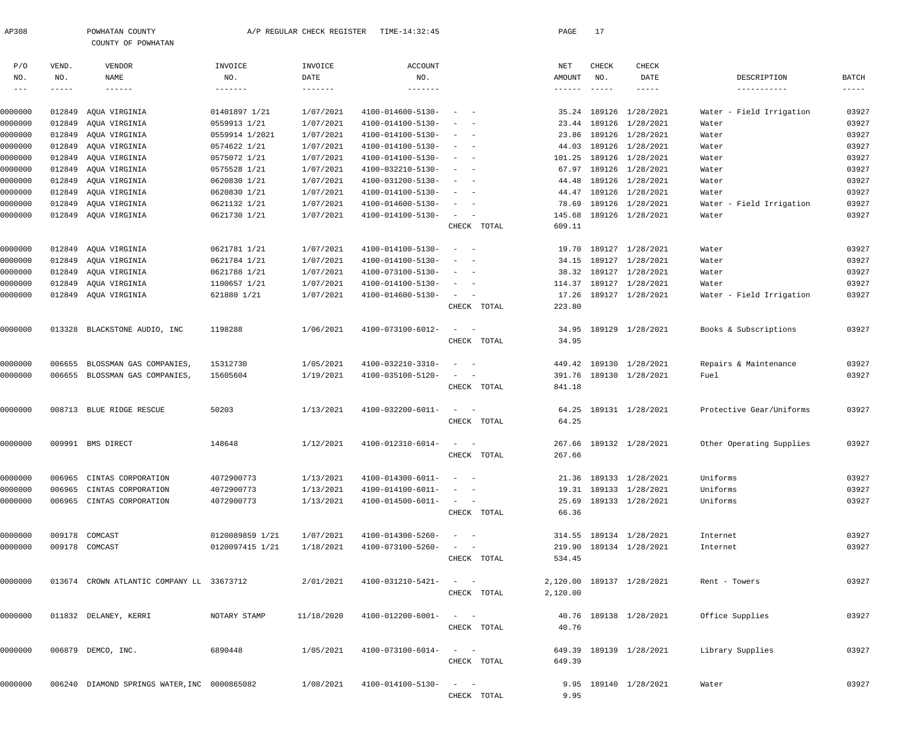AP308 POWHATAN COUNTY A/P REGULAR CHECK REGISTER TIME-14:32:45

COUNTY OF POWHATAN

| P/O NO. | VEND. NO. | VENDOR NAME | INVOICE NO. | INVOICE DATE | ACCOUNT NO. | | NET AMOUNT | CHECK NO. | CHECK DATE | DESCRIPTION | BATCH |
|---|---|---|---|---|---|---|---|---|---|---|---|
| 0000000 | 012849 | AQUA VIRGINIA | 01401897 1/21 | 1/07/2021 | 4100-014600-5130- | - - | 35.24 | 189126 | 1/28/2021 | Water - Field Irrigation | 03927 |
| 0000000 | 012849 | AQUA VIRGINIA | 0559913 1/21 | 1/07/2021 | 4100-014100-5130- | - - | 23.44 | 189126 | 1/28/2021 | Water | 03927 |
| 0000000 | 012849 | AQUA VIRGINIA | 0559914 1/2021 | 1/07/2021 | 4100-014100-5130- | - - | 23.86 | 189126 | 1/28/2021 | Water | 03927 |
| 0000000 | 012849 | AQUA VIRGINIA | 0574622 1/21 | 1/07/2021 | 4100-014100-5130- | - - | 44.03 | 189126 | 1/28/2021 | Water | 03927 |
| 0000000 | 012849 | AQUA VIRGINIA | 0575072 1/21 | 1/07/2021 | 4100-014100-5130- | - - | 101.25 | 189126 | 1/28/2021 | Water | 03927 |
| 0000000 | 012849 | AQUA VIRGINIA | 0575528 1/21 | 1/07/2021 | 4100-032210-5130- | - - | 67.97 | 189126 | 1/28/2021 | Water | 03927 |
| 0000000 | 012849 | AQUA VIRGINIA | 0620830 1/21 | 1/07/2021 | 4100-031200-5130- | - - | 44.48 | 189126 | 1/28/2021 | Water | 03927 |
| 0000000 | 012849 | AQUA VIRGINIA | 0620830 1/21 | 1/07/2021 | 4100-014100-5130- | - - | 44.47 | 189126 | 1/28/2021 | Water | 03927 |
| 0000000 | 012849 | AQUA VIRGINIA | 0621132 1/21 | 1/07/2021 | 4100-014600-5130- | - - | 78.69 | 189126 | 1/28/2021 | Water - Field Irrigation | 03927 |
| 0000000 | 012849 | AQUA VIRGINIA | 0621730 1/21 | 1/07/2021 | 4100-014100-5130- | - - | 145.68 | 189126 | 1/28/2021 | Water | 03927 |
| | | | | | | CHECK TOTAL | 609.11 | | | | |
| 0000000 | 012849 | AQUA VIRGINIA | 0621781 1/21 | 1/07/2021 | 4100-014100-5130- | - - | 19.70 | 189127 | 1/28/2021 | Water | 03927 |
| 0000000 | 012849 | AQUA VIRGINIA | 0621784 1/21 | 1/07/2021 | 4100-014100-5130- | - - | 34.15 | 189127 | 1/28/2021 | Water | 03927 |
| 0000000 | 012849 | AQUA VIRGINIA | 0621788 1/21 | 1/07/2021 | 4100-073100-5130- | - - | 38.32 | 189127 | 1/28/2021 | Water | 03927 |
| 0000000 | 012849 | AQUA VIRGINIA | 1100657 1/21 | 1/07/2021 | 4100-014100-5130- | - - | 114.37 | 189127 | 1/28/2021 | Water | 03927 |
| 0000000 | 012849 | AQUA VIRGINIA | 621880 1/21 | 1/07/2021 | 4100-014600-5130- | - - | 17.26 | 189127 | 1/28/2021 | Water - Field Irrigation | 03927 |
| | | | | | | CHECK TOTAL | 223.80 | | | | |
| 0000000 | 013328 | BLACKSTONE AUDIO, INC | 1198288 | 1/06/2021 | 4100-073100-6012- | - - | 34.95 | 189129 | 1/28/2021 | Books & Subscriptions | 03927 |
| | | | | | | CHECK TOTAL | 34.95 | | | | |
| 0000000 | 006655 | BLOSSMAN GAS COMPANIES, | 15312730 | 1/05/2021 | 4100-032210-3310- | - - | 449.42 | 189130 | 1/28/2021 | Repairs & Maintenance | 03927 |
| 0000000 | 006655 | BLOSSMAN GAS COMPANIES, | 15605604 | 1/19/2021 | 4100-035100-5120- | - - | 391.76 | 189130 | 1/28/2021 | Fuel | 03927 |
| | | | | | | CHECK TOTAL | 841.18 | | | | |
| 0000000 | 008713 | BLUE RIDGE RESCUE | 50203 | 1/13/2021 | 4100-032200-6011- | - - | 64.25 | 189131 | 1/28/2021 | Protective Gear/Uniforms | 03927 |
| | | | | | | CHECK TOTAL | 64.25 | | | | |
| 0000000 | 009991 | BMS DIRECT | 148648 | 1/12/2021 | 4100-012310-6014- | - - | 267.66 | 189132 | 1/28/2021 | Other Operating Supplies | 03927 |
| | | | | | | CHECK TOTAL | 267.66 | | | | |
| 0000000 | 006965 | CINTAS CORPORATION | 4072900773 | 1/13/2021 | 4100-014300-6011- | - - | 21.36 | 189133 | 1/28/2021 | Uniforms | 03927 |
| 0000000 | 006965 | CINTAS CORPORATION | 4072900773 | 1/13/2021 | 4100-014100-6011- | - - | 19.31 | 189133 | 1/28/2021 | Uniforms | 03927 |
| 0000000 | 006965 | CINTAS CORPORATION | 4072900773 | 1/13/2021 | 4100-014500-6011- | - - | 25.69 | 189133 | 1/28/2021 | Uniforms | 03927 |
| | | | | | | CHECK TOTAL | 66.36 | | | | |
| 0000000 | 009178 | COMCAST | 0120089859 1/21 | 1/07/2021 | 4100-014300-5260- | - - | 314.55 | 189134 | 1/28/2021 | Internet | 03927 |
| 0000000 | 009178 | COMCAST | 0120097415 1/21 | 1/18/2021 | 4100-073100-5260- | - - | 219.90 | 189134 | 1/28/2021 | Internet | 03927 |
| | | | | | | CHECK TOTAL | 534.45 | | | | |
| 0000000 | 013674 | CROWN ATLANTIC COMPANY LL | 33673712 | 2/01/2021 | 4100-031210-5421- | - - | 2,120.00 | 189137 | 1/28/2021 | Rent - Towers | 03927 |
| | | | | | | CHECK TOTAL | 2,120.00 | | | | |
| 0000000 | 011832 | DELANEY, KERRI | NOTARY STAMP | 11/18/2020 | 4100-012200-6001- | - - | 40.76 | 189138 | 1/28/2021 | Office Supplies | 03927 |
| | | | | | | CHECK TOTAL | 40.76 | | | | |
| 0000000 | 006879 | DEMCO, INC. | 6890448 | 1/05/2021 | 4100-073100-6014- | - - | 649.39 | 189139 | 1/28/2021 | Library Supplies | 03927 |
| | | | | | | CHECK TOTAL | 649.39 | | | | |
| 0000000 | 006240 | DIAMOND SPRINGS WATER,INC | 0000865082 | 1/08/2021 | 4100-014100-5130- | - - | 9.95 | 189140 | 1/28/2021 | Water | 03927 |
| | | | | | | CHECK TOTAL | 9.95 | | | | |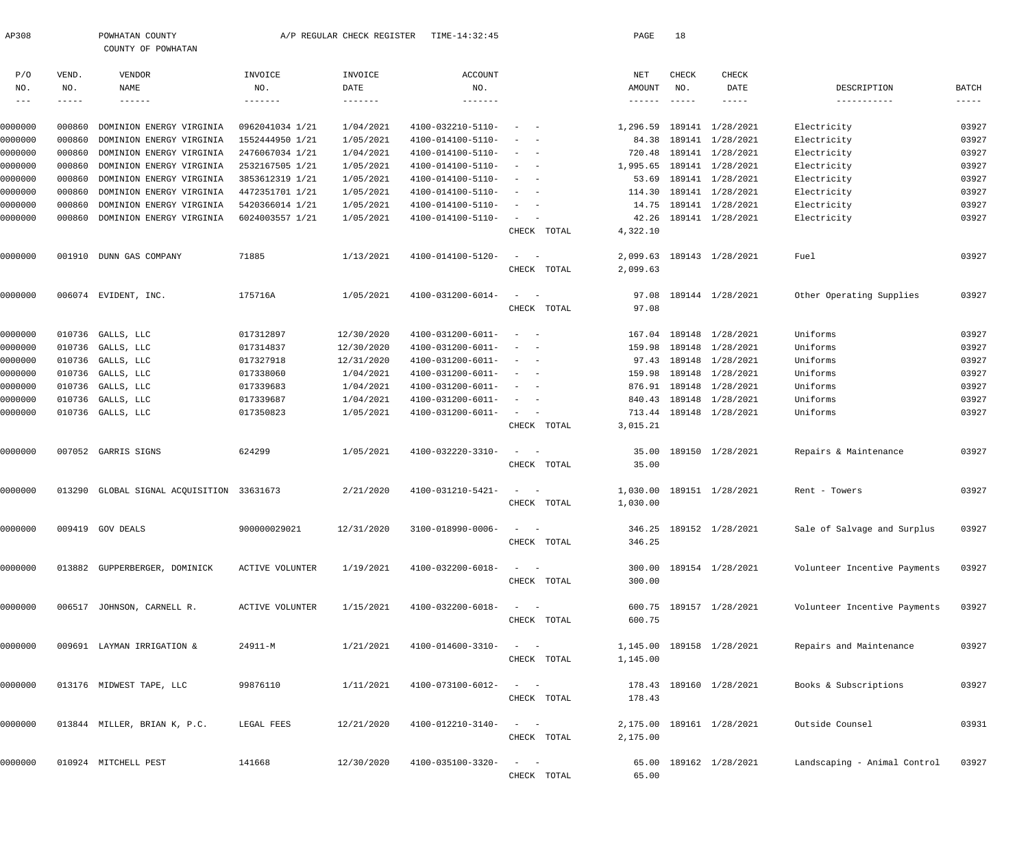AP308 POWHATAN COUNTY A/P REGULAR CHECK REGISTER TIME-14:32:45 PAGE 18

COUNTY OF POWHATAN

| P/O NO. | VEND. NO. | VENDOR NAME | INVOICE NO. | INVOICE DATE | ACCOUNT NO. | | NET AMOUNT | CHECK NO. | CHECK DATE | DESCRIPTION | BATCH |
|---|---|---|---|---|---|---|---|---|---|---|---|
| 0000000 | 000860 | DOMINION ENERGY VIRGINIA | 0962041034 1/21 | 1/04/2021 | 4100-032210-5110- | - - | 1,296.59 | 189141 | 1/28/2021 | Electricity | 03927 |
| 0000000 | 000860 | DOMINION ENERGY VIRGINIA | 1552444950 1/21 | 1/05/2021 | 4100-014100-5110- | - - | 84.38 | 189141 | 1/28/2021 | Electricity | 03927 |
| 0000000 | 000860 | DOMINION ENERGY VIRGINIA | 2476067034 1/21 | 1/04/2021 | 4100-014100-5110- | - - | 720.48 | 189141 | 1/28/2021 | Electricity | 03927 |
| 0000000 | 000860 | DOMINION ENERGY VIRGINIA | 2532167505 1/21 | 1/05/2021 | 4100-014100-5110- | - - | 1,995.65 | 189141 | 1/28/2021 | Electricity | 03927 |
| 0000000 | 000860 | DOMINION ENERGY VIRGINIA | 3853612319 1/21 | 1/05/2021 | 4100-014100-5110- | - - | 53.69 | 189141 | 1/28/2021 | Electricity | 03927 |
| 0000000 | 000860 | DOMINION ENERGY VIRGINIA | 4472351701 1/21 | 1/05/2021 | 4100-014100-5110- | - - | 114.30 | 189141 | 1/28/2021 | Electricity | 03927 |
| 0000000 | 000860 | DOMINION ENERGY VIRGINIA | 5420366014 1/21 | 1/05/2021 | 4100-014100-5110- | - - | 14.75 | 189141 | 1/28/2021 | Electricity | 03927 |
| 0000000 | 000860 | DOMINION ENERGY VIRGINIA | 6024003557 1/21 | 1/05/2021 | 4100-014100-5110- | - - | 42.26 | 189141 | 1/28/2021 | Electricity | 03927 |
| | | | | | | CHECK TOTAL | 4,322.10 | | | | |
| 0000000 | 001910 | DUNN GAS COMPANY | 71885 | 1/13/2021 | 4100-014100-5120- | - - | 2,099.63 | 189143 | 1/28/2021 | Fuel | 03927 |
| | | | | | | CHECK TOTAL | 2,099.63 | | | | |
| 0000000 | 006074 | EVIDENT, INC. | 175716A | 1/05/2021 | 4100-031200-6014- | - - | 97.08 | 189144 | 1/28/2021 | Other Operating Supplies | 03927 |
| | | | | | | CHECK TOTAL | 97.08 | | | | |
| 0000000 | 010736 | GALLS, LLC | 017312897 | 12/30/2020 | 4100-031200-6011- | - - | 167.04 | 189148 | 1/28/2021 | Uniforms | 03927 |
| 0000000 | 010736 | GALLS, LLC | 017314837 | 12/30/2020 | 4100-031200-6011- | - - | 159.98 | 189148 | 1/28/2021 | Uniforms | 03927 |
| 0000000 | 010736 | GALLS, LLC | 017327918 | 12/31/2020 | 4100-031200-6011- | - - | 97.43 | 189148 | 1/28/2021 | Uniforms | 03927 |
| 0000000 | 010736 | GALLS, LLC | 017338060 | 1/04/2021 | 4100-031200-6011- | - - | 159.98 | 189148 | 1/28/2021 | Uniforms | 03927 |
| 0000000 | 010736 | GALLS, LLC | 017339683 | 1/04/2021 | 4100-031200-6011- | - - | 876.91 | 189148 | 1/28/2021 | Uniforms | 03927 |
| 0000000 | 010736 | GALLS, LLC | 017339687 | 1/04/2021 | 4100-031200-6011- | - - | 840.43 | 189148 | 1/28/2021 | Uniforms | 03927 |
| 0000000 | 010736 | GALLS, LLC | 017350823 | 1/05/2021 | 4100-031200-6011- | - - | 713.44 | 189148 | 1/28/2021 | Uniforms | 03927 |
| | | | | | | CHECK TOTAL | 3,015.21 | | | | |
| 0000000 | 007052 | GARRIS SIGNS | 624299 | 1/05/2021 | 4100-032220-3310- | - - | 35.00 | 189150 | 1/28/2021 | Repairs & Maintenance | 03927 |
| | | | | | | CHECK TOTAL | 35.00 | | | | |
| 0000000 | 013290 | GLOBAL SIGNAL ACQUISITION | 33631673 | 2/21/2020 | 4100-031210-5421- | - - | 1,030.00 | 189151 | 1/28/2021 | Rent - Towers | 03927 |
| | | | | | | CHECK TOTAL | 1,030.00 | | | | |
| 0000000 | 009419 | GOV DEALS | 900000029021 | 12/31/2020 | 3100-018990-0006- | - - | 346.25 | 189152 | 1/28/2021 | Sale of Salvage and Surplus | 03927 |
| | | | | | | CHECK TOTAL | 346.25 | | | | |
| 0000000 | 013882 | GUPPERBERGER, DOMINICK | ACTIVE VOLUNTER | 1/19/2021 | 4100-032200-6018- | - - | 300.00 | 189154 | 1/28/2021 | Volunteer Incentive Payments | 03927 |
| | | | | | | CHECK TOTAL | 300.00 | | | | |
| 0000000 | 006517 | JOHNSON, CARNELL R. | ACTIVE VOLUNTER | 1/15/2021 | 4100-032200-6018- | - - | 600.75 | 189157 | 1/28/2021 | Volunteer Incentive Payments | 03927 |
| | | | | | | CHECK TOTAL | 600.75 | | | | |
| 0000000 | 009691 | LAYMAN IRRIGATION & | 24911-M | 1/21/2021 | 4100-014600-3310- | - - | 1,145.00 | 189158 | 1/28/2021 | Repairs and Maintenance | 03927 |
| | | | | | | CHECK TOTAL | 1,145.00 | | | | |
| 0000000 | 013176 | MIDWEST TAPE, LLC | 99876110 | 1/11/2021 | 4100-073100-6012- | - - | 178.43 | 189160 | 1/28/2021 | Books & Subscriptions | 03927 |
| | | | | | | CHECK TOTAL | 178.43 | | | | |
| 0000000 | 013844 | MILLER, BRIAN K, P.C. | LEGAL FEES | 12/21/2020 | 4100-012210-3140- | - - | 2,175.00 | 189161 | 1/28/2021 | Outside Counsel | 03931 |
| | | | | | | CHECK TOTAL | 2,175.00 | | | | |
| 0000000 | 010924 | MITCHELL PEST | 141668 | 12/30/2020 | 4100-035100-3320- | - - | 65.00 | 189162 | 1/28/2021 | Landscaping - Animal Control | 03927 |
| | | | | | | CHECK TOTAL | 65.00 | | | | |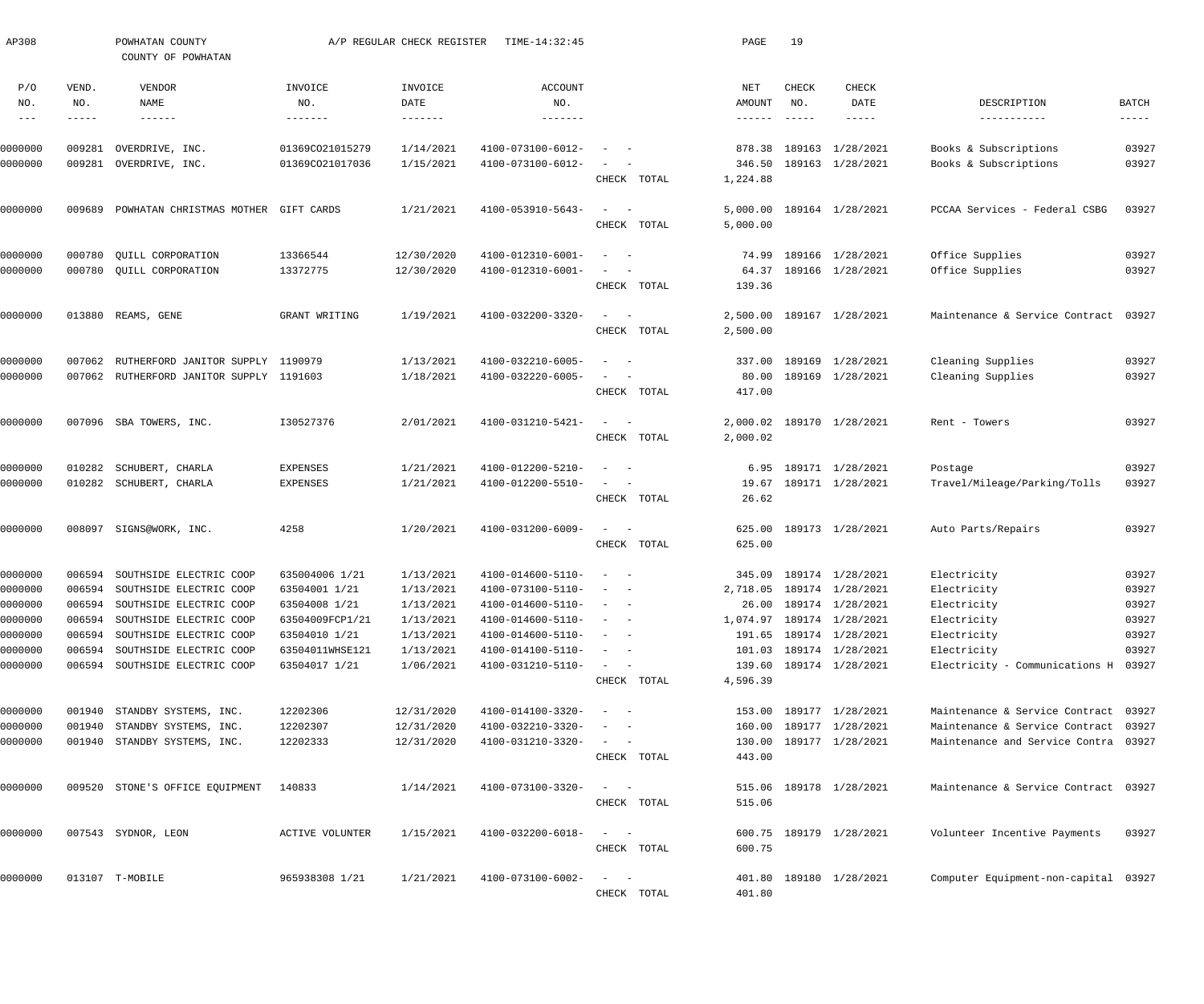AP308 POWHATAN COUNTY A/P REGULAR CHECK REGISTER TIME-14:32:45

COUNTY OF POWHATAN

| P/O NO. | VEND. NO. | VENDOR NAME | INVOICE NO. | INVOICE DATE | ACCOUNT NO. | | NET AMOUNT | CHECK NO. | CHECK DATE | DESCRIPTION | BATCH |
|---|---|---|---|---|---|---|---|---|---|---|---|
| 0000000 | 009281 | OVERDRIVE, INC. | 01369CO21015279 | 1/14/2021 | 4100-073100-6012- | - - | 878.38 | 189163 | 1/28/2021 | Books & Subscriptions | 03927 |
| 0000000 | 009281 | OVERDRIVE, INC. | 01369CO21017036 | 1/15/2021 | 4100-073100-6012- | - - | 346.50 | 189163 | 1/28/2021 | Books & Subscriptions | 03927 |
| | | | | | | CHECK TOTAL | 1,224.88 | | | | |
| 0000000 | 009689 | POWHATAN CHRISTMAS MOTHER | GIFT CARDS | 1/21/2021 | 4100-053910-5643- | - - | 5,000.00 | 189164 | 1/28/2021 | PCCAA Services - Federal CSBG | 03927 |
| | | | | | | CHECK TOTAL | 5,000.00 | | | | |
| 0000000 | 000780 | QUILL CORPORATION | 13366544 | 12/30/2020 | 4100-012310-6001- | - - | 74.99 | 189166 | 1/28/2021 | Office Supplies | 03927 |
| 0000000 | 000780 | QUILL CORPORATION | 13372775 | 12/30/2020 | 4100-012310-6001- | - - | 64.37 | 189166 | 1/28/2021 | Office Supplies | 03927 |
| | | | | | | CHECK TOTAL | 139.36 | | | | |
| 0000000 | 013880 | REAMS, GENE | GRANT WRITING | 1/19/2021 | 4100-032200-3320- | - - | 2,500.00 | 189167 | 1/28/2021 | Maintenance & Service Contract | 03927 |
| | | | | | | CHECK TOTAL | 2,500.00 | | | | |
| 0000000 | 007062 | RUTHERFORD JANITOR SUPPLY | 1190979 | 1/13/2021 | 4100-032210-6005- | - - | 337.00 | 189169 | 1/28/2021 | Cleaning Supplies | 03927 |
| 0000000 | 007062 | RUTHERFORD JANITOR SUPPLY | 1191603 | 1/18/2021 | 4100-032220-6005- | - - | 80.00 | 189169 | 1/28/2021 | Cleaning Supplies | 03927 |
| | | | | | | CHECK TOTAL | 417.00 | | | | |
| 0000000 | 007096 | SBA TOWERS, INC. | I30527376 | 2/01/2021 | 4100-031210-5421- | - - | 2,000.02 | 189170 | 1/28/2021 | Rent - Towers | 03927 |
| | | | | | | CHECK TOTAL | 2,000.02 | | | | |
| 0000000 | 010282 | SCHUBERT, CHARLA | EXPENSES | 1/21/2021 | 4100-012200-5210- | - - | 6.95 | 189171 | 1/28/2021 | Postage | 03927 |
| 0000000 | 010282 | SCHUBERT, CHARLA | EXPENSES | 1/21/2021 | 4100-012200-5510- | - - | 19.67 | 189171 | 1/28/2021 | Travel/Mileage/Parking/Tolls | 03927 |
| | | | | | | CHECK TOTAL | 26.62 | | | | |
| 0000000 | 008097 | SIGNS@WORK, INC. | 4258 | 1/20/2021 | 4100-031200-6009- | - - | 625.00 | 189173 | 1/28/2021 | Auto Parts/Repairs | 03927 |
| | | | | | | CHECK TOTAL | 625.00 | | | | |
| 0000000 | 006594 | SOUTHSIDE ELECTRIC COOP | 635004006 1/21 | 1/13/2021 | 4100-014600-5110- | - - | 345.09 | 189174 | 1/28/2021 | Electricity | 03927 |
| 0000000 | 006594 | SOUTHSIDE ELECTRIC COOP | 63504001 1/21 | 1/13/2021 | 4100-073100-5110- | - - | 2,718.05 | 189174 | 1/28/2021 | Electricity | 03927 |
| 0000000 | 006594 | SOUTHSIDE ELECTRIC COOP | 63504008 1/21 | 1/13/2021 | 4100-014600-5110- | - - | 26.00 | 189174 | 1/28/2021 | Electricity | 03927 |
| 0000000 | 006594 | SOUTHSIDE ELECTRIC COOP | 63504009FCP1/21 | 1/13/2021 | 4100-014600-5110- | - - | 1,074.97 | 189174 | 1/28/2021 | Electricity | 03927 |
| 0000000 | 006594 | SOUTHSIDE ELECTRIC COOP | 63504010 1/21 | 1/13/2021 | 4100-014600-5110- | - - | 191.65 | 189174 | 1/28/2021 | Electricity | 03927 |
| 0000000 | 006594 | SOUTHSIDE ELECTRIC COOP | 63504011WHSE121 | 1/13/2021 | 4100-014100-5110- | - - | 101.03 | 189174 | 1/28/2021 | Electricity | 03927 |
| 0000000 | 006594 | SOUTHSIDE ELECTRIC COOP | 63504017 1/21 | 1/06/2021 | 4100-031210-5110- | - - | 139.60 | 189174 | 1/28/2021 | Electricity - Communications H | 03927 |
| | | | | | | CHECK TOTAL | 4,596.39 | | | | |
| 0000000 | 001940 | STANDBY SYSTEMS, INC. | 12202306 | 12/31/2020 | 4100-014100-3320- | - - | 153.00 | 189177 | 1/28/2021 | Maintenance & Service Contract | 03927 |
| 0000000 | 001940 | STANDBY SYSTEMS, INC. | 12202307 | 12/31/2020 | 4100-032210-3320- | - - | 160.00 | 189177 | 1/28/2021 | Maintenance & Service Contract | 03927 |
| 0000000 | 001940 | STANDBY SYSTEMS, INC. | 12202333 | 12/31/2020 | 4100-031210-3320- | - - | 130.00 | 189177 | 1/28/2021 | Maintenance and Service Contra | 03927 |
| | | | | | | CHECK TOTAL | 443.00 | | | | |
| 0000000 | 009520 | STONE'S OFFICE EQUIPMENT | 140833 | 1/14/2021 | 4100-073100-3320- | - - | 515.06 | 189178 | 1/28/2021 | Maintenance & Service Contract | 03927 |
| | | | | | | CHECK TOTAL | 515.06 | | | | |
| 0000000 | 007543 | SYDNOR, LEON | ACTIVE VOLUNTER | 1/15/2021 | 4100-032200-6018- | - - | 600.75 | 189179 | 1/28/2021 | Volunteer Incentive Payments | 03927 |
| | | | | | | CHECK TOTAL | 600.75 | | | | |
| 0000000 | 013107 | T-MOBILE | 965938308 1/21 | 1/21/2021 | 4100-073100-6002- | - - | 401.80 | 189180 | 1/28/2021 | Computer Equipment-non-capital | 03927 |
| | | | | | | CHECK TOTAL | 401.80 | | | | |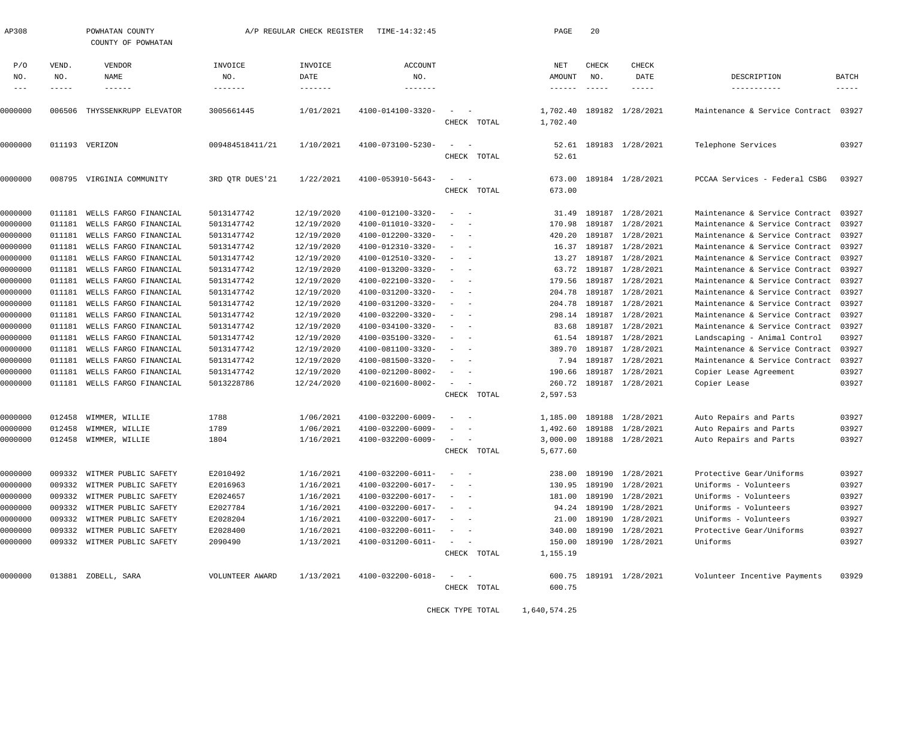AP308 POWHATAN COUNTY A/P REGULAR CHECK REGISTER TIME-14:32:45

COUNTY OF POWHATAN

| P/O NO. | VEND. NO. | VENDOR NAME | INVOICE NO. | INVOICE DATE | ACCOUNT NO. | | NET AMOUNT | CHECK NO. | CHECK DATE | DESCRIPTION | BATCH |
|---|---|---|---|---|---|---|---|---|---|---|---|
| 0000000 | 006506 | THYSSENKRUPP ELEVATOR | 3005661445 | 1/01/2021 | 4100-014100-3320- | - - | 1,702.40 | 189182 | 1/28/2021 | Maintenance & Service Contract | 03927 |
| | | | | | | CHECK TOTAL | 1,702.40 | | | | |
| 0000000 | 011193 | VERIZON | 009484518411/21 | 1/10/2021 | 4100-073100-5230- | - - | 52.61 | 189183 | 1/28/2021 | Telephone Services | 03927 |
| | | | | | | CHECK TOTAL | 52.61 | | | | |
| 0000000 | 008795 | VIRGINIA COMMUNITY | 3RD QTR DUES'21 | 1/22/2021 | 4100-053910-5643- | - - | 673.00 | 189184 | 1/28/2021 | PCCAA Services - Federal CSBG | 03927 |
| | | | | | | CHECK TOTAL | 673.00 | | | | |
| 0000000 | 011181 | WELLS FARGO FINANCIAL | 5013147742 | 12/19/2020 | 4100-012100-3320- | - - | 31.49 | 189187 | 1/28/2021 | Maintenance & Service Contract | 03927 |
| 0000000 | 011181 | WELLS FARGO FINANCIAL | 5013147742 | 12/19/2020 | 4100-011010-3320- | - - | 170.98 | 189187 | 1/28/2021 | Maintenance & Service Contract | 03927 |
| 0000000 | 011181 | WELLS FARGO FINANCIAL | 5013147742 | 12/19/2020 | 4100-012200-3320- | - - | 420.20 | 189187 | 1/28/2021 | Maintenance & Service Contract | 03927 |
| 0000000 | 011181 | WELLS FARGO FINANCIAL | 5013147742 | 12/19/2020 | 4100-012310-3320- | - - | 16.37 | 189187 | 1/28/2021 | Maintenance & Service Contract | 03927 |
| 0000000 | 011181 | WELLS FARGO FINANCIAL | 5013147742 | 12/19/2020 | 4100-012510-3320- | - - | 13.27 | 189187 | 1/28/2021 | Maintenance & Service Contract | 03927 |
| 0000000 | 011181 | WELLS FARGO FINANCIAL | 5013147742 | 12/19/2020 | 4100-013200-3320- | - - | 63.72 | 189187 | 1/28/2021 | Maintenance & Service Contract | 03927 |
| 0000000 | 011181 | WELLS FARGO FINANCIAL | 5013147742 | 12/19/2020 | 4100-022100-3320- | - - | 179.56 | 189187 | 1/28/2021 | Maintenance & Service Contract | 03927 |
| 0000000 | 011181 | WELLS FARGO FINANCIAL | 5013147742 | 12/19/2020 | 4100-031200-3320- | - - | 204.78 | 189187 | 1/28/2021 | Maintenance & Service Contract | 03927 |
| 0000000 | 011181 | WELLS FARGO FINANCIAL | 5013147742 | 12/19/2020 | 4100-031200-3320- | - - | 204.78 | 189187 | 1/28/2021 | Maintenance & Service Contract | 03927 |
| 0000000 | 011181 | WELLS FARGO FINANCIAL | 5013147742 | 12/19/2020 | 4100-032200-3320- | - - | 298.14 | 189187 | 1/28/2021 | Maintenance & Service Contract | 03927 |
| 0000000 | 011181 | WELLS FARGO FINANCIAL | 5013147742 | 12/19/2020 | 4100-034100-3320- | - - | 83.68 | 189187 | 1/28/2021 | Maintenance & Service Contract | 03927 |
| 0000000 | 011181 | WELLS FARGO FINANCIAL | 5013147742 | 12/19/2020 | 4100-035100-3320- | - - | 61.54 | 189187 | 1/28/2021 | Landscaping - Animal Control | 03927 |
| 0000000 | 011181 | WELLS FARGO FINANCIAL | 5013147742 | 12/19/2020 | 4100-081100-3320- | - - | 389.70 | 189187 | 1/28/2021 | Maintenance & Service Contract | 03927 |
| 0000000 | 011181 | WELLS FARGO FINANCIAL | 5013147742 | 12/19/2020 | 4100-081500-3320- | - - | 7.94 | 189187 | 1/28/2021 | Maintenance & Service Contract | 03927 |
| 0000000 | 011181 | WELLS FARGO FINANCIAL | 5013147742 | 12/19/2020 | 4100-021200-8002- | - - | 190.66 | 189187 | 1/28/2021 | Copier Lease Agreement | 03927 |
| 0000000 | 011181 | WELLS FARGO FINANCIAL | 5013228786 | 12/24/2020 | 4100-021600-8002- | - - | 260.72 | 189187 | 1/28/2021 | Copier Lease | 03927 |
| | | | | | | CHECK TOTAL | 2,597.53 | | | | |
| 0000000 | 012458 | WIMMER, WILLIE | 1788 | 1/06/2021 | 4100-032200-6009- | - - | 1,185.00 | 189188 | 1/28/2021 | Auto Repairs and Parts | 03927 |
| 0000000 | 012458 | WIMMER, WILLIE | 1789 | 1/06/2021 | 4100-032200-6009- | - - | 1,492.60 | 189188 | 1/28/2021 | Auto Repairs and Parts | 03927 |
| 0000000 | 012458 | WIMMER, WILLIE | 1804 | 1/16/2021 | 4100-032200-6009- | - - | 3,000.00 | 189188 | 1/28/2021 | Auto Repairs and Parts | 03927 |
| | | | | | | CHECK TOTAL | 5,677.60 | | | | |
| 0000000 | 009332 | WITMER PUBLIC SAFETY | E2010492 | 1/16/2021 | 4100-032200-6011- | - - | 238.00 | 189190 | 1/28/2021 | Protective Gear/Uniforms | 03927 |
| 0000000 | 009332 | WITMER PUBLIC SAFETY | E2016963 | 1/16/2021 | 4100-032200-6017- | - - | 130.95 | 189190 | 1/28/2021 | Uniforms - Volunteers | 03927 |
| 0000000 | 009332 | WITMER PUBLIC SAFETY | E2024657 | 1/16/2021 | 4100-032200-6017- | - - | 181.00 | 189190 | 1/28/2021 | Uniforms - Volunteers | 03927 |
| 0000000 | 009332 | WITMER PUBLIC SAFETY | E2027784 | 1/16/2021 | 4100-032200-6017- | - - | 94.24 | 189190 | 1/28/2021 | Uniforms - Volunteers | 03927 |
| 0000000 | 009332 | WITMER PUBLIC SAFETY | E2028204 | 1/16/2021 | 4100-032200-6017- | - - | 21.00 | 189190 | 1/28/2021 | Uniforms - Volunteers | 03927 |
| 0000000 | 009332 | WITMER PUBLIC SAFETY | E2028400 | 1/16/2021 | 4100-032200-6011- | - - | 340.00 | 189190 | 1/28/2021 | Protective Gear/Uniforms | 03927 |
| 0000000 | 009332 | WITMER PUBLIC SAFETY | 2090490 | 1/13/2021 | 4100-031200-6011- | - - | 150.00 | 189190 | 1/28/2021 | Uniforms | 03927 |
| | | | | | | CHECK TOTAL | 1,155.19 | | | | |
| 0000000 | 013881 | ZOBELL, SARA | VOLUNTEER AWARD | 1/13/2021 | 4100-032200-6018- | - - | 600.75 | 189191 | 1/28/2021 | Volunteer Incentive Payments | 03929 |
| | | | | | | CHECK TOTAL | 600.75 | | | | |
| | | | | | | CHECK TYPE TOTAL | 1,640,574.25 | | | | |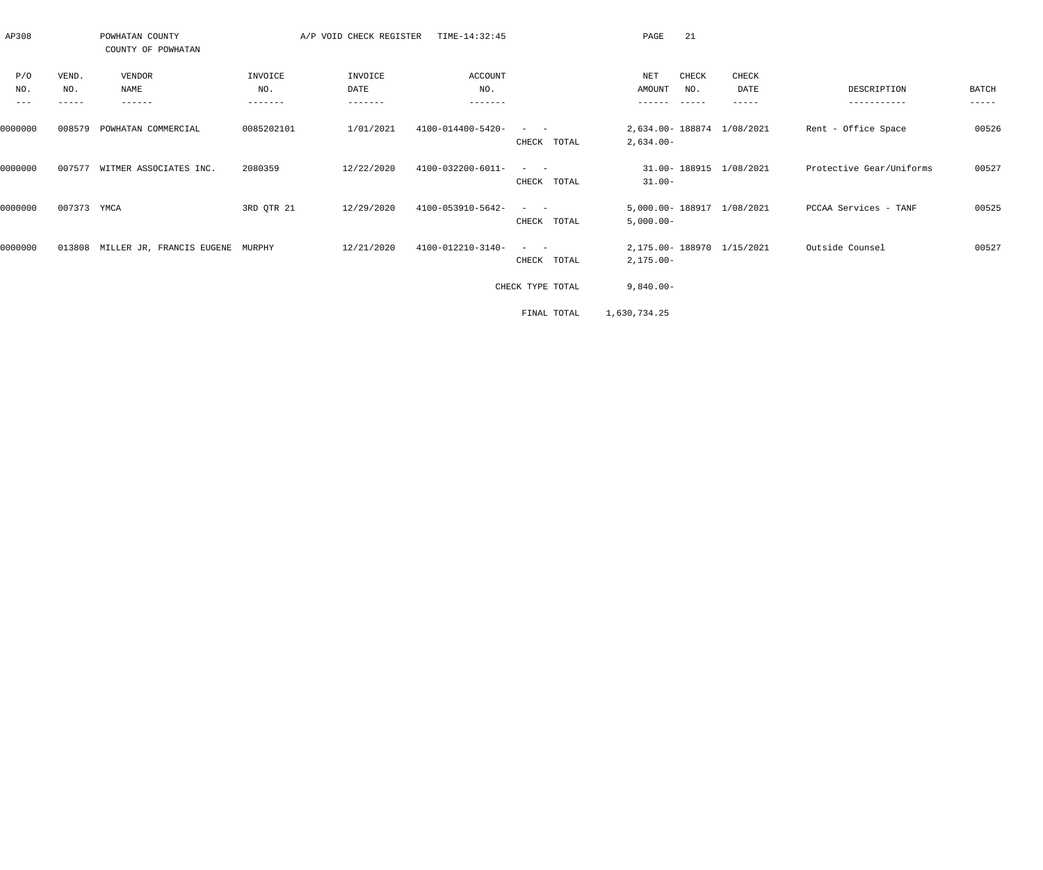AP308 POWHATAN COUNTY A/P VOID CHECK REGISTER TIME-14:32:45

COUNTY OF POWHATAN

| P/O NO. | VEND. NO. | VENDOR NAME | INVOICE NO. | INVOICE DATE | ACCOUNT NO. | | NET AMOUNT | CHECK NO. | CHECK DATE | DESCRIPTION | BATCH |
|---|---|---|---|---|---|---|---|---|---|---|---|
| 0000000 | 008579 | POWHATAN COMMERCIAL | 0085202101 | 1/01/2021 | 4100-014400-5420- | - - | 2,634.00- | 188874 | 1/08/2021 | Rent - Office Space | 00526 |
| | | | | | | CHECK TOTAL | 2,634.00- | | | | |
| 0000000 | 007577 | WITMER ASSOCIATES INC. | 2080359 | 12/22/2020 | 4100-032200-6011- | - - | 31.00- | 188915 | 1/08/2021 | Protective Gear/Uniforms | 00527 |
| | | | | | | CHECK TOTAL | 31.00- | | | | |
| 0000000 | 007373 | YMCA | 3RD QTR 21 | 12/29/2020 | 4100-053910-5642- | - - | 5,000.00- | 188917 | 1/08/2021 | PCCAA Services - TANF | 00525 |
| | | | | | | CHECK TOTAL | 5,000.00- | | | | |
| 0000000 | 013808 | MILLER JR, FRANCIS EUGENE | MURPHY | 12/21/2020 | 4100-012210-3140- | - - | 2,175.00- | 188970 | 1/15/2021 | Outside Counsel | 00527 |
| | | | | | | CHECK TOTAL | 2,175.00- | | | | |
| | | | | | | CHECK TYPE TOTAL | 9,840.00- | | | | |
| | | | | | | FINAL TOTAL | 1,630,734.25 | | | | |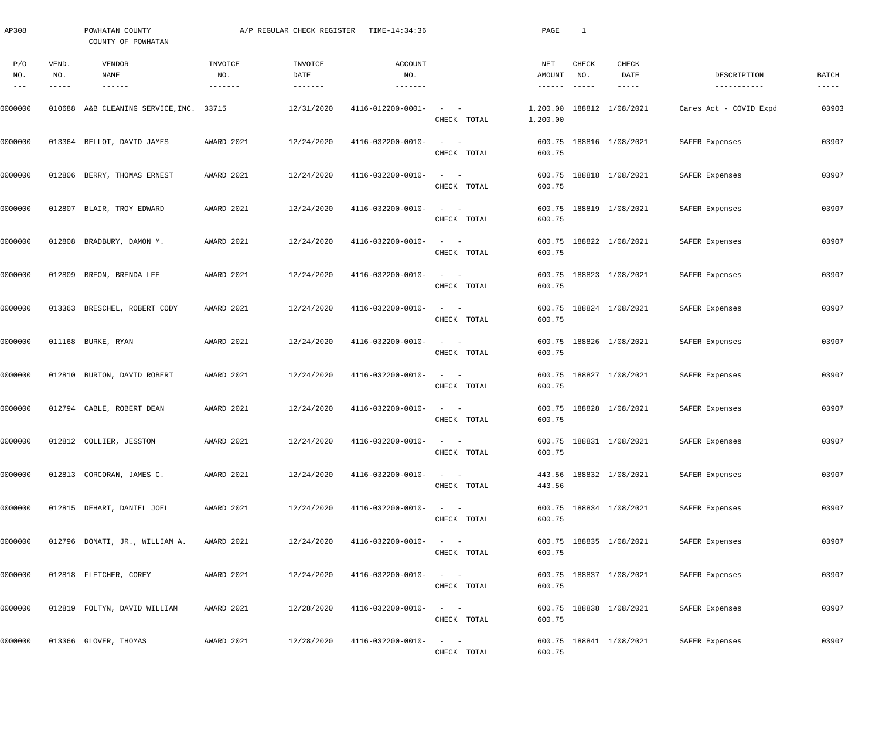AP308 POWHATAN COUNTY A/P REGULAR CHECK REGISTER TIME-14:34:36

COUNTY OF POWHATAN

| P/O NO. | VEND. NO. | VENDOR NAME | INVOICE NO. | INVOICE DATE | ACCOUNT NO. | | NET AMOUNT | CHECK NO. | CHECK DATE | DESCRIPTION | BATCH |
|---|---|---|---|---|---|---|---|---|---|---|---|
| 0000000 | 010688 | A&B CLEANING SERVICE,INC. | 33715 | 12/31/2020 | 4116-012200-0001- | - - | 1,200.00 | 188812 | 1/08/2021 | Cares Act - COVID Expd | 03903 |
| | | | | | | CHECK TOTAL | 1,200.00 | | | | |
| 0000000 | 013364 | BELLOT, DAVID JAMES | AWARD 2021 | 12/24/2020 | 4116-032200-0010- | - - | 600.75 | 188816 | 1/08/2021 | SAFER Expenses | 03907 |
| | | | | | | CHECK TOTAL | 600.75 | | | | |
| 0000000 | 012806 | BERRY, THOMAS ERNEST | AWARD 2021 | 12/24/2020 | 4116-032200-0010- | - - | 600.75 | 188818 | 1/08/2021 | SAFER Expenses | 03907 |
| | | | | | | CHECK TOTAL | 600.75 | | | | |
| 0000000 | 012807 | BLAIR, TROY EDWARD | AWARD 2021 | 12/24/2020 | 4116-032200-0010- | - - | 600.75 | 188819 | 1/08/2021 | SAFER Expenses | 03907 |
| | | | | | | CHECK TOTAL | 600.75 | | | | |
| 0000000 | 012808 | BRADBURY, DAMON M. | AWARD 2021 | 12/24/2020 | 4116-032200-0010- | - - | 600.75 | 188822 | 1/08/2021 | SAFER Expenses | 03907 |
| | | | | | | CHECK TOTAL | 600.75 | | | | |
| 0000000 | 012809 | BREON, BRENDA LEE | AWARD 2021 | 12/24/2020 | 4116-032200-0010- | - - | 600.75 | 188823 | 1/08/2021 | SAFER Expenses | 03907 |
| | | | | | | CHECK TOTAL | 600.75 | | | | |
| 0000000 | 013363 | BRESCHEL, ROBERT CODY | AWARD 2021 | 12/24/2020 | 4116-032200-0010- | - - | 600.75 | 188824 | 1/08/2021 | SAFER Expenses | 03907 |
| | | | | | | CHECK TOTAL | 600.75 | | | | |
| 0000000 | 011168 | BURKE, RYAN | AWARD 2021 | 12/24/2020 | 4116-032200-0010- | - - | 600.75 | 188826 | 1/08/2021 | SAFER Expenses | 03907 |
| | | | | | | CHECK TOTAL | 600.75 | | | | |
| 0000000 | 012810 | BURTON, DAVID ROBERT | AWARD 2021 | 12/24/2020 | 4116-032200-0010- | - - | 600.75 | 188827 | 1/08/2021 | SAFER Expenses | 03907 |
| | | | | | | CHECK TOTAL | 600.75 | | | | |
| 0000000 | 012794 | CABLE, ROBERT DEAN | AWARD 2021 | 12/24/2020 | 4116-032200-0010- | - - | 600.75 | 188828 | 1/08/2021 | SAFER Expenses | 03907 |
| | | | | | | CHECK TOTAL | 600.75 | | | | |
| 0000000 | 012812 | COLLIER, JESSTON | AWARD 2021 | 12/24/2020 | 4116-032200-0010- | - - | 600.75 | 188831 | 1/08/2021 | SAFER Expenses | 03907 |
| | | | | | | CHECK TOTAL | 600.75 | | | | |
| 0000000 | 012813 | CORCORAN, JAMES C. | AWARD 2021 | 12/24/2020 | 4116-032200-0010- | - - | 443.56 | 188832 | 1/08/2021 | SAFER Expenses | 03907 |
| | | | | | | CHECK TOTAL | 443.56 | | | | |
| 0000000 | 012815 | DEHART, DANIEL JOEL | AWARD 2021 | 12/24/2020 | 4116-032200-0010- | - - | 600.75 | 188834 | 1/08/2021 | SAFER Expenses | 03907 |
| | | | | | | CHECK TOTAL | 600.75 | | | | |
| 0000000 | 012796 | DONATI, JR., WILLIAM A. | AWARD 2021 | 12/24/2020 | 4116-032200-0010- | - - | 600.75 | 188835 | 1/08/2021 | SAFER Expenses | 03907 |
| | | | | | | CHECK TOTAL | 600.75 | | | | |
| 0000000 | 012818 | FLETCHER, COREY | AWARD 2021 | 12/24/2020 | 4116-032200-0010- | - - | 600.75 | 188837 | 1/08/2021 | SAFER Expenses | 03907 |
| | | | | | | CHECK TOTAL | 600.75 | | | | |
| 0000000 | 012819 | FOLTYN, DAVID WILLIAM | AWARD 2021 | 12/28/2020 | 4116-032200-0010- | - - | 600.75 | 188838 | 1/08/2021 | SAFER Expenses | 03907 |
| | | | | | | CHECK TOTAL | 600.75 | | | | |
| 0000000 | 013366 | GLOVER, THOMAS | AWARD 2021 | 12/28/2020 | 4116-032200-0010- | - - | 600.75 | 188841 | 1/08/2021 | SAFER Expenses | 03907 |
| | | | | | | CHECK TOTAL | 600.75 | | | | |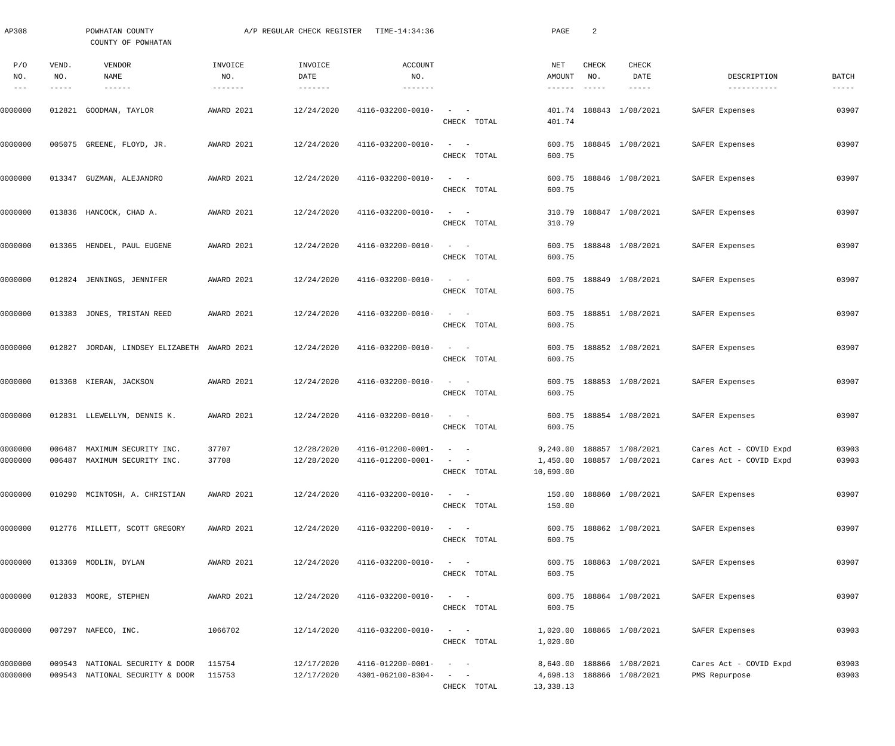AP308 POWHATAN COUNTY A/P REGULAR CHECK REGISTER TIME-14:34:36

COUNTY OF POWHATAN

| P/O NO. | VEND. NO. | VENDOR NAME | INVOICE NO. | INVOICE DATE | ACCOUNT NO. | | NET AMOUNT | CHECK NO. | CHECK DATE | DESCRIPTION | BATCH |
|---|---|---|---|---|---|---|---|---|---|---|---|
| 0000000 | 012821 | GOODMAN, TAYLOR | AWARD 2021 | 12/24/2020 | 4116-032200-0010- | - - | 401.74 | 188843 | 1/08/2021 | SAFER Expenses | 03907 |
| | | | | | | CHECK TOTAL | 401.74 | | | | |
| 0000000 | 005075 | GREENE, FLOYD, JR. | AWARD 2021 | 12/24/2020 | 4116-032200-0010- | - - | 600.75 | 188845 | 1/08/2021 | SAFER Expenses | 03907 |
| | | | | | | CHECK TOTAL | 600.75 | | | | |
| 0000000 | 013347 | GUZMAN, ALEJANDRO | AWARD 2021 | 12/24/2020 | 4116-032200-0010- | - - | 600.75 | 188846 | 1/08/2021 | SAFER Expenses | 03907 |
| | | | | | | CHECK TOTAL | 600.75 | | | | |
| 0000000 | 013836 | HANCOCK, CHAD A. | AWARD 2021 | 12/24/2020 | 4116-032200-0010- | - - | 310.79 | 188847 | 1/08/2021 | SAFER Expenses | 03907 |
| | | | | | | CHECK TOTAL | 310.79 | | | | |
| 0000000 | 013365 | HENDEL, PAUL EUGENE | AWARD 2021 | 12/24/2020 | 4116-032200-0010- | - - | 600.75 | 188848 | 1/08/2021 | SAFER Expenses | 03907 |
| | | | | | | CHECK TOTAL | 600.75 | | | | |
| 0000000 | 012824 | JENNINGS, JENNIFER | AWARD 2021 | 12/24/2020 | 4116-032200-0010- | - - | 600.75 | 188849 | 1/08/2021 | SAFER Expenses | 03907 |
| | | | | | | CHECK TOTAL | 600.75 | | | | |
| 0000000 | 013383 | JONES, TRISTAN REED | AWARD 2021 | 12/24/2020 | 4116-032200-0010- | - - | 600.75 | 188851 | 1/08/2021 | SAFER Expenses | 03907 |
| | | | | | | CHECK TOTAL | 600.75 | | | | |
| 0000000 | 012827 | JORDAN, LINDSEY ELIZABETH | AWARD 2021 | 12/24/2020 | 4116-032200-0010- | - - | 600.75 | 188852 | 1/08/2021 | SAFER Expenses | 03907 |
| | | | | | | CHECK TOTAL | 600.75 | | | | |
| 0000000 | 013368 | KIERAN, JACKSON | AWARD 2021 | 12/24/2020 | 4116-032200-0010- | - - | 600.75 | 188853 | 1/08/2021 | SAFER Expenses | 03907 |
| | | | | | | CHECK TOTAL | 600.75 | | | | |
| 0000000 | 012831 | LLEWELLYN, DENNIS K. | AWARD 2021 | 12/24/2020 | 4116-032200-0010- | - - | 600.75 | 188854 | 1/08/2021 | SAFER Expenses | 03907 |
| | | | | | | CHECK TOTAL | 600.75 | | | | |
| 0000000 | 006487 | MAXIMUM SECURITY INC. | 37707 | 12/28/2020 | 4116-012200-0001- | - - | 9,240.00 | 188857 | 1/08/2021 | Cares Act - COVID Expd | 03903 |
| 0000000 | 006487 | MAXIMUM SECURITY INC. | 37708 | 12/28/2020 | 4116-012200-0001- | - - | 1,450.00 | 188857 | 1/08/2021 | Cares Act - COVID Expd | 03903 |
| | | | | | | CHECK TOTAL | 10,690.00 | | | | |
| 0000000 | 010290 | MCINTOSH, A. CHRISTIAN | AWARD 2021 | 12/24/2020 | 4116-032200-0010- | - - | 150.00 | 188860 | 1/08/2021 | SAFER Expenses | 03907 |
| | | | | | | CHECK TOTAL | 150.00 | | | | |
| 0000000 | 012776 | MILLETT, SCOTT GREGORY | AWARD 2021 | 12/24/2020 | 4116-032200-0010- | - - | 600.75 | 188862 | 1/08/2021 | SAFER Expenses | 03907 |
| | | | | | | CHECK TOTAL | 600.75 | | | | |
| 0000000 | 013369 | MODLIN, DYLAN | AWARD 2021 | 12/24/2020 | 4116-032200-0010- | - - | 600.75 | 188863 | 1/08/2021 | SAFER Expenses | 03907 |
| | | | | | | CHECK TOTAL | 600.75 | | | | |
| 0000000 | 012833 | MOORE, STEPHEN | AWARD 2021 | 12/24/2020 | 4116-032200-0010- | - - | 600.75 | 188864 | 1/08/2021 | SAFER Expenses | 03907 |
| | | | | | | CHECK TOTAL | 600.75 | | | | |
| 0000000 | 007297 | NAFECO, INC. | 1066702 | 12/14/2020 | 4116-032200-0010- | - - | 1,020.00 | 188865 | 1/08/2021 | SAFER Expenses | 03903 |
| | | | | | | CHECK TOTAL | 1,020.00 | | | | |
| 0000000 | 009543 | NATIONAL SECURITY & DOOR | 115754 | 12/17/2020 | 4116-012200-0001- | - - | 8,640.00 | 188866 | 1/08/2021 | Cares Act - COVID Expd | 03903 |
| 0000000 | 009543 | NATIONAL SECURITY & DOOR | 115753 | 12/17/2020 | 4301-062100-8304- | - - | 4,698.13 | 188866 | 1/08/2021 | PMS Repurpose | 03903 |
| | | | | | | CHECK TOTAL | 13,338.13 | | | | |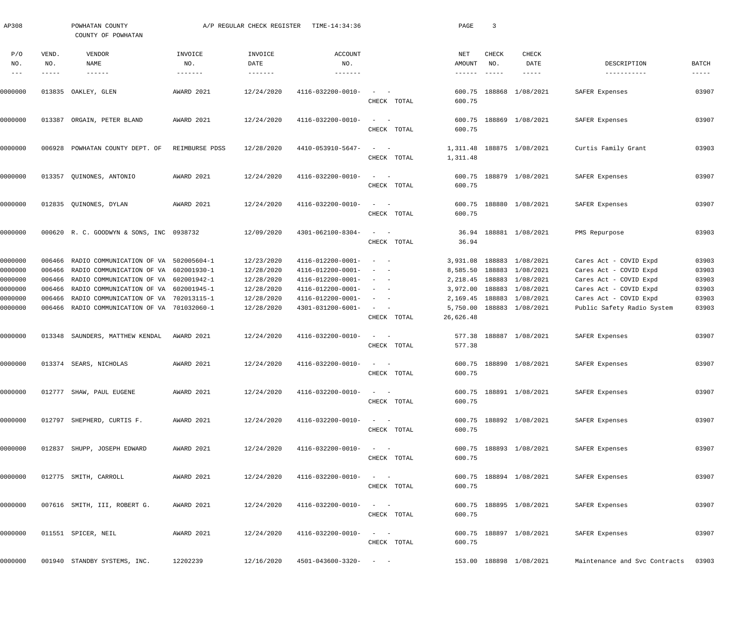AP308 POWHATAN COUNTY A/P REGULAR CHECK REGISTER TIME-14:34:36 PAGE 3

COUNTY OF POWHATAN

| P/O NO. | VEND. NO. | VENDOR NAME | INVOICE NO. | INVOICE DATE | ACCOUNT NO. | | NET AMOUNT | CHECK NO. | CHECK DATE | DESCRIPTION | BATCH |
|---|---|---|---|---|---|---|---|---|---|---|---|
| 0000000 | 013835 | OAKLEY, GLEN | AWARD 2021 | 12/24/2020 | 4116-032200-0010- | - - | 600.75 | 188868 | 1/08/2021 | SAFER Expenses | 03907 |
| | | | | | | CHECK TOTAL | 600.75 | | | | |
| 0000000 | 013387 | ORGAIN, PETER BLAND | AWARD 2021 | 12/24/2020 | 4116-032200-0010- | - - | 600.75 | 188869 | 1/08/2021 | SAFER Expenses | 03907 |
| | | | | | | CHECK TOTAL | 600.75 | | | | |
| 0000000 | 006928 | POWHATAN COUNTY DEPT. OF | REIMBURSE PDSS | 12/28/2020 | 4410-053910-5647- | - - | 1,311.48 | 188875 | 1/08/2021 | Curtis Family Grant | 03903 |
| | | | | | | CHECK TOTAL | 1,311.48 | | | | |
| 0000000 | 013357 | QUINONES, ANTONIO | AWARD 2021 | 12/24/2020 | 4116-032200-0010- | - - | 600.75 | 188879 | 1/08/2021 | SAFER Expenses | 03907 |
| | | | | | | CHECK TOTAL | 600.75 | | | | |
| 0000000 | 012835 | QUINONES, DYLAN | AWARD 2021 | 12/24/2020 | 4116-032200-0010- | - - | 600.75 | 188880 | 1/08/2021 | SAFER Expenses | 03907 |
| | | | | | | CHECK TOTAL | 600.75 | | | | |
| 0000000 | 000620 | R. C. GOODWYN & SONS, INC | 0938732 | 12/09/2020 | 4301-062100-8304- | - - | 36.94 | 188881 | 1/08/2021 | PMS Repurpose | 03903 |
| | | | | | | CHECK TOTAL | 36.94 | | | | |
| 0000000 | 006466 | RADIO COMMUNICATION OF VA | 502005604-1 | 12/23/2020 | 4116-012200-0001- | - - | 3,931.08 | 188883 | 1/08/2021 | Cares Act - COVID Expd | 03903 |
| 0000000 | 006466 | RADIO COMMUNICATION OF VA | 602001930-1 | 12/28/2020 | 4116-012200-0001- | - - | 8,585.50 | 188883 | 1/08/2021 | Cares Act - COVID Expd | 03903 |
| 0000000 | 006466 | RADIO COMMUNICATION OF VA | 602001942-1 | 12/28/2020 | 4116-012200-0001- | - - | 2,218.45 | 188883 | 1/08/2021 | Cares Act - COVID Expd | 03903 |
| 0000000 | 006466 | RADIO COMMUNICATION OF VA | 602001945-1 | 12/28/2020 | 4116-012200-0001- | - - | 3,972.00 | 188883 | 1/08/2021 | Cares Act - COVID Expd | 03903 |
| 0000000 | 006466 | RADIO COMMUNICATION OF VA | 702013115-1 | 12/28/2020 | 4116-012200-0001- | - - | 2,169.45 | 188883 | 1/08/2021 | Cares Act - COVID Expd | 03903 |
| 0000000 | 006466 | RADIO COMMUNICATION OF VA | 701032060-1 | 12/28/2020 | 4301-031200-6001- | - - | 5,750.00 | 188883 | 1/08/2021 | Public Safety Radio System | 03903 |
| | | | | | | CHECK TOTAL | 26,626.48 | | | | |
| 0000000 | 013348 | SAUNDERS, MATTHEW KENDAL | AWARD 2021 | 12/24/2020 | 4116-032200-0010- | - - | 577.38 | 188887 | 1/08/2021 | SAFER Expenses | 03907 |
| | | | | | | CHECK TOTAL | 577.38 | | | | |
| 0000000 | 013374 | SEARS, NICHOLAS | AWARD 2021 | 12/24/2020 | 4116-032200-0010- | - - | 600.75 | 188890 | 1/08/2021 | SAFER Expenses | 03907 |
| | | | | | | CHECK TOTAL | 600.75 | | | | |
| 0000000 | 012777 | SHAW, PAUL EUGENE | AWARD 2021 | 12/24/2020 | 4116-032200-0010- | - - | 600.75 | 188891 | 1/08/2021 | SAFER Expenses | 03907 |
| | | | | | | CHECK TOTAL | 600.75 | | | | |
| 0000000 | 012797 | SHEPHERD, CURTIS F. | AWARD 2021 | 12/24/2020 | 4116-032200-0010- | - - | 600.75 | 188892 | 1/08/2021 | SAFER Expenses | 03907 |
| | | | | | | CHECK TOTAL | 600.75 | | | | |
| 0000000 | 012837 | SHUPP, JOSEPH EDWARD | AWARD 2021 | 12/24/2020 | 4116-032200-0010- | - - | 600.75 | 188893 | 1/08/2021 | SAFER Expenses | 03907 |
| | | | | | | CHECK TOTAL | 600.75 | | | | |
| 0000000 | 012775 | SMITH, CARROLL | AWARD 2021 | 12/24/2020 | 4116-032200-0010- | - - | 600.75 | 188894 | 1/08/2021 | SAFER Expenses | 03907 |
| | | | | | | CHECK TOTAL | 600.75 | | | | |
| 0000000 | 007616 | SMITH, III, ROBERT G. | AWARD 2021 | 12/24/2020 | 4116-032200-0010- | - - | 600.75 | 188895 | 1/08/2021 | SAFER Expenses | 03907 |
| | | | | | | CHECK TOTAL | 600.75 | | | | |
| 0000000 | 011551 | SPICER, NEIL | AWARD 2021 | 12/24/2020 | 4116-032200-0010- | - - | 600.75 | 188897 | 1/08/2021 | SAFER Expenses | 03907 |
| | | | | | | CHECK TOTAL | 600.75 | | | | |
| 0000000 | 001940 | STANDBY SYSTEMS, INC. | 12202239 | 12/16/2020 | 4501-043600-3320- | - - | 153.00 | 188898 | 1/08/2021 | Maintenance and Svc Contracts | 03903 |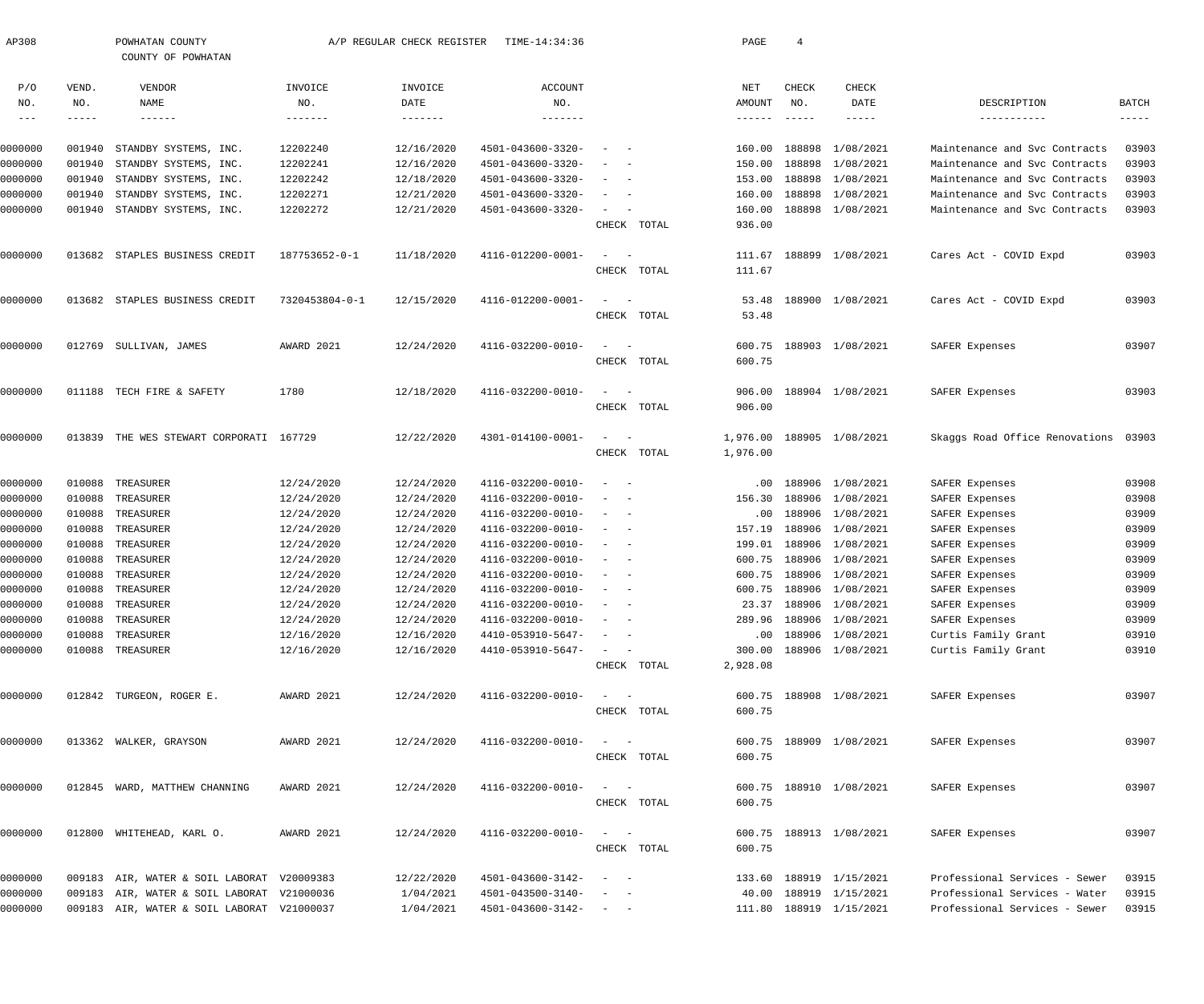AP308 POWHATAN COUNTY A/P REGULAR CHECK REGISTER TIME-14:34:36 PAGE 4

COUNTY OF POWHATAN

| P/O NO. | VEND. NO. | VENDOR NAME | INVOICE NO. | INVOICE DATE | ACCOUNT NO. | | NET AMOUNT | CHECK NO. | CHECK DATE | DESCRIPTION | BATCH |
|---|---|---|---|---|---|---|---|---|---|---|---|
| 0000000 | 001940 | STANDBY SYSTEMS, INC. | 12202240 | 12/16/2020 | 4501-043600-3320- | - - | 160.00 | 188898 | 1/08/2021 | Maintenance and Svc Contracts | 03903 |
| 0000000 | 001940 | STANDBY SYSTEMS, INC. | 12202241 | 12/16/2020 | 4501-043600-3320- | - - | 150.00 | 188898 | 1/08/2021 | Maintenance and Svc Contracts | 03903 |
| 0000000 | 001940 | STANDBY SYSTEMS, INC. | 12202242 | 12/18/2020 | 4501-043600-3320- | - - | 153.00 | 188898 | 1/08/2021 | Maintenance and Svc Contracts | 03903 |
| 0000000 | 001940 | STANDBY SYSTEMS, INC. | 12202271 | 12/21/2020 | 4501-043600-3320- | - - | 160.00 | 188898 | 1/08/2021 | Maintenance and Svc Contracts | 03903 |
| 0000000 | 001940 | STANDBY SYSTEMS, INC. | 12202272 | 12/21/2020 | 4501-043600-3320- | - - | 160.00 | 188898 | 1/08/2021 | Maintenance and Svc Contracts | 03903 |
| | | | | | | CHECK TOTAL | 936.00 | | | | |
| 0000000 | 013682 | STAPLES BUSINESS CREDIT | 187753652-0-1 | 11/18/2020 | 4116-012200-0001- | - - | 111.67 | 188899 | 1/08/2021 | Cares Act - COVID Expd | 03903 |
| | | | | | | CHECK TOTAL | 111.67 | | | | |
| 0000000 | 013682 | STAPLES BUSINESS CREDIT | 7320453804-0-1 | 12/15/2020 | 4116-012200-0001- | - - | 53.48 | 188900 | 1/08/2021 | Cares Act - COVID Expd | 03903 |
| | | | | | | CHECK TOTAL | 53.48 | | | | |
| 0000000 | 012769 | SULLIVAN, JAMES | AWARD 2021 | 12/24/2020 | 4116-032200-0010- | - - | 600.75 | 188903 | 1/08/2021 | SAFER Expenses | 03907 |
| | | | | | | CHECK TOTAL | 600.75 | | | | |
| 0000000 | 011188 | TECH FIRE & SAFETY | 1780 | 12/18/2020 | 4116-032200-0010- | - - | 906.00 | 188904 | 1/08/2021 | SAFER Expenses | 03903 |
| | | | | | | CHECK TOTAL | 906.00 | | | | |
| 0000000 | 013839 | THE WES STEWART CORPORATI | 167729 | 12/22/2020 | 4301-014100-0001- | - - | 1,976.00 | 188905 | 1/08/2021 | Skaggs Road Office Renovations | 03903 |
| | | | | | | CHECK TOTAL | 1,976.00 | | | | |
| 0000000 | 010088 | TREASURER | 12/24/2020 | 12/24/2020 | 4116-032200-0010- | - - | .00 | 188906 | 1/08/2021 | SAFER Expenses | 03908 |
| 0000000 | 010088 | TREASURER | 12/24/2020 | 12/24/2020 | 4116-032200-0010- | - - | 156.30 | 188906 | 1/08/2021 | SAFER Expenses | 03908 |
| 0000000 | 010088 | TREASURER | 12/24/2020 | 12/24/2020 | 4116-032200-0010- | - - | .00 | 188906 | 1/08/2021 | SAFER Expenses | 03909 |
| 0000000 | 010088 | TREASURER | 12/24/2020 | 12/24/2020 | 4116-032200-0010- | - - | 157.19 | 188906 | 1/08/2021 | SAFER Expenses | 03909 |
| 0000000 | 010088 | TREASURER | 12/24/2020 | 12/24/2020 | 4116-032200-0010- | - - | 199.01 | 188906 | 1/08/2021 | SAFER Expenses | 03909 |
| 0000000 | 010088 | TREASURER | 12/24/2020 | 12/24/2020 | 4116-032200-0010- | - - | 600.75 | 188906 | 1/08/2021 | SAFER Expenses | 03909 |
| 0000000 | 010088 | TREASURER | 12/24/2020 | 12/24/2020 | 4116-032200-0010- | - - | 600.75 | 188906 | 1/08/2021 | SAFER Expenses | 03909 |
| 0000000 | 010088 | TREASURER | 12/24/2020 | 12/24/2020 | 4116-032200-0010- | - - | 600.75 | 188906 | 1/08/2021 | SAFER Expenses | 03909 |
| 0000000 | 010088 | TREASURER | 12/24/2020 | 12/24/2020 | 4116-032200-0010- | - - | 23.37 | 188906 | 1/08/2021 | SAFER Expenses | 03909 |
| 0000000 | 010088 | TREASURER | 12/24/2020 | 12/24/2020 | 4116-032200-0010- | - - | 289.96 | 188906 | 1/08/2021 | SAFER Expenses | 03909 |
| 0000000 | 010088 | TREASURER | 12/16/2020 | 12/16/2020 | 4410-053910-5647- | - - | .00 | 188906 | 1/08/2021 | Curtis Family Grant | 03910 |
| 0000000 | 010088 | TREASURER | 12/16/2020 | 12/16/2020 | 4410-053910-5647- | - - | 300.00 | 188906 | 1/08/2021 | Curtis Family Grant | 03910 |
| | | | | | | CHECK TOTAL | 2,928.08 | | | | |
| 0000000 | 012842 | TURGEON, ROGER E. | AWARD 2021 | 12/24/2020 | 4116-032200-0010- | - - | 600.75 | 188908 | 1/08/2021 | SAFER Expenses | 03907 |
| | | | | | | CHECK TOTAL | 600.75 | | | | |
| 0000000 | 013362 | WALKER, GRAYSON | AWARD 2021 | 12/24/2020 | 4116-032200-0010- | - - | 600.75 | 188909 | 1/08/2021 | SAFER Expenses | 03907 |
| | | | | | | CHECK TOTAL | 600.75 | | | | |
| 0000000 | 012845 | WARD, MATTHEW CHANNING | AWARD 2021 | 12/24/2020 | 4116-032200-0010- | - - | 600.75 | 188910 | 1/08/2021 | SAFER Expenses | 03907 |
| | | | | | | CHECK TOTAL | 600.75 | | | | |
| 0000000 | 012800 | WHITEHEAD, KARL O. | AWARD 2021 | 12/24/2020 | 4116-032200-0010- | - - | 600.75 | 188913 | 1/08/2021 | SAFER Expenses | 03907 |
| | | | | | | CHECK TOTAL | 600.75 | | | | |
| 0000000 | 009183 | AIR, WATER & SOIL LABORAT | V20009383 | 12/22/2020 | 4501-043600-3142- | - - | 133.60 | 188919 | 1/15/2021 | Professional Services - Sewer | 03915 |
| 0000000 | 009183 | AIR, WATER & SOIL LABORAT | V21000036 | 1/04/2021 | 4501-043500-3140- | - - | 40.00 | 188919 | 1/15/2021 | Professional Services - Water | 03915 |
| 0000000 | 009183 | AIR, WATER & SOIL LABORAT | V21000037 | 1/04/2021 | 4501-043600-3142- | - - | 111.80 | 188919 | 1/15/2021 | Professional Services - Sewer | 03915 |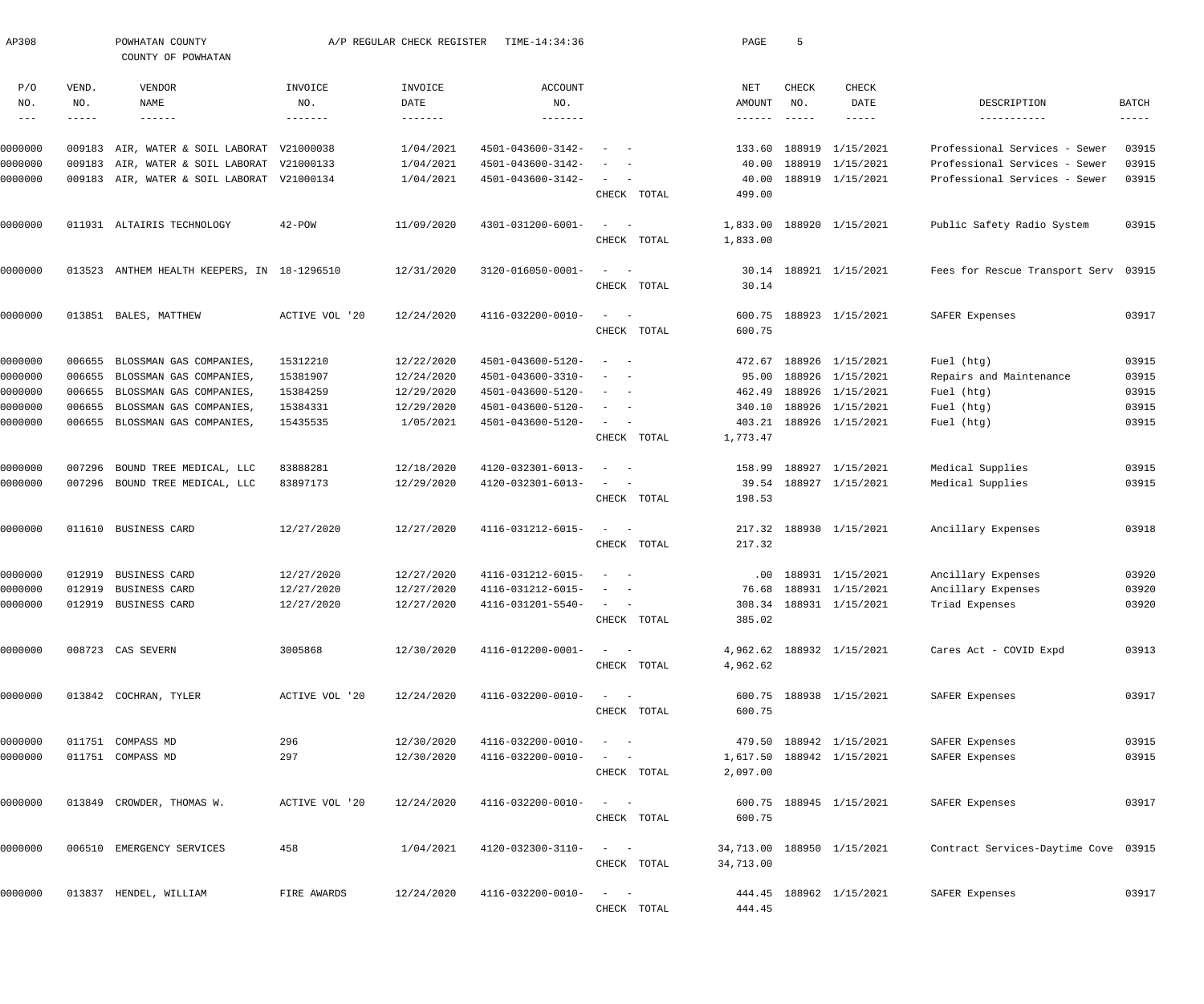AP308 POWHATAN COUNTY A/P REGULAR CHECK REGISTER TIME-14:34:36 PAGE 5

COUNTY OF POWHATAN

| P/O NO. | VEND. NO. | VENDOR NAME | INVOICE NO. | INVOICE DATE | ACCOUNT NO. | | NET AMOUNT | CHECK NO. | CHECK DATE | DESCRIPTION | BATCH |
|---|---|---|---|---|---|---|---|---|---|---|---|
| 0000000 | 009183 | AIR, WATER & SOIL LABORAT | V21000038 | 1/04/2021 | 4501-043600-3142- | - - | 133.60 | 188919 | 1/15/2021 | Professional Services - Sewer | 03915 |
| 0000000 | 009183 | AIR, WATER & SOIL LABORAT | V21000133 | 1/04/2021 | 4501-043600-3142- | - - | 40.00 | 188919 | 1/15/2021 | Professional Services - Sewer | 03915 |
| 0000000 | 009183 | AIR, WATER & SOIL LABORAT | V21000134 | 1/04/2021 | 4501-043600-3142- | - - | 40.00 | 188919 | 1/15/2021 | Professional Services - Sewer | 03915 |
| | | | | | | CHECK TOTAL | 499.00 | | | | |
| 0000000 | 011931 | ALTAIRIS TECHNOLOGY | 42-POW | 11/09/2020 | 4301-031200-6001- | - - | 1,833.00 | 188920 | 1/15/2021 | Public Safety Radio System | 03915 |
| | | | | | | CHECK TOTAL | 1,833.00 | | | | |
| 0000000 | 013523 | ANTHEM HEALTH KEEPERS, IN | 18-1296510 | 12/31/2020 | 3120-016050-0001- | - - | 30.14 | 188921 | 1/15/2021 | Fees for Rescue Transport Serv | 03915 |
| | | | | | | CHECK TOTAL | 30.14 | | | | |
| 0000000 | 013851 | BALES, MATTHEW | ACTIVE VOL '20 | 12/24/2020 | 4116-032200-0010- | - - | 600.75 | 188923 | 1/15/2021 | SAFER Expenses | 03917 |
| | | | | | | CHECK TOTAL | 600.75 | | | | |
| 0000000 | 006655 | BLOSSMAN GAS COMPANIES, | 15312210 | 12/22/2020 | 4501-043600-5120- | - - | 472.67 | 188926 | 1/15/2021 | Fuel (htg) | 03915 |
| 0000000 | 006655 | BLOSSMAN GAS COMPANIES, | 15381907 | 12/24/2020 | 4501-043600-3310- | - - | 95.00 | 188926 | 1/15/2021 | Repairs and Maintenance | 03915 |
| 0000000 | 006655 | BLOSSMAN GAS COMPANIES, | 15384259 | 12/29/2020 | 4501-043600-5120- | - - | 462.49 | 188926 | 1/15/2021 | Fuel (htg) | 03915 |
| 0000000 | 006655 | BLOSSMAN GAS COMPANIES, | 15384331 | 12/29/2020 | 4501-043600-5120- | - - | 340.10 | 188926 | 1/15/2021 | Fuel (htg) | 03915 |
| 0000000 | 006655 | BLOSSMAN GAS COMPANIES, | 15435535 | 1/05/2021 | 4501-043600-5120- | - - | 403.21 | 188926 | 1/15/2021 | Fuel (htg) | 03915 |
| | | | | | | CHECK TOTAL | 1,773.47 | | | | |
| 0000000 | 007296 | BOUND TREE MEDICAL, LLC | 83888281 | 12/18/2020 | 4120-032301-6013- | - - | 158.99 | 188927 | 1/15/2021 | Medical Supplies | 03915 |
| 0000000 | 007296 | BOUND TREE MEDICAL, LLC | 83897173 | 12/29/2020 | 4120-032301-6013- | - - | 39.54 | 188927 | 1/15/2021 | Medical Supplies | 03915 |
| | | | | | | CHECK TOTAL | 198.53 | | | | |
| 0000000 | 011610 | BUSINESS CARD | 12/27/2020 | 12/27/2020 | 4116-031212-6015- | - - | 217.32 | 188930 | 1/15/2021 | Ancillary Expenses | 03918 |
| | | | | | | CHECK TOTAL | 217.32 | | | | |
| 0000000 | 012919 | BUSINESS CARD | 12/27/2020 | 12/27/2020 | 4116-031212-6015- | - - | .00 | 188931 | 1/15/2021 | Ancillary Expenses | 03920 |
| 0000000 | 012919 | BUSINESS CARD | 12/27/2020 | 12/27/2020 | 4116-031212-6015- | - - | 76.68 | 188931 | 1/15/2021 | Ancillary Expenses | 03920 |
| 0000000 | 012919 | BUSINESS CARD | 12/27/2020 | 12/27/2020 | 4116-031201-5540- | - - | 308.34 | 188931 | 1/15/2021 | Triad Expenses | 03920 |
| | | | | | | CHECK TOTAL | 385.02 | | | | |
| 0000000 | 008723 | CAS SEVERN | 3005868 | 12/30/2020 | 4116-012200-0001- | - - | 4,962.62 | 188932 | 1/15/2021 | Cares Act - COVID Expd | 03913 |
| | | | | | | CHECK TOTAL | 4,962.62 | | | | |
| 0000000 | 013842 | COCHRAN, TYLER | ACTIVE VOL '20 | 12/24/2020 | 4116-032200-0010- | - - | 600.75 | 188938 | 1/15/2021 | SAFER Expenses | 03917 |
| | | | | | | CHECK TOTAL | 600.75 | | | | |
| 0000000 | 011751 | COMPASS MD | 296 | 12/30/2020 | 4116-032200-0010- | - - | 479.50 | 188942 | 1/15/2021 | SAFER Expenses | 03915 |
| 0000000 | 011751 | COMPASS MD | 297 | 12/30/2020 | 4116-032200-0010- | - - | 1,617.50 | 188942 | 1/15/2021 | SAFER Expenses | 03915 |
| | | | | | | CHECK TOTAL | 2,097.00 | | | | |
| 0000000 | 013849 | CROWDER, THOMAS W. | ACTIVE VOL '20 | 12/24/2020 | 4116-032200-0010- | - - | 600.75 | 188945 | 1/15/2021 | SAFER Expenses | 03917 |
| | | | | | | CHECK TOTAL | 600.75 | | | | |
| 0000000 | 006510 | EMERGENCY SERVICES | 458 | 1/04/2021 | 4120-032300-3110- | - - | 34,713.00 | 188950 | 1/15/2021 | Contract Services-Daytime Cove | 03915 |
| | | | | | | CHECK TOTAL | 34,713.00 | | | | |
| 0000000 | 013837 | HENDEL, WILLIAM | FIRE AWARDS | 12/24/2020 | 4116-032200-0010- | - - | 444.45 | 188962 | 1/15/2021 | SAFER Expenses | 03917 |
| | | | | | | CHECK TOTAL | 444.45 | | | | |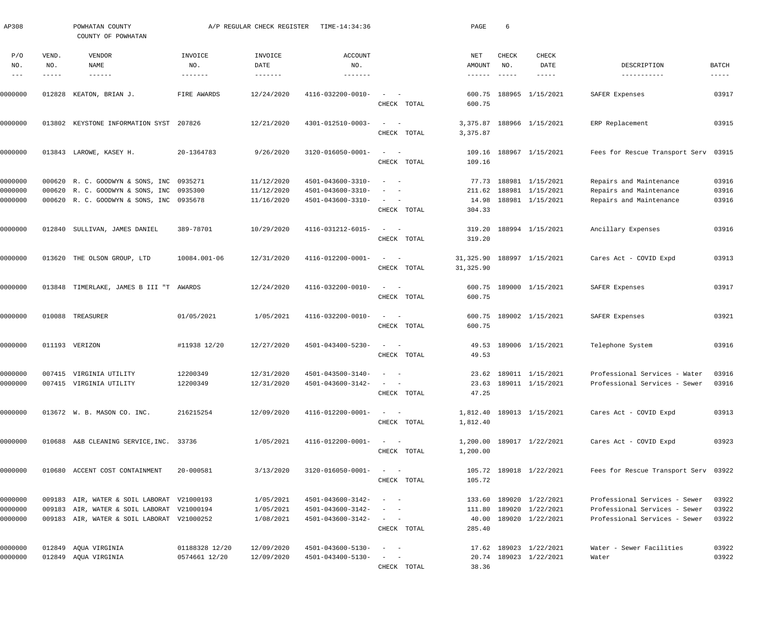AP308 POWHATAN COUNTY A/P REGULAR CHECK REGISTER TIME-14:34:36

COUNTY OF POWHATAN

| P/O NO. | VEND. NO. | VENDOR NAME | INVOICE NO. | INVOICE DATE | ACCOUNT NO. | | NET AMOUNT | CHECK NO. | CHECK DATE | DESCRIPTION | BATCH |
|---|---|---|---|---|---|---|---|---|---|---|---|
| 0000000 | 012828 | KEATON, BRIAN J. | FIRE AWARDS | 12/24/2020 | 4116-032200-0010- | - - | 600.75 | 188965 | 1/15/2021 | SAFER Expenses | 03917 |
| | | | | | | CHECK TOTAL | 600.75 | | | | |
| 0000000 | 013802 | KEYSTONE INFORMATION SYST | 207826 | 12/21/2020 | 4301-012510-0003- | - - | 3,375.87 | 188966 | 1/15/2021 | ERP Replacement | 03915 |
| | | | | | | CHECK TOTAL | 3,375.87 | | | | |
| 0000000 | 013843 | LAROWE, KASEY H. | 20-1364783 | 9/26/2020 | 3120-016050-0001- | - - | 109.16 | 188967 | 1/15/2021 | Fees for Rescue Transport Serv | 03915 |
| | | | | | | CHECK TOTAL | 109.16 | | | | |
| 0000000 | 000620 | R. C. GOODWYN & SONS, INC | 0935271 | 11/12/2020 | 4501-043600-3310- | - - | 77.73 | 188981 | 1/15/2021 | Repairs and Maintenance | 03916 |
| 0000000 | 000620 | R. C. GOODWYN & SONS, INC | 0935300 | 11/12/2020 | 4501-043600-3310- | - - | 211.62 | 188981 | 1/15/2021 | Repairs and Maintenance | 03916 |
| 0000000 | 000620 | R. C. GOODWYN & SONS, INC | 0935678 | 11/16/2020 | 4501-043600-3310- | - - | 14.98 | 188981 | 1/15/2021 | Repairs and Maintenance | 03916 |
| | | | | | | CHECK TOTAL | 304.33 | | | | |
| 0000000 | 012840 | SULLIVAN, JAMES DANIEL | 389-78701 | 10/29/2020 | 4116-031212-6015- | - - | 319.20 | 188994 | 1/15/2021 | Ancillary Expenses | 03916 |
| | | | | | | CHECK TOTAL | 319.20 | | | | |
| 0000000 | 013620 | THE OLSON GROUP, LTD | 10084.001-06 | 12/31/2020 | 4116-012200-0001- | - - | 31,325.90 | 188997 | 1/15/2021 | Cares Act - COVID Expd | 03913 |
| | | | | | | CHECK TOTAL | 31,325.90 | | | | |
| 0000000 | 013848 | TIMERLAKE, JAMES B III "T | AWARDS | 12/24/2020 | 4116-032200-0010- | - - | 600.75 | 189000 | 1/15/2021 | SAFER Expenses | 03917 |
| | | | | | | CHECK TOTAL | 600.75 | | | | |
| 0000000 | 010088 | TREASURER | 01/05/2021 | 1/05/2021 | 4116-032200-0010- | - - | 600.75 | 189002 | 1/15/2021 | SAFER Expenses | 03921 |
| | | | | | | CHECK TOTAL | 600.75 | | | | |
| 0000000 | 011193 | VERIZON | #11938 12/20 | 12/27/2020 | 4501-043400-5230- | - - | 49.53 | 189006 | 1/15/2021 | Telephone System | 03916 |
| | | | | | | CHECK TOTAL | 49.53 | | | | |
| 0000000 | 007415 | VIRGINIA UTILITY | 12200349 | 12/31/2020 | 4501-043500-3140- | - - | 23.62 | 189011 | 1/15/2021 | Professional Services - Water | 03916 |
| 0000000 | 007415 | VIRGINIA UTILITY | 12200349 | 12/31/2020 | 4501-043600-3142- | - - | 23.63 | 189011 | 1/15/2021 | Professional Services - Sewer | 03916 |
| | | | | | | CHECK TOTAL | 47.25 | | | | |
| 0000000 | 013672 | W. B. MASON CO. INC. | 216215254 | 12/09/2020 | 4116-012200-0001- | - - | 1,812.40 | 189013 | 1/15/2021 | Cares Act - COVID Expd | 03913 |
| | | | | | | CHECK TOTAL | 1,812.40 | | | | |
| 0000000 | 010688 | A&B CLEANING SERVICE,INC. | 33736 | 1/05/2021 | 4116-012200-0001- | - - | 1,200.00 | 189017 | 1/22/2021 | Cares Act - COVID Expd | 03923 |
| | | | | | | CHECK TOTAL | 1,200.00 | | | | |
| 0000000 | 010680 | ACCENT COST CONTAINMENT | 20-000581 | 3/13/2020 | 3120-016050-0001- | - - | 105.72 | 189018 | 1/22/2021 | Fees for Rescue Transport Serv | 03922 |
| | | | | | | CHECK TOTAL | 105.72 | | | | |
| 0000000 | 009183 | AIR, WATER & SOIL LABORAT | V21000193 | 1/05/2021 | 4501-043600-3142- | - - | 133.60 | 189020 | 1/22/2021 | Professional Services - Sewer | 03922 |
| 0000000 | 009183 | AIR, WATER & SOIL LABORAT | V21000194 | 1/05/2021 | 4501-043600-3142- | - - | 111.80 | 189020 | 1/22/2021 | Professional Services - Sewer | 03922 |
| 0000000 | 009183 | AIR, WATER & SOIL LABORAT | V21000252 | 1/08/2021 | 4501-043600-3142- | - - | 40.00 | 189020 | 1/22/2021 | Professional Services - Sewer | 03922 |
| | | | | | | CHECK TOTAL | 285.40 | | | | |
| 0000000 | 012849 | AQUA VIRGINIA | 01188328 12/20 | 12/09/2020 | 4501-043600-5130- | - - | 17.62 | 189023 | 1/22/2021 | Water - Sewer Facilities | 03922 |
| 0000000 | 012849 | AQUA VIRGINIA | 0574661 12/20 | 12/09/2020 | 4501-043400-5130- | - - | 20.74 | 189023 | 1/22/2021 | Water | 03922 |
| | | | | | | CHECK TOTAL | 38.36 | | | | |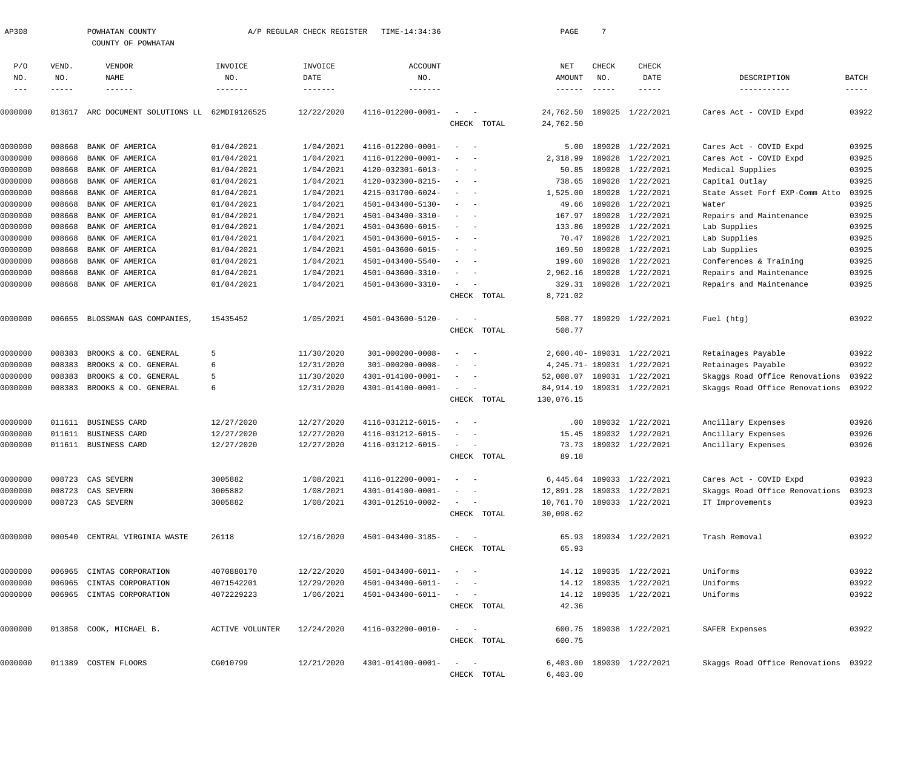AP308 POWHATAN COUNTY A/P REGULAR CHECK REGISTER TIME-14:34:36

COUNTY OF POWHATAN

| P/O NO. | VEND. NO. | VENDOR NAME | INVOICE NO. | INVOICE DATE | ACCOUNT NO. | | NET AMOUNT | CHECK NO. | CHECK DATE | DESCRIPTION | BATCH |
|---|---|---|---|---|---|---|---|---|---|---|---|
| 0000000 | 013617 | ARC DOCUMENT SOLUTIONS LL | 62MDI9126525 | 12/22/2020 | 4116-012200-0001- | - - | 24,762.50 | 189025 | 1/22/2021 | Cares Act - COVID Expd | 03922 |
| | | | | | | CHECK TOTAL | 24,762.50 | | | | |
| 0000000 | 008668 | BANK OF AMERICA | 01/04/2021 | 1/04/2021 | 4116-012200-0001- | - - | 5.00 | 189028 | 1/22/2021 | Cares Act - COVID Expd | 03925 |
| 0000000 | 008668 | BANK OF AMERICA | 01/04/2021 | 1/04/2021 | 4116-012200-0001- | - - | 2,318.99 | 189028 | 1/22/2021 | Cares Act - COVID Expd | 03925 |
| 0000000 | 008668 | BANK OF AMERICA | 01/04/2021 | 1/04/2021 | 4120-032301-6013- | - - | 50.85 | 189028 | 1/22/2021 | Medical Supplies | 03925 |
| 0000000 | 008668 | BANK OF AMERICA | 01/04/2021 | 1/04/2021 | 4120-032300-8215- | - - | 738.65 | 189028 | 1/22/2021 | Capital Outlay | 03925 |
| 0000000 | 008668 | BANK OF AMERICA | 01/04/2021 | 1/04/2021 | 4215-031700-6024- | - - | 1,525.00 | 189028 | 1/22/2021 | State Asset Forf EXP-Comm Atto | 03925 |
| 0000000 | 008668 | BANK OF AMERICA | 01/04/2021 | 1/04/2021 | 4501-043400-5130- | - - | 49.66 | 189028 | 1/22/2021 | Water | 03925 |
| 0000000 | 008668 | BANK OF AMERICA | 01/04/2021 | 1/04/2021 | 4501-043400-3310- | - - | 167.97 | 189028 | 1/22/2021 | Repairs and Maintenance | 03925 |
| 0000000 | 008668 | BANK OF AMERICA | 01/04/2021 | 1/04/2021 | 4501-043600-6015- | - - | 133.86 | 189028 | 1/22/2021 | Lab Supplies | 03925 |
| 0000000 | 008668 | BANK OF AMERICA | 01/04/2021 | 1/04/2021 | 4501-043600-6015- | - - | 70.47 | 189028 | 1/22/2021 | Lab Supplies | 03925 |
| 0000000 | 008668 | BANK OF AMERICA | 01/04/2021 | 1/04/2021 | 4501-043600-6015- | - - | 169.50 | 189028 | 1/22/2021 | Lab Supplies | 03925 |
| 0000000 | 008668 | BANK OF AMERICA | 01/04/2021 | 1/04/2021 | 4501-043400-5540- | - - | 199.60 | 189028 | 1/22/2021 | Conferences & Training | 03925 |
| 0000000 | 008668 | BANK OF AMERICA | 01/04/2021 | 1/04/2021 | 4501-043600-3310- | - - | 2,962.16 | 189028 | 1/22/2021 | Repairs and Maintenance | 03925 |
| 0000000 | 008668 | BANK OF AMERICA | 01/04/2021 | 1/04/2021 | 4501-043600-3310- | - - | 329.31 | 189028 | 1/22/2021 | Repairs and Maintenance | 03925 |
| | | | | | | CHECK TOTAL | 8,721.02 | | | | |
| 0000000 | 006655 | BLOSSMAN GAS COMPANIES, | 15435452 | 1/05/2021 | 4501-043600-5120- | - - | 508.77 | 189029 | 1/22/2021 | Fuel (htg) | 03922 |
| | | | | | | CHECK TOTAL | 508.77 | | | | |
| 0000000 | 008383 | BROOKS & CO. GENERAL | 5 | 11/30/2020 | 301-000200-0008- | - - | 2,600.40- | 189031 | 1/22/2021 | Retainages Payable | 03922 |
| 0000000 | 008383 | BROOKS & CO. GENERAL | 6 | 12/31/2020 | 301-000200-0008- | - - | 4,245.71- | 189031 | 1/22/2021 | Retainages Payable | 03922 |
| 0000000 | 008383 | BROOKS & CO. GENERAL | 5 | 11/30/2020 | 4301-014100-0001- | - - | 52,008.07 | 189031 | 1/22/2021 | Skaggs Road Office Renovations | 03922 |
| 0000000 | 008383 | BROOKS & CO. GENERAL | 6 | 12/31/2020 | 4301-014100-0001- | - - | 84,914.19 | 189031 | 1/22/2021 | Skaggs Road Office Renovations | 03922 |
| | | | | | | CHECK TOTAL | 130,076.15 | | | | |
| 0000000 | 011611 | BUSINESS CARD | 12/27/2020 | 12/27/2020 | 4116-031212-6015- | - - | .00 | 189032 | 1/22/2021 | Ancillary Expenses | 03926 |
| 0000000 | 011611 | BUSINESS CARD | 12/27/2020 | 12/27/2020 | 4116-031212-6015- | - - | 15.45 | 189032 | 1/22/2021 | Ancillary Expenses | 03926 |
| 0000000 | 011611 | BUSINESS CARD | 12/27/2020 | 12/27/2020 | 4116-031212-6015- | - - | 73.73 | 189032 | 1/22/2021 | Ancillary Expenses | 03926 |
| | | | | | | CHECK TOTAL | 89.18 | | | | |
| 0000000 | 008723 | CAS SEVERN | 3005882 | 1/08/2021 | 4116-012200-0001- | - - | 6,445.64 | 189033 | 1/22/2021 | Cares Act - COVID Expd | 03923 |
| 0000000 | 008723 | CAS SEVERN | 3005882 | 1/08/2021 | 4301-014100-0001- | - - | 12,891.28 | 189033 | 1/22/2021 | Skaggs Road Office Renovations | 03923 |
| 0000000 | 008723 | CAS SEVERN | 3005882 | 1/08/2021 | 4301-012510-0002- | - - | 10,761.70 | 189033 | 1/22/2021 | IT Improvements | 03923 |
| | | | | | | CHECK TOTAL | 30,098.62 | | | | |
| 0000000 | 000540 | CENTRAL VIRGINIA WASTE | 26118 | 12/16/2020 | 4501-043400-3185- | - - | 65.93 | 189034 | 1/22/2021 | Trash Removal | 03922 |
| | | | | | | CHECK TOTAL | 65.93 | | | | |
| 0000000 | 006965 | CINTAS CORPORATION | 4070880170 | 12/22/2020 | 4501-043400-6011- | - - | 14.12 | 189035 | 1/22/2021 | Uniforms | 03922 |
| 0000000 | 006965 | CINTAS CORPORATION | 4071542201 | 12/29/2020 | 4501-043400-6011- | - - | 14.12 | 189035 | 1/22/2021 | Uniforms | 03922 |
| 0000000 | 006965 | CINTAS CORPORATION | 4072229223 | 1/06/2021 | 4501-043400-6011- | - - | 14.12 | 189035 | 1/22/2021 | Uniforms | 03922 |
| | | | | | | CHECK TOTAL | 42.36 | | | | |
| 0000000 | 013858 | COOK, MICHAEL B. | ACTIVE VOLUNTER | 12/24/2020 | 4116-032200-0010- | - - | 600.75 | 189038 | 1/22/2021 | SAFER Expenses | 03922 |
| | | | | | | CHECK TOTAL | 600.75 | | | | |
| 0000000 | 011389 | COSTEN FLOORS | CG010799 | 12/21/2020 | 4301-014100-0001- | - - | 6,403.00 | 189039 | 1/22/2021 | Skaggs Road Office Renovations | 03922 |
| | | | | | | CHECK TOTAL | 6,403.00 | | | | |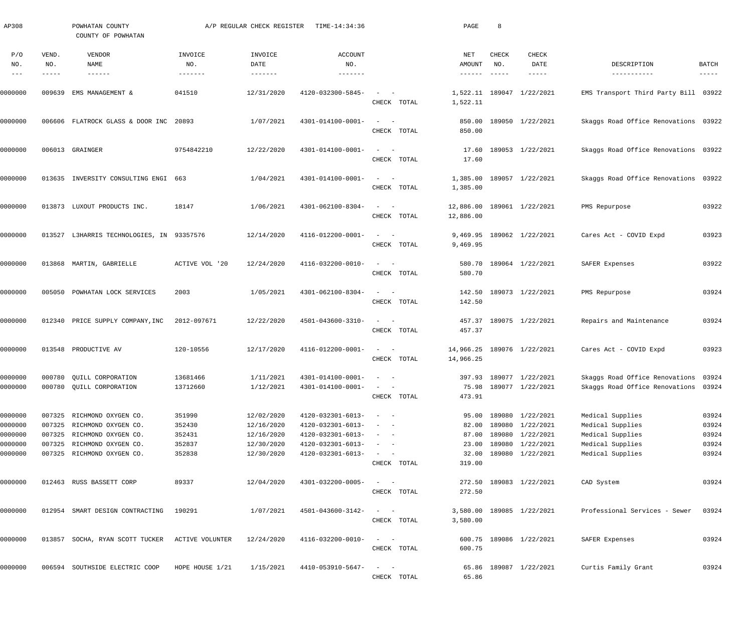AP308 POWHATAN COUNTY A/P REGULAR CHECK REGISTER TIME-14:34:36

COUNTY OF POWHATAN

| P/O NO. | VEND. NO. | VENDOR NAME | INVOICE NO. | INVOICE DATE | ACCOUNT NO. | | NET AMOUNT | CHECK NO. | CHECK DATE | DESCRIPTION | BATCH |
|---|---|---|---|---|---|---|---|---|---|---|---|
| 0000000 | 009639 | EMS MANAGEMENT & | 041510 | 12/31/2020 | 4120-032300-5845- | - - | 1,522.11 | 189047 | 1/22/2021 | EMS Transport Third Party Bill | 03922 |
| | | | | | | CHECK TOTAL | 1,522.11 | | | | |
| 0000000 | 006606 | FLATROCK GLASS & DOOR INC | 20893 | 1/07/2021 | 4301-014100-0001- | - - | 850.00 | 189050 | 1/22/2021 | Skaggs Road Office Renovations | 03922 |
| | | | | | | CHECK TOTAL | 850.00 | | | | |
| 0000000 | 006013 | GRAINGER | 9754842210 | 12/22/2020 | 4301-014100-0001- | - - | 17.60 | 189053 | 1/22/2021 | Skaggs Road Office Renovations | 03922 |
| | | | | | | CHECK TOTAL | 17.60 | | | | |
| 0000000 | 013635 | INVERSITY CONSULTING ENGI | 663 | 1/04/2021 | 4301-014100-0001- | - - | 1,385.00 | 189057 | 1/22/2021 | Skaggs Road Office Renovations | 03922 |
| | | | | | | CHECK TOTAL | 1,385.00 | | | | |
| 0000000 | 013873 | LUXOUT PRODUCTS INC. | 18147 | 1/06/2021 | 4301-062100-8304- | - - | 12,886.00 | 189061 | 1/22/2021 | PMS Repurpose | 03922 |
| | | | | | | CHECK TOTAL | 12,886.00 | | | | |
| 0000000 | 013527 | L3HARRIS TECHNOLOGIES, IN | 93357576 | 12/14/2020 | 4116-012200-0001- | - - | 9,469.95 | 189062 | 1/22/2021 | Cares Act - COVID Expd | 03923 |
| | | | | | | CHECK TOTAL | 9,469.95 | | | | |
| 0000000 | 013868 | MARTIN, GABRIELLE | ACTIVE VOL '20 | 12/24/2020 | 4116-032200-0010- | - - | 580.70 | 189064 | 1/22/2021 | SAFER Expenses | 03922 |
| | | | | | | CHECK TOTAL | 580.70 | | | | |
| 0000000 | 005050 | POWHATAN LOCK SERVICES | 2003 | 1/05/2021 | 4301-062100-8304- | - - | 142.50 | 189073 | 1/22/2021 | PMS Repurpose | 03924 |
| | | | | | | CHECK TOTAL | 142.50 | | | | |
| 0000000 | 012340 | PRICE SUPPLY COMPANY,INC | 2012-097671 | 12/22/2020 | 4501-043600-3310- | - - | 457.37 | 189075 | 1/22/2021 | Repairs and Maintenance | 03924 |
| | | | | | | CHECK TOTAL | 457.37 | | | | |
| 0000000 | 013548 | PRODUCTIVE AV | 120-10556 | 12/17/2020 | 4116-012200-0001- | - - | 14,966.25 | 189076 | 1/22/2021 | Cares Act - COVID Expd | 03923 |
| | | | | | | CHECK TOTAL | 14,966.25 | | | | |
| 0000000 | 000780 | QUILL CORPORATION | 13681466 | 1/11/2021 | 4301-014100-0001- | - - | 397.93 | 189077 | 1/22/2021 | Skaggs Road Office Renovations | 03924 |
| 0000000 | 000780 | QUILL CORPORATION | 13712660 | 1/12/2021 | 4301-014100-0001- | - - | 75.98 | 189077 | 1/22/2021 | Skaggs Road Office Renovations | 03924 |
| | | | | | | CHECK TOTAL | 473.91 | | | | |
| 0000000 | 007325 | RICHMOND OXYGEN CO. | 351990 | 12/02/2020 | 4120-032301-6013- | - - | 95.00 | 189080 | 1/22/2021 | Medical Supplies | 03924 |
| 0000000 | 007325 | RICHMOND OXYGEN CO. | 352430 | 12/16/2020 | 4120-032301-6013- | - - | 82.00 | 189080 | 1/22/2021 | Medical Supplies | 03924 |
| 0000000 | 007325 | RICHMOND OXYGEN CO. | 352431 | 12/16/2020 | 4120-032301-6013- | - - | 87.00 | 189080 | 1/22/2021 | Medical Supplies | 03924 |
| 0000000 | 007325 | RICHMOND OXYGEN CO. | 352837 | 12/30/2020 | 4120-032301-6013- | - - | 23.00 | 189080 | 1/22/2021 | Medical Supplies | 03924 |
| 0000000 | 007325 | RICHMOND OXYGEN CO. | 352838 | 12/30/2020 | 4120-032301-6013- | - - | 32.00 | 189080 | 1/22/2021 | Medical Supplies | 03924 |
| | | | | | | CHECK TOTAL | 319.00 | | | | |
| 0000000 | 012463 | RUSS BASSETT CORP | 89337 | 12/04/2020 | 4301-032200-0005- | - - | 272.50 | 189083 | 1/22/2021 | CAD System | 03924 |
| | | | | | | CHECK TOTAL | 272.50 | | | | |
| 0000000 | 012954 | SMART DESIGN CONTRACTING | 190291 | 1/07/2021 | 4501-043600-3142- | - - | 3,580.00 | 189085 | 1/22/2021 | Professional Services - Sewer | 03924 |
| | | | | | | CHECK TOTAL | 3,580.00 | | | | |
| 0000000 | 013857 | SOCHA, RYAN SCOTT TUCKER | ACTIVE VOLUNTER | 12/24/2020 | 4116-032200-0010- | - - | 600.75 | 189086 | 1/22/2021 | SAFER Expenses | 03924 |
| | | | | | | CHECK TOTAL | 600.75 | | | | |
| 0000000 | 006594 | SOUTHSIDE ELECTRIC COOP | HOPE HOUSE 1/21 | 1/15/2021 | 4410-053910-5647- | - - | 65.86 | 189087 | 1/22/2021 | Curtis Family Grant | 03924 |
| | | | | | | CHECK TOTAL | 65.86 | | | | |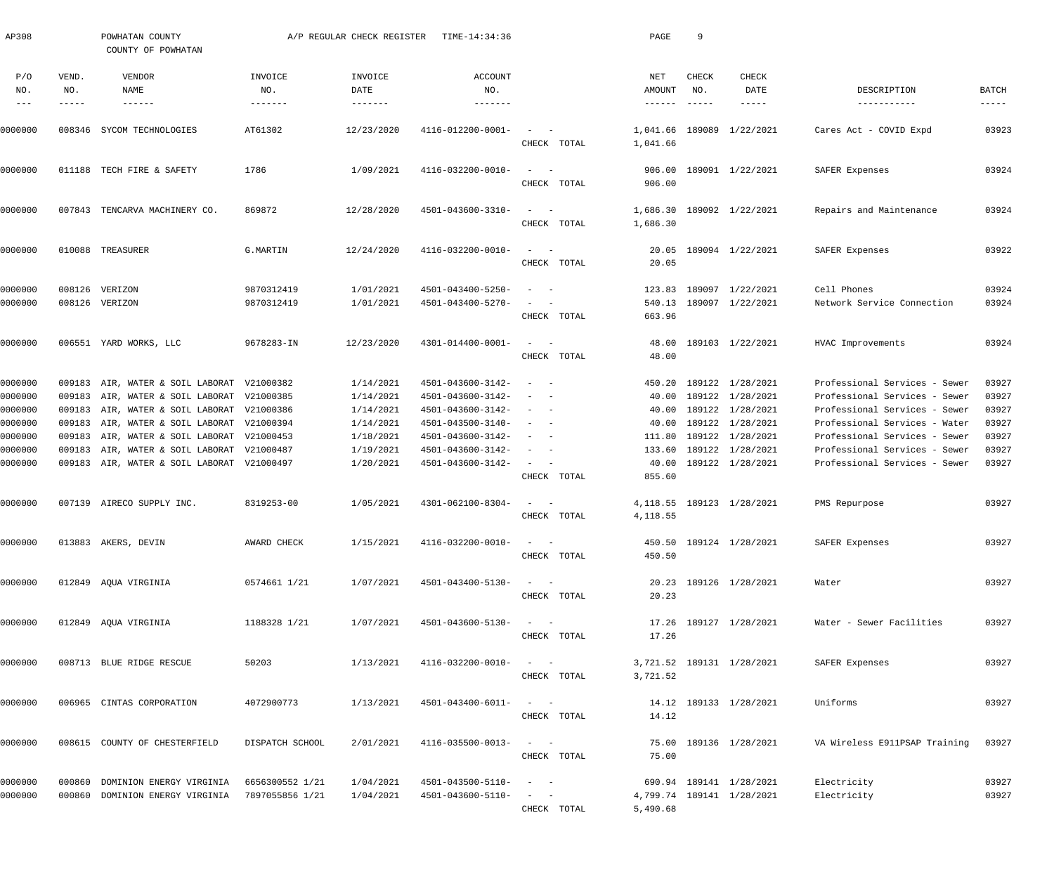AP308 POWHATAN COUNTY A/P REGULAR CHECK REGISTER TIME-14:34:36

COUNTY OF POWHATAN

| P/O NO. | VEND. NO. | VENDOR NAME | INVOICE NO. | INVOICE DATE | ACCOUNT NO. | | NET AMOUNT | CHECK NO. | CHECK DATE | DESCRIPTION | BATCH |
|---|---|---|---|---|---|---|---|---|---|---|---|
| 0000000 | 008346 | SYCOM TECHNOLOGIES | AT61302 | 12/23/2020 | 4116-012200-0001- | - - | 1,041.66 | 189089 | 1/22/2021 | Cares Act - COVID Expd | 03923 |
| | | | | | | CHECK TOTAL | 1,041.66 | | | | |
| 0000000 | 011188 | TECH FIRE & SAFETY | 1786 | 1/09/2021 | 4116-032200-0010- | - - | 906.00 | 189091 | 1/22/2021 | SAFER Expenses | 03924 |
| | | | | | | CHECK TOTAL | 906.00 | | | | |
| 0000000 | 007843 | TENCARVA MACHINERY CO. | 869872 | 12/28/2020 | 4501-043600-3310- | - - | 1,686.30 | 189092 | 1/22/2021 | Repairs and Maintenance | 03924 |
| | | | | | | CHECK TOTAL | 1,686.30 | | | | |
| 0000000 | 010088 | TREASURER | G.MARTIN | 12/24/2020 | 4116-032200-0010- | - - | 20.05 | 189094 | 1/22/2021 | SAFER Expenses | 03922 |
| | | | | | | CHECK TOTAL | 20.05 | | | | |
| 0000000 | 008126 | VERIZON | 9870312419 | 1/01/2021 | 4501-043400-5250- | - - | 123.83 | 189097 | 1/22/2021 | Cell Phones | 03924 |
| 0000000 | 008126 | VERIZON | 9870312419 | 1/01/2021 | 4501-043400-5270- | - - | 540.13 | 189097 | 1/22/2021 | Network Service Connection | 03924 |
| | | | | | | CHECK TOTAL | 663.96 | | | | |
| 0000000 | 006551 | YARD WORKS, LLC | 9678283-IN | 12/23/2020 | 4301-014400-0001- | - - | 48.00 | 189103 | 1/22/2021 | HVAC Improvements | 03924 |
| | | | | | | CHECK TOTAL | 48.00 | | | | |
| 0000000 | 009183 | AIR, WATER & SOIL LABORAT | V21000382 | 1/14/2021 | 4501-043600-3142- | - - | 450.20 | 189122 | 1/28/2021 | Professional Services - Sewer | 03927 |
| 0000000 | 009183 | AIR, WATER & SOIL LABORAT | V21000385 | 1/14/2021 | 4501-043600-3142- | - - | 40.00 | 189122 | 1/28/2021 | Professional Services - Sewer | 03927 |
| 0000000 | 009183 | AIR, WATER & SOIL LABORAT | V21000386 | 1/14/2021 | 4501-043600-3142- | - - | 40.00 | 189122 | 1/28/2021 | Professional Services - Sewer | 03927 |
| 0000000 | 009183 | AIR, WATER & SOIL LABORAT | V21000394 | 1/14/2021 | 4501-043500-3140- | - - | 40.00 | 189122 | 1/28/2021 | Professional Services - Water | 03927 |
| 0000000 | 009183 | AIR, WATER & SOIL LABORAT | V21000453 | 1/18/2021 | 4501-043600-3142- | - - | 111.80 | 189122 | 1/28/2021 | Professional Services - Sewer | 03927 |
| 0000000 | 009183 | AIR, WATER & SOIL LABORAT | V21000487 | 1/19/2021 | 4501-043600-3142- | - - | 133.60 | 189122 | 1/28/2021 | Professional Services - Sewer | 03927 |
| 0000000 | 009183 | AIR, WATER & SOIL LABORAT | V21000497 | 1/20/2021 | 4501-043600-3142- | - - | 40.00 | 189122 | 1/28/2021 | Professional Services - Sewer | 03927 |
| | | | | | | CHECK TOTAL | 855.60 | | | | |
| 0000000 | 007139 | AIRECO SUPPLY INC. | 8319253-00 | 1/05/2021 | 4301-062100-8304- | - - | 4,118.55 | 189123 | 1/28/2021 | PMS Repurpose | 03927 |
| | | | | | | CHECK TOTAL | 4,118.55 | | | | |
| 0000000 | 013883 | AKERS, DEVIN | AWARD CHECK | 1/15/2021 | 4116-032200-0010- | - - | 450.50 | 189124 | 1/28/2021 | SAFER Expenses | 03927 |
| | | | | | | CHECK TOTAL | 450.50 | | | | |
| 0000000 | 012849 | AQUA VIRGINIA | 0574661 1/21 | 1/07/2021 | 4501-043400-5130- | - - | 20.23 | 189126 | 1/28/2021 | Water | 03927 |
| | | | | | | CHECK TOTAL | 20.23 | | | | |
| 0000000 | 012849 | AQUA VIRGINIA | 1188328 1/21 | 1/07/2021 | 4501-043600-5130- | - - | 17.26 | 189127 | 1/28/2021 | Water - Sewer Facilities | 03927 |
| | | | | | | CHECK TOTAL | 17.26 | | | | |
| 0000000 | 008713 | BLUE RIDGE RESCUE | 50203 | 1/13/2021 | 4116-032200-0010- | - - | 3,721.52 | 189131 | 1/28/2021 | SAFER Expenses | 03927 |
| | | | | | | CHECK TOTAL | 3,721.52 | | | | |
| 0000000 | 006965 | CINTAS CORPORATION | 4072900773 | 1/13/2021 | 4501-043400-6011- | - - | 14.12 | 189133 | 1/28/2021 | Uniforms | 03927 |
| | | | | | | CHECK TOTAL | 14.12 | | | | |
| 0000000 | 008615 | COUNTY OF CHESTERFIELD | DISPATCH SCHOOL | 2/01/2021 | 4116-035500-0013- | - - | 75.00 | 189136 | 1/28/2021 | VA Wireless E911PSAP Training | 03927 |
| | | | | | | CHECK TOTAL | 75.00 | | | | |
| 0000000 | 000860 | DOMINION ENERGY VIRGINIA | 6656300552 1/21 | 1/04/2021 | 4501-043500-5110- | - - | 690.94 | 189141 | 1/28/2021 | Electricity | 03927 |
| 0000000 | 000860 | DOMINION ENERGY VIRGINIA | 7897055856 1/21 | 1/04/2021 | 4501-043600-5110- | - - | 4,799.74 | 189141 | 1/28/2021 | Electricity | 03927 |
| | | | | | | CHECK TOTAL | 5,490.68 | | | | |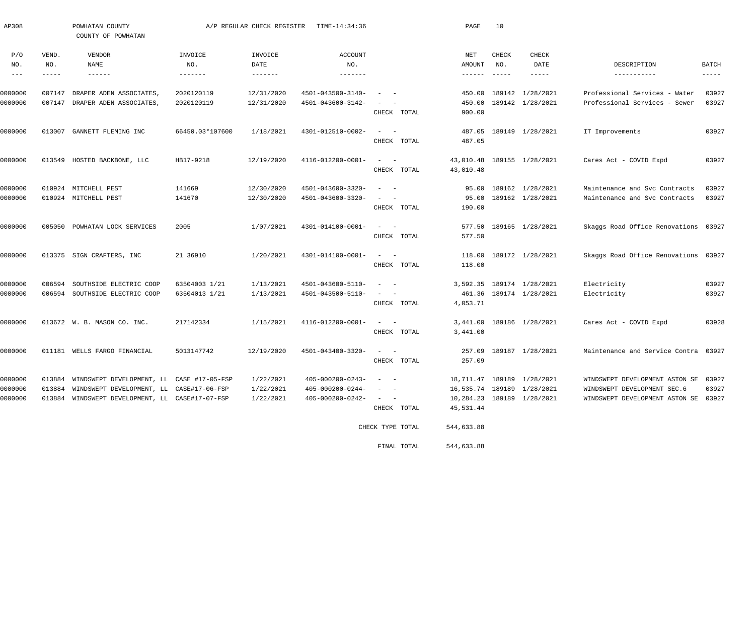AP308 POWHATAN COUNTY A/P REGULAR CHECK REGISTER TIME-14:34:36 PAGE 10

COUNTY OF POWHATAN

| P/O NO. | VEND. NO. | VENDOR NAME | INVOICE NO. | INVOICE DATE | ACCOUNT NO. | | NET AMOUNT | CHECK NO. | CHECK DATE | DESCRIPTION | BATCH |
|---|---|---|---|---|---|---|---|---|---|---|---|
| 0000000 | 007147 | DRAPER ADEN ASSOCIATES, | 2020120119 | 12/31/2020 | 4501-043500-3140- | - - | 450.00 | 189142 | 1/28/2021 | Professional Services - Water | 03927 |
| 0000000 | 007147 | DRAPER ADEN ASSOCIATES, | 2020120119 | 12/31/2020 | 4501-043600-3142- | - - | 450.00 | 189142 | 1/28/2021 | Professional Services - Sewer | 03927 |
| | | | | | | CHECK TOTAL | 900.00 | | | | |
| 0000000 | 013007 | GANNETT FLEMING INC | 66450.03*107600 | 1/18/2021 | 4301-012510-0002- | - - | 487.05 | 189149 | 1/28/2021 | IT Improvements | 03927 |
| | | | | | | CHECK TOTAL | 487.05 | | | | |
| 0000000 | 013549 | HOSTED BACKBONE, LLC | HB17-9218 | 12/19/2020 | 4116-012200-0001- | - - | 43,010.48 | 189155 | 1/28/2021 | Cares Act - COVID Expd | 03927 |
| | | | | | | CHECK TOTAL | 43,010.48 | | | | |
| 0000000 | 010924 | MITCHELL PEST | 141669 | 12/30/2020 | 4501-043600-3320- | - - | 95.00 | 189162 | 1/28/2021 | Maintenance and Svc Contracts | 03927 |
| 0000000 | 010924 | MITCHELL PEST | 141670 | 12/30/2020 | 4501-043600-3320- | - - | 95.00 | 189162 | 1/28/2021 | Maintenance and Svc Contracts | 03927 |
| | | | | | | CHECK TOTAL | 190.00 | | | | |
| 0000000 | 005050 | POWHATAN LOCK SERVICES | 2005 | 1/07/2021 | 4301-014100-0001- | - - | 577.50 | 189165 | 1/28/2021 | Skaggs Road Office Renovations | 03927 |
| | | | | | | CHECK TOTAL | 577.50 | | | | |
| 0000000 | 013375 | SIGN CRAFTERS, INC | 21 36910 | 1/20/2021 | 4301-014100-0001- | - - | 118.00 | 189172 | 1/28/2021 | Skaggs Road Office Renovations | 03927 |
| | | | | | | CHECK TOTAL | 118.00 | | | | |
| 0000000 | 006594 | SOUTHSIDE ELECTRIC COOP | 63504003 1/21 | 1/13/2021 | 4501-043600-5110- | - - | 3,592.35 | 189174 | 1/28/2021 | Electricity | 03927 |
| 0000000 | 006594 | SOUTHSIDE ELECTRIC COOP | 63504013 1/21 | 1/13/2021 | 4501-043500-5110- | - - | 461.36 | 189174 | 1/28/2021 | Electricity | 03927 |
| | | | | | | CHECK TOTAL | 4,053.71 | | | | |
| 0000000 | 013672 | W. B. MASON CO. INC. | 217142334 | 1/15/2021 | 4116-012200-0001- | - - | 3,441.00 | 189186 | 1/28/2021 | Cares Act - COVID Expd | 03928 |
| | | | | | | CHECK TOTAL | 3,441.00 | | | | |
| 0000000 | 011181 | WELLS FARGO FINANCIAL | 5013147742 | 12/19/2020 | 4501-043400-3320- | - - | 257.09 | 189187 | 1/28/2021 | Maintenance and Service Contra | 03927 |
| | | | | | | CHECK TOTAL | 257.09 | | | | |
| 0000000 | 013884 | WINDSWEPT DEVELOPMENT, LL | CASE #17-05-FSP | 1/22/2021 | 405-000200-0243- | - - | 18,711.47 | 189189 | 1/28/2021 | WINDSWEPT DEVELOPMENT ASTON SE | 03927 |
| 0000000 | 013884 | WINDSWEPT DEVELOPMENT, LL | CASE#17-06-FSP | 1/22/2021 | 405-000200-0244- | - - | 16,535.74 | 189189 | 1/28/2021 | WINDSWEPT DEVELOPMENT SEC.6 | 03927 |
| 0000000 | 013884 | WINDSWEPT DEVELOPMENT, LL | CASE#17-07-FSP | 1/22/2021 | 405-000200-0242- | - - | 10,284.23 | 189189 | 1/28/2021 | WINDSWEPT DEVELOPMENT ASTON SE | 03927 |
| | | | | | | CHECK TOTAL | 45,531.44 | | | | |
| | | | | | | CHECK TYPE TOTAL | 544,633.88 | | | | |
| | | | | | | FINAL TOTAL | 544,633.88 | | | | |